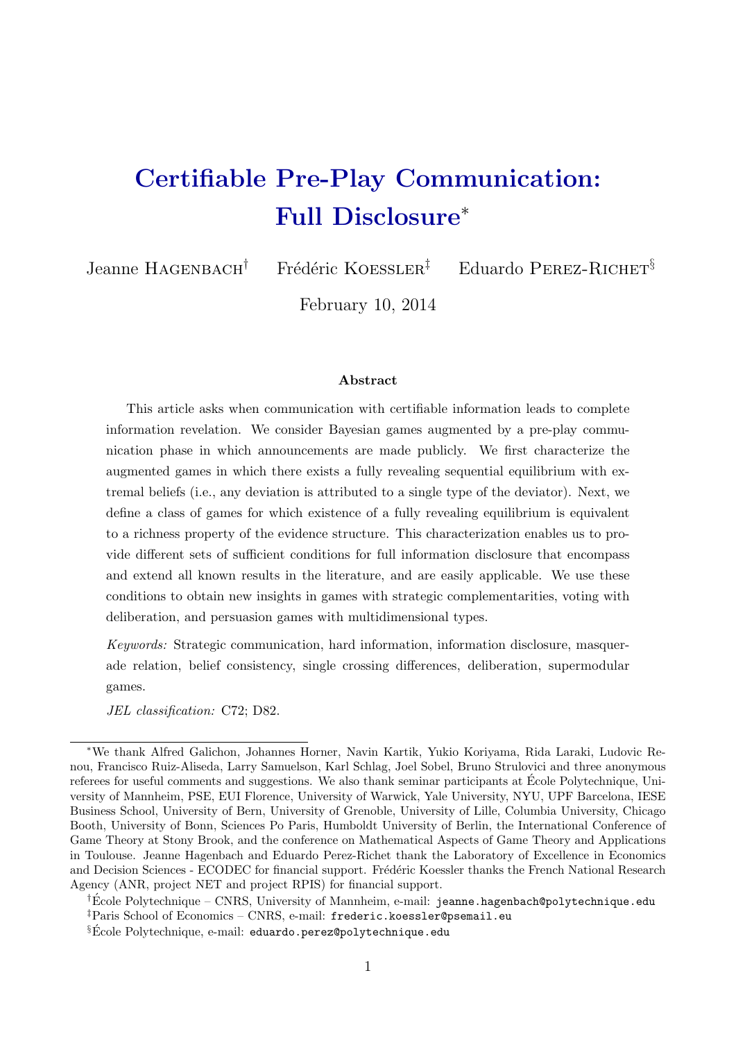# Certifiable Pre-Play Communication: Full Disclosure*

Jeanne Hagenbach[†] Frédéric Koessler[‡] Eduardo Perez-Richet[§]

February 10, 2014

### Abstract

This article asks when communication with certifiable information leads to complete information revelation. We consider Bayesian games augmented by a pre-play communication phase in which announcements are made publicly. We first characterize the augmented games in which there exists a fully revealing sequential equilibrium with extremal beliefs (i.e., any deviation is attributed to a single type of the deviator). Next, we define a class of games for which existence of a fully revealing equilibrium is equivalent to a richness property of the evidence structure. This characterization enables us to provide different sets of sufficient conditions for full information disclosure that encompass and extend all known results in the literature, and are easily applicable. We use these conditions to obtain new insights in games with strategic complementarities, voting with deliberation, and persuasion games with multidimensional types.

*Keywords:* Strategic communication, hard information, information disclosure, masquerade relation, belief consistency, single crossing differences, deliberation, supermodular games.

*JEL classification:* C72; D82.

---

*We thank Alfred Galichon, Johannes Horner, Navin Kartik, Yukio Koriyama, Rida Laraki, Ludovic Renou, Francisco Ruiz-Aliseda, Larry Samuelson, Karl Schlag, Joel Sobel, Bruno Strulovici and three anonymous referees for useful comments and suggestions. We also thank seminar participants at École Polytechnique, University of Mannheim, PSE, EUI Florence, University of Warwick, Yale University, NYU, UPF Barcelona, IESE Business School, University of Bern, University of Grenoble, University of Lille, Columbia University, Chicago Booth, University of Bonn, Sciences Po Paris, Humboldt University of Berlin, the International Conference of Game Theory at Stony Brook, and the conference on Mathematical Aspects of Game Theory and Applications in Toulouse. Jeanne Hagenbach and Eduardo Perez-Richet thank the Laboratory of Excellence in Economics and Decision Sciences - ECODEC for financial support. Frédéric Koessler thanks the French National Research Agency (ANR, project NET and project RPIS) for financial support.

[†] École Polytechnique – CNRS, University of Mannheim, e-mail: `jeanne.hagenbach@polytechnique.edu`

[‡] Paris School of Economics – CNRS, e-mail: `frederic.koessler@psemail.eu`

[§] École Polytechnique, e-mail: `eduardo.perez@polytechnique.edu`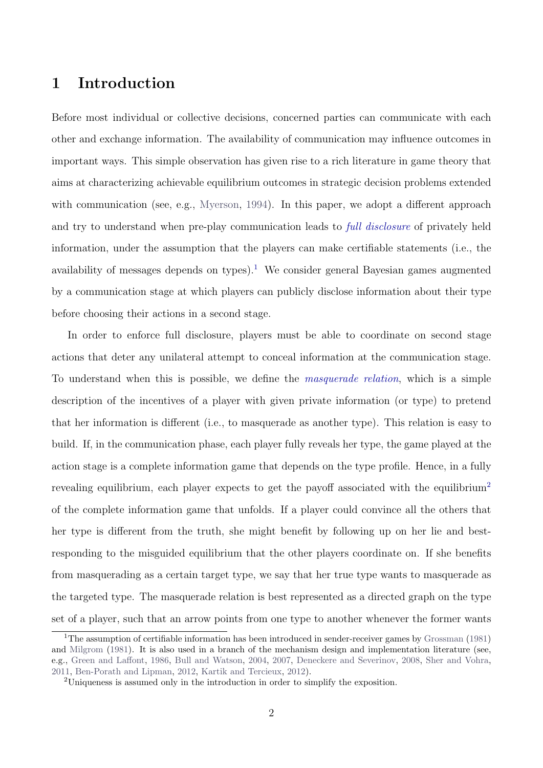# 1 Introduction

Before most individual or collective decisions, concerned parties can communicate with each other and exchange information. The availability of communication may influence outcomes in important ways. This simple observation has given rise to a rich literature in game theory that aims at characterizing achievable equilibrium outcomes in strategic decision problems extended with communication (see, e.g., Myerson, 1994). In this paper, we adopt a different approach and try to understand when pre-play communication leads to *full disclosure* of privately held information, under the assumption that the players can make certifiable statements (i.e., the availability of messages depends on types).[1] We consider general Bayesian games augmented by a communication stage at which players can publicly disclose information about their type before choosing their actions in a second stage.

In order to enforce full disclosure, players must be able to coordinate on second stage actions that deter any unilateral attempt to conceal information at the communication stage. To understand when this is possible, we define the *masquerade relation*, which is a simple description of the incentives of a player with given private information (or type) to pretend that her information is different (i.e., to masquerade as another type). This relation is easy to build. If, in the communication phase, each player fully reveals her type, the game played at the action stage is a complete information game that depends on the type profile. Hence, in a fully revealing equilibrium, each player expects to get the payoff associated with the equilibrium[2] of the complete information game that unfolds. If a player could convince all the others that her type is different from the truth, she might benefit by following up on her lie and best-responding to the misguided equilibrium that the other players coordinate on. If she benefits from masquerading as a certain target type, we say that her true type wants to masquerade as the targeted type. The masquerade relation is best represented as a directed graph on the type set of a player, such that an arrow points from one type to another whenever the former wants

[1] The assumption of certifiable information has been introduced in sender-receiver games by Grossman (1981) and Milgrom (1981). It is also used in a branch of the mechanism design and implementation literature (see, e.g., Green and Laffont, 1986, Bull and Watson, 2004, 2007, Deneckere and Severinov, 2008, Sher and Vohra, 2011, Ben-Porath and Lipman, 2012, Kartik and Tercieux, 2012).

[2] Uniqueness is assumed only in the introduction in order to simplify the exposition.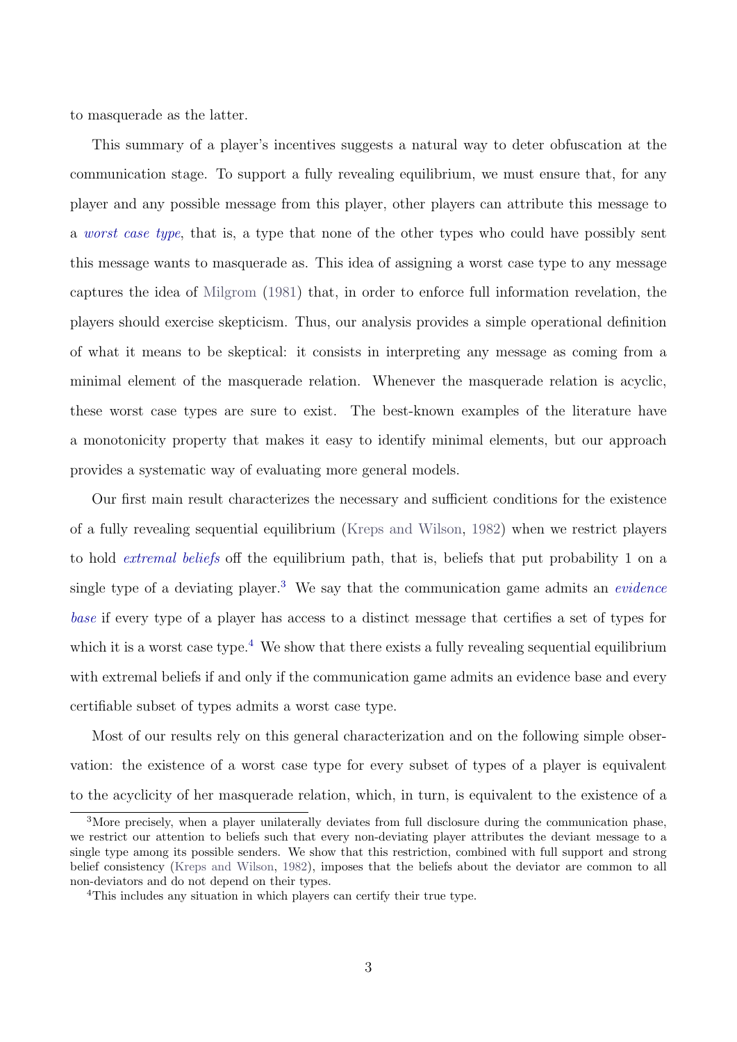to masquerade as the latter.

This summary of a player's incentives suggests a natural way to deter obfuscation at the communication stage. To support a fully revealing equilibrium, we must ensure that, for any player and any possible message from this player, other players can attribute this message to a *worst case type*, that is, a type that none of the other types who could have possibly sent this message wants to masquerade as. This idea of assigning a worst case type to any message captures the idea of Milgrom (1981) that, in order to enforce full information revelation, the players should exercise skepticism. Thus, our analysis provides a simple operational definition of what it means to be skeptical: it consists in interpreting any message as coming from a minimal element of the masquerade relation. Whenever the masquerade relation is acyclic, these worst case types are sure to exist. The best-known examples of the literature have a monotonicity property that makes it easy to identify minimal elements, but our approach provides a systematic way of evaluating more general models.

Our first main result characterizes the necessary and sufficient conditions for the existence of a fully revealing sequential equilibrium (Kreps and Wilson, 1982) when we restrict players to hold *extremal beliefs* off the equilibrium path, that is, beliefs that put probability 1 on a single type of a deviating player.[3] We say that the communication game admits an *evidence base* if every type of a player has access to a distinct message that certifies a set of types for which it is a worst case type.[4] We show that there exists a fully revealing sequential equilibrium with extremal beliefs if and only if the communication game admits an evidence base and every certifiable subset of types admits a worst case type.

Most of our results rely on this general characterization and on the following simple observation: the existence of a worst case type for every subset of types of a player is equivalent to the acyclicity of her masquerade relation, which, in turn, is equivalent to the existence of a

[3] More precisely, when a player unilaterally deviates from full disclosure during the communication phase, we restrict our attention to beliefs such that every non-deviating player attributes the deviant message to a single type among its possible senders. We show that this restriction, combined with full support and strong belief consistency (Kreps and Wilson, 1982), imposes that the beliefs about the deviator are common to all non-deviators and do not depend on their types.

[4] This includes any situation in which players can certify their true type.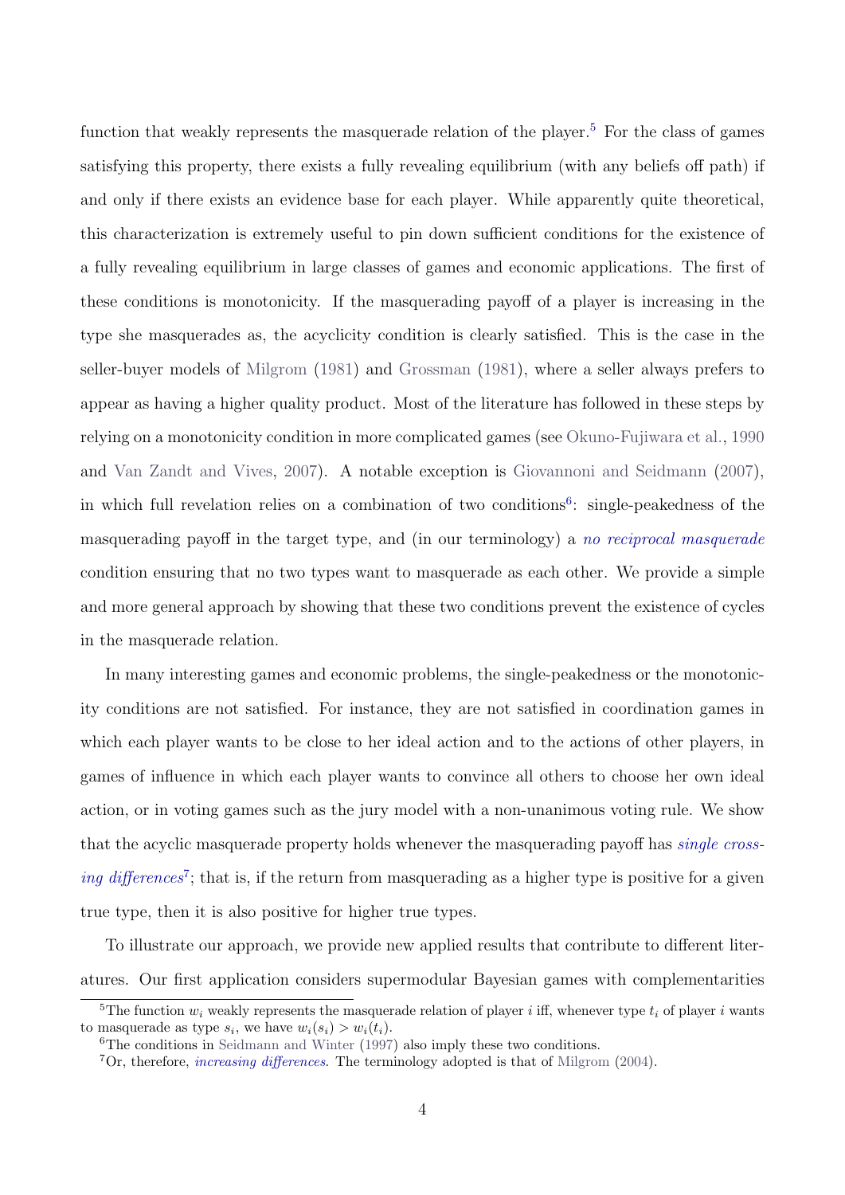function that weakly represents the masquerade relation of the player.[5] For the class of games satisfying this property, there exists a fully revealing equilibrium (with any beliefs off path) if and only if there exists an evidence base for each player. While apparently quite theoretical, this characterization is extremely useful to pin down sufficient conditions for the existence of a fully revealing equilibrium in large classes of games and economic applications. The first of these conditions is monotonicity. If the masquerading payoff of a player is increasing in the type she masquerades as, the acyclicity condition is clearly satisfied. This is the case in the seller-buyer models of Milgrom (1981) and Grossman (1981), where a seller always prefers to appear as having a higher quality product. Most of the literature has followed in these steps by relying on a monotonicity condition in more complicated games (see Okuno-Fujiwara et al., 1990 and Van Zandt and Vives, 2007). A notable exception is Giovannoni and Seidmann (2007), in which full revelation relies on a combination of two conditions[6]: single-peakedness of the masquerading payoff in the target type, and (in our terminology) a *no reciprocal masquerade* condition ensuring that no two types want to masquerade as each other. We provide a simple and more general approach by showing that these two conditions prevent the existence of cycles in the masquerade relation.

In many interesting games and economic problems, the single-peakedness or the monotonicity conditions are not satisfied. For instance, they are not satisfied in coordination games in which each player wants to be close to her ideal action and to the actions of other players, in games of influence in which each player wants to convince all others to choose her own ideal action, or in voting games such as the jury model with a non-unanimous voting rule. We show that the acyclic masquerade property holds whenever the masquerading payoff has *single crossing differences*[7]; that is, if the return from masquerading as a higher type is positive for a given true type, then it is also positive for higher true types.

To illustrate our approach, we provide new applied results that contribute to different literatures. Our first application considers supermodular Bayesian games with complementarities

[5]The function $w_i$ weakly represents the masquerade relation of player $i$ iff, whenever type $t_i$ of player $i$ wants to masquerade as type $s_i$, we have $w_i(s_i) > w_i(t_i)$.

[6]The conditions in Seidmann and Winter (1997) also imply these two conditions.

[7]Or, therefore, *increasing differences*. The terminology adopted is that of Milgrom (2004).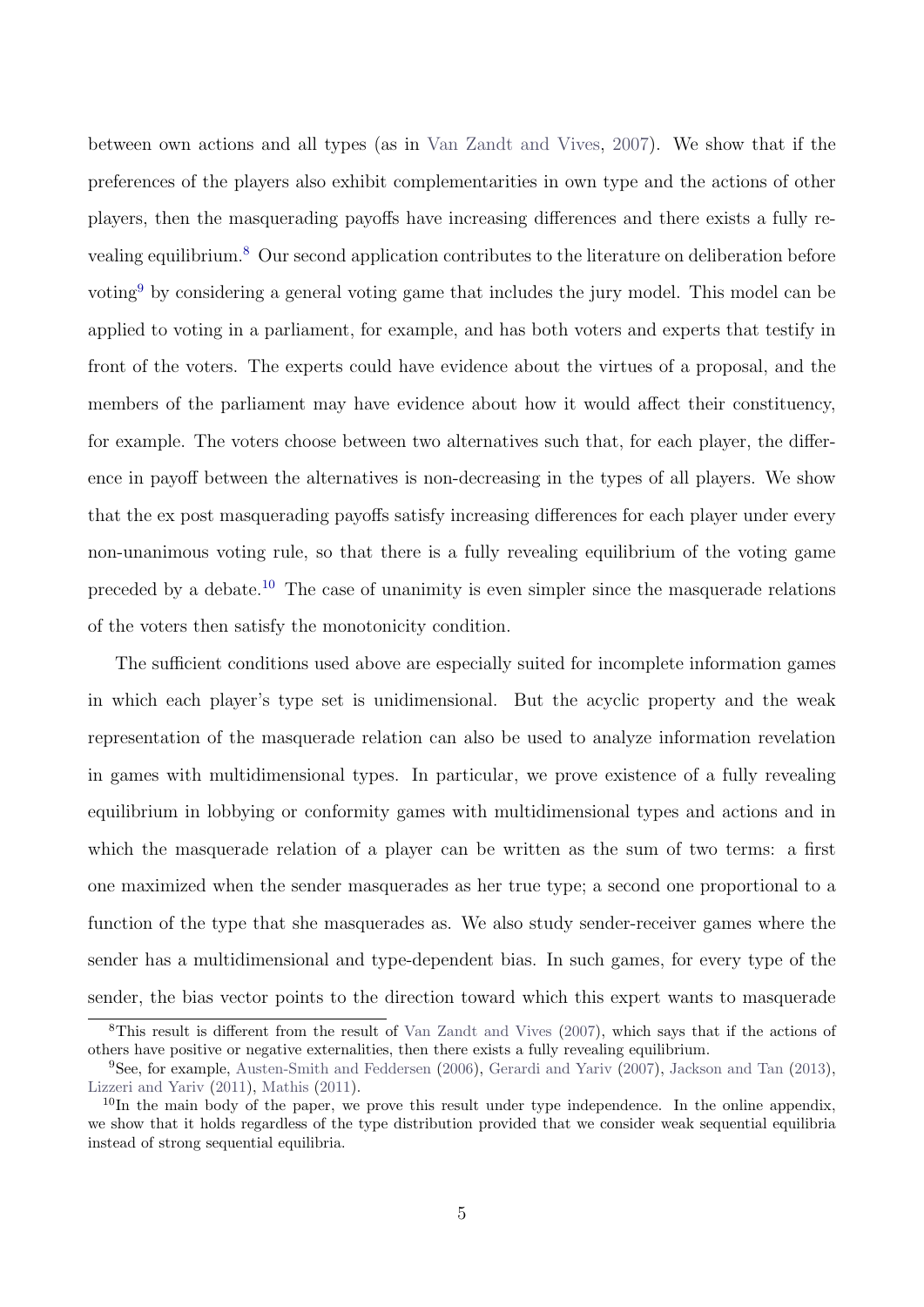between own actions and all types (as in Van Zandt and Vives, 2007). We show that if the preferences of the players also exhibit complementarities in own type and the actions of other players, then the masquerading payoffs have increasing differences and there exists a fully revealing equilibrium.[8] Our second application contributes to the literature on deliberation before voting[9] by considering a general voting game that includes the jury model. This model can be applied to voting in a parliament, for example, and has both voters and experts that testify in front of the voters. The experts could have evidence about the virtues of a proposal, and the members of the parliament may have evidence about how it would affect their constituency, for example. The voters choose between two alternatives such that, for each player, the difference in payoff between the alternatives is non-decreasing in the types of all players. We show that the ex post masquerading payoffs satisfy increasing differences for each player under every non-unanimous voting rule, so that there is a fully revealing equilibrium of the voting game preceded by a debate.[10] The case of unanimity is even simpler since the masquerade relations of the voters then satisfy the monotonicity condition.

The sufficient conditions used above are especially suited for incomplete information games in which each player's type set is unidimensional. But the acyclic property and the weak representation of the masquerade relation can also be used to analyze information revelation in games with multidimensional types. In particular, we prove existence of a fully revealing equilibrium in lobbying or conformity games with multidimensional types and actions and in which the masquerade relation of a player can be written as the sum of two terms: a first one maximized when the sender masquerades as her true type; a second one proportional to a function of the type that she masquerades as. We also study sender-receiver games where the sender has a multidimensional and type-dependent bias. In such games, for every type of the sender, the bias vector points to the direction toward which this expert wants to masquerade

[8] This result is different from the result of Van Zandt and Vives (2007), which says that if the actions of others have positive or negative externalities, then there exists a fully revealing equilibrium.

[9] See, for example, Austen-Smith and Feddersen (2006), Gerardi and Yariv (2007), Jackson and Tan (2013), Lizzeri and Yariv (2011), Mathis (2011).

[10] In the main body of the paper, we prove this result under type independence. In the online appendix, we show that it holds regardless of the type distribution provided that we consider weak sequential equilibria instead of strong sequential equilibria.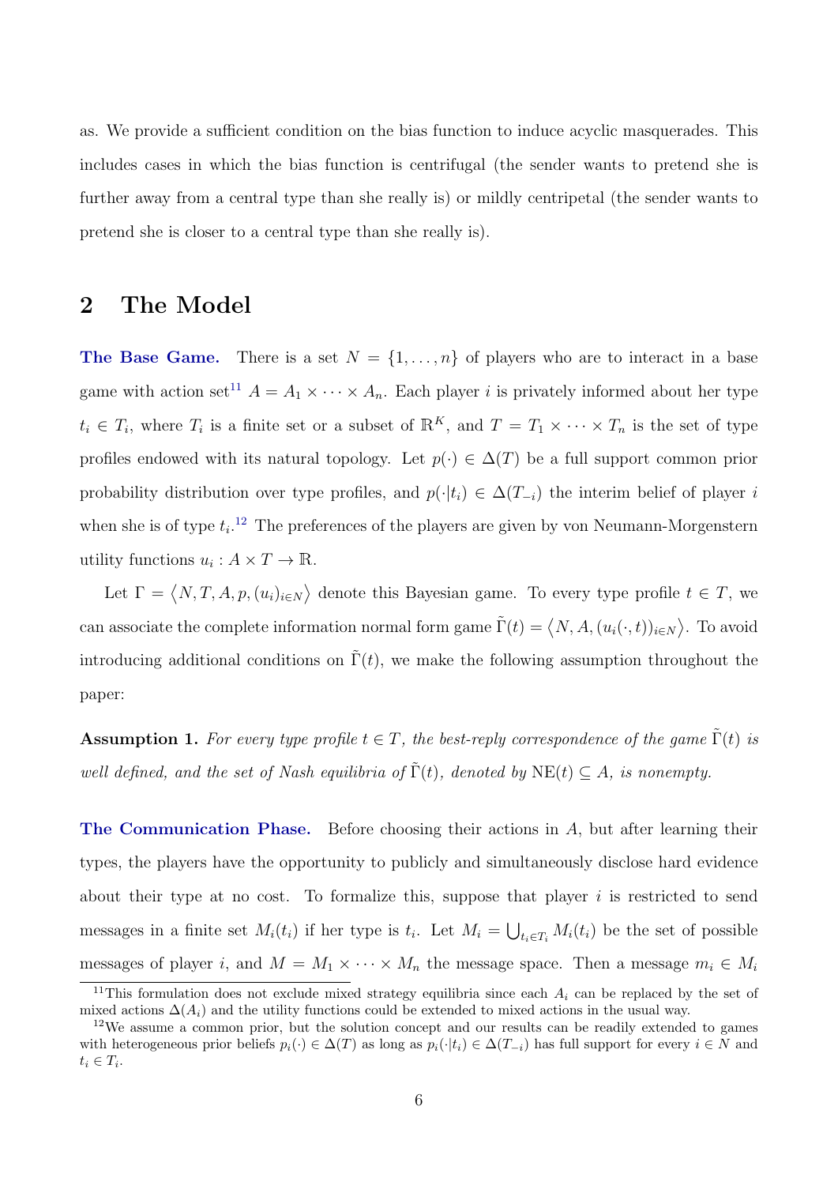as. We provide a sufficient condition on the bias function to induce acyclic masquerades. This includes cases in which the bias function is centrifugal (the sender wants to pretend she is further away from a central type than she really is) or mildly centripetal (the sender wants to pretend she is closer to a central type than she really is).

## 2 The Model

**The Base Game.** There is a set $N = \{1, \dots, n\}$ of players who are to interact in a base game with action set[11] $A = A_1 \times \cdots \times A_n$. Each player $i$ is privately informed about her type $t_i \in T_i$, where $T_i$ is a finite set or a subset of $\mathbb{R}^K$, and $T = T_1 \times \cdots \times T_n$ is the set of type profiles endowed with its natural topology. Let $p(\cdot) \in \Delta(T)$ be a full support common prior probability distribution over type profiles, and $p(\cdot|t_i) \in \Delta(T_{-i})$ the interim belief of player $i$ when she is of type $t_i$.[12] The preferences of the players are given by von Neumann-Morgenstern utility functions $u_i : A \times T \to \mathbb{R}$.

Let $\Gamma = \langle N, T, A, p, (u_i)_{i \in N} \rangle$ denote this Bayesian game. To every type profile $t \in T$, we can associate the complete information normal form game $\tilde{\Gamma}(t) = \langle N, A, (u_i(\cdot, t))_{i \in N} \rangle$. To avoid introducing additional conditions on $\tilde{\Gamma}(t)$, we make the following assumption throughout the paper:

**Assumption 1.** *For every type profile $t \in T$, the best-reply correspondence of the game $\tilde{\Gamma}(t)$ is well defined, and the set of Nash equilibria of $\tilde{\Gamma}(t)$, denoted by $\text{NE}(t) \subseteq A$, is nonempty.*

**The Communication Phase.** Before choosing their actions in $A$, but after learning their types, the players have the opportunity to publicly and simultaneously disclose hard evidence about their type at no cost. To formalize this, suppose that player $i$ is restricted to send messages in a finite set $M_i(t_i)$ if her type is $t_i$. Let $M_i = \bigcup_{t_i \in T_i} M_i(t_i)$ be the set of possible messages of player $i$, and $M = M_1 \times \cdots \times M_n$ the message space. Then a message $m_i \in M_i$

[11] This formulation does not exclude mixed strategy equilibria since each $A_i$ can be replaced by the set of mixed actions $\Delta(A_i)$ and the utility functions could be extended to mixed actions in the usual way.

[12] We assume a common prior, but the solution concept and our results can be readily extended to games with heterogeneous prior beliefs $p_i(\cdot) \in \Delta(T)$ as long as $p_i(\cdot|t_i) \in \Delta(T_{-i})$ has full support for every $i \in N$ and $t_i \in T_i$.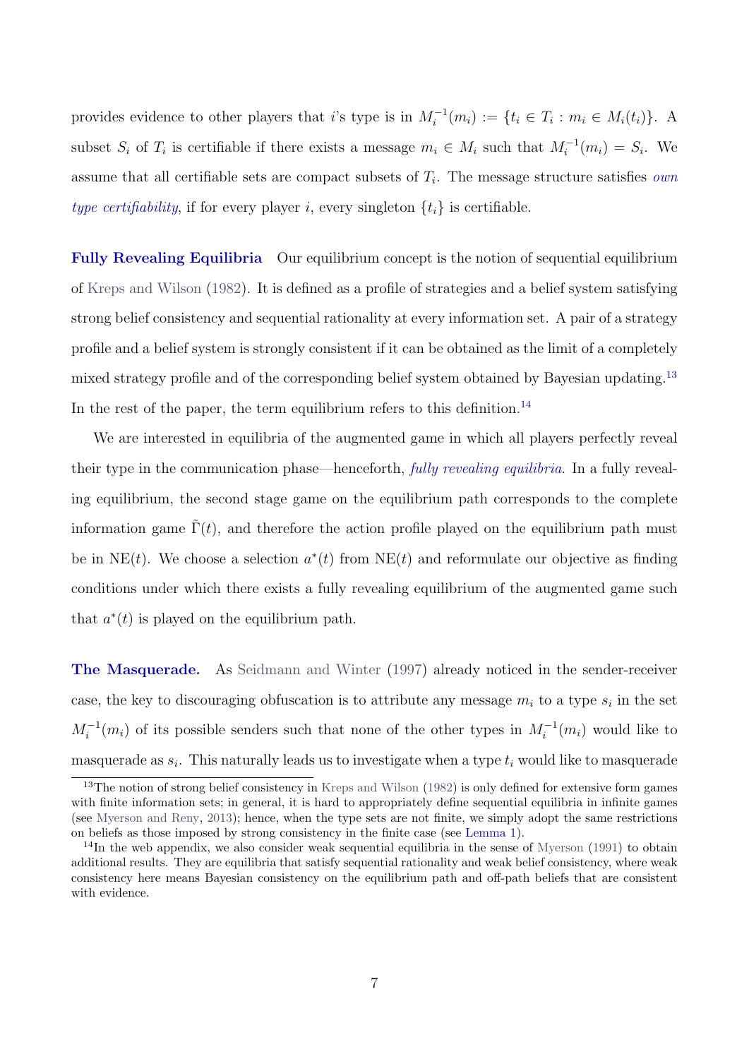provides evidence to other players that $i$'s type is in $M_i^{-1}(m_i) := \{t_i \in T_i : m_i \in M_i(t_i)\}$. A subset $S_i$ of $T_i$ is certifiable if there exists a message $m_i \in M_i$ such that $M_i^{-1}(m_i) = S_i$. We assume that all certifiable sets are compact subsets of $T_i$. The message structure satisfies *own type certifiability*, if for every player $i$, every singleton $\{t_i\}$ is certifiable.

**Fully Revealing Equilibria** Our equilibrium concept is the notion of sequential equilibrium of Kreps and Wilson (1982). It is defined as a profile of strategies and a belief system satisfying strong belief consistency and sequential rationality at every information set. A pair of a strategy profile and a belief system is strongly consistent if it can be obtained as the limit of a completely mixed strategy profile and of the corresponding belief system obtained by Bayesian updating.[13] In the rest of the paper, the term equilibrium refers to this definition.[14]

We are interested in equilibria of the augmented game in which all players perfectly reveal their type in the communication phase—henceforth, *fully revealing equilibria*. In a fully revealing equilibrium, the second stage game on the equilibrium path corresponds to the complete information game $\tilde{\Gamma}(t)$, and therefore the action profile played on the equilibrium path must be in $\text{NE}(t)$. We choose a selection $a^*(t)$ from $\text{NE}(t)$ and reformulate our objective as finding conditions under which there exists a fully revealing equilibrium of the augmented game such that $a^*(t)$ is played on the equilibrium path.

**The Masquerade.** As Seidmann and Winter (1997) already noticed in the sender-receiver case, the key to discouraging obfuscation is to attribute any message $m_i$ to a type $s_i$ in the set $M_i^{-1}(m_i)$ of its possible senders such that none of the other types in $M_i^{-1}(m_i)$ would like to masquerade as $s_i$. This naturally leads us to investigate when a type $t_i$ would like to masquerade

[13] The notion of strong belief consistency in Kreps and Wilson (1982) is only defined for extensive form games with finite information sets; in general, it is hard to appropriately define sequential equilibria in infinite games (see Myerson and Reny, 2013); hence, when the type sets are not finite, we simply adopt the same restrictions on beliefs as those imposed by strong consistency in the finite case (see Lemma 1).

[14] In the web appendix, we also consider weak sequential equilibria in the sense of Myerson (1991) to obtain additional results. They are equilibria that satisfy sequential rationality and weak belief consistency, where weak consistency here means Bayesian consistency on the equilibrium path and off-path beliefs that are consistent with evidence.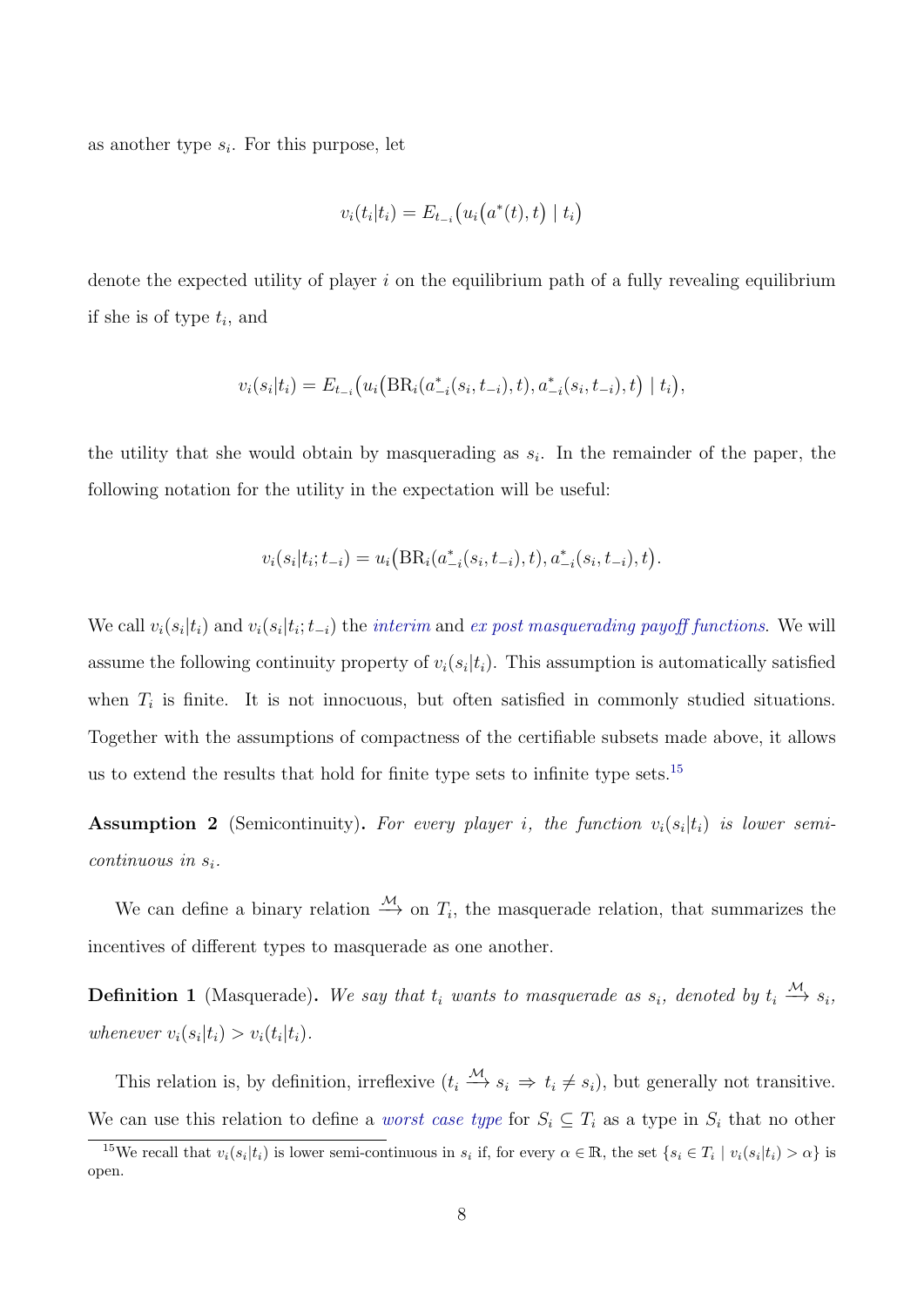as another type $s_i$. For this purpose, let

$$v_i(t_i|t_i) = E_{t_{-i}}\big(u_i\big(a^*(t), t\big) \mid t_i\big)$$

denote the expected utility of player $i$ on the equilibrium path of a fully revealing equilibrium if she is of type $t_i$, and

$$v_i(s_i|t_i) = E_{t_{-i}}\big(u_i\big(\mathrm{BR}_i(a^*_{-i}(s_i, t_{-i}), t), a^*_{-i}(s_i, t_{-i}), t\big) \mid t_i\big),$$

the utility that she would obtain by masquerading as $s_i$. In the remainder of the paper, the following notation for the utility in the expectation will be useful:

$$v_i(s_i|t_i; t_{-i}) = u_i\big(\mathrm{BR}_i(a^*_{-i}(s_i, t_{-i}), t), a^*_{-i}(s_i, t_{-i}), t\big).$$

We call $v_i(s_i|t_i)$ and $v_i(s_i|t_i; t_{-i})$ the *interim* and *ex post masquerading payoff functions*. We will assume the following continuity property of $v_i(s_i|t_i)$. This assumption is automatically satisfied when $T_i$ is finite. It is not innocuous, but often satisfied in commonly studied situations. Together with the assumptions of compactness of the certifiable subsets made above, it allows us to extend the results that hold for finite type sets to infinite type sets.[15]

**Assumption 2** (Semicontinuity)**.** *For every player $i$, the function $v_i(s_i|t_i)$ is lower semi-continuous in $s_i$.*

We can define a binary relation $\xrightarrow{\mathcal{M}}$ on $T_i$, the masquerade relation, that summarizes the incentives of different types to masquerade as one another.

**Definition 1** (Masquerade)**.** *We say that $t_i$ wants to masquerade as $s_i$, denoted by $t_i \xrightarrow{\mathcal{M}} s_i$, whenever $v_i(s_i|t_i) > v_i(t_i|t_i)$.*

This relation is, by definition, irreflexive ($t_i \xrightarrow{\mathcal{M}} s_i \Rightarrow t_i \neq s_i$), but generally not transitive. We can use this relation to define a *worst case type* for $S_i \subseteq T_i$ as a type in $S_i$ that no other

[15] We recall that $v_i(s_i|t_i)$ is lower semi-continuous in $s_i$ if, for every $\alpha \in \mathbb{R}$, the set $\{s_i \in T_i \mid v_i(s_i|t_i) > \alpha\}$ is open.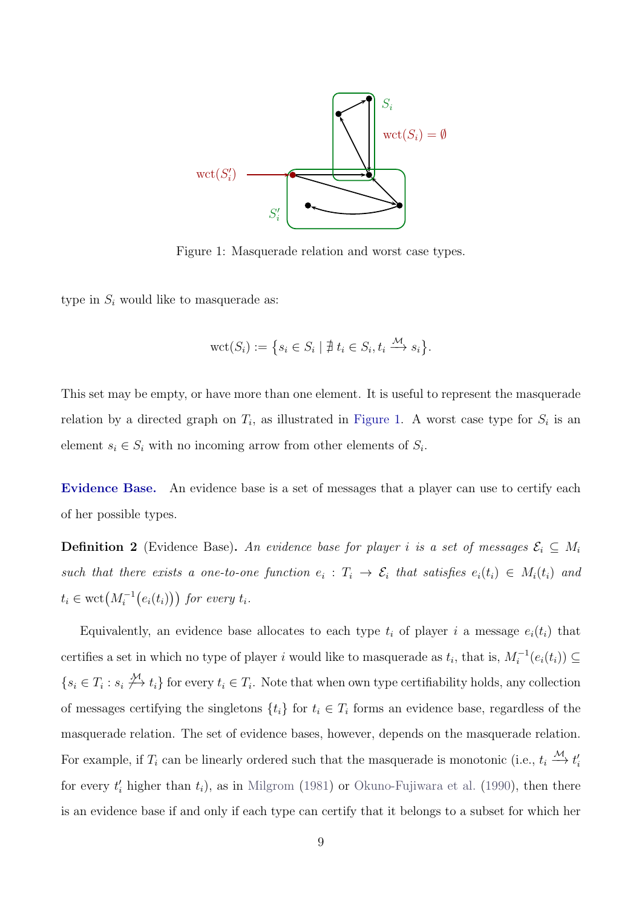Figure 1: Masquerade relation and worst case types.

type in $S_i$ would like to masquerade as:

$$\text{wct}(S_i) := \{s_i \in S_i \mid \nexists\, t_i \in S_i, t_i \xrightarrow{\mathcal{M}} s_i\}.$$

This set may be empty, or have more than one element. It is useful to represent the masquerade relation by a directed graph on $T_i$, as illustrated in Figure 1. A worst case type for $S_i$ is an element $s_i \in S_i$ with no incoming arrow from other elements of $S_i$.

**Evidence Base.** An evidence base is a set of messages that a player can use to certify each of her possible types.

**Definition 2** (Evidence Base)**.** *An evidence base for player $i$ is a set of messages $\mathcal{E}_i \subseteq M_i$ such that there exists a one-to-one function $e_i : T_i \to \mathcal{E}_i$ that satisfies $e_i(t_i) \in M_i(t_i)$ and $t_i \in \text{wct}\big(M_i^{-1}\big(e_i(t_i)\big)\big)$ for every $t_i$.*

Equivalently, an evidence base allocates to each type $t_i$ of player $i$ a message $e_i(t_i)$ that certifies a set in which no type of player $i$ would like to masquerade as $t_i$, that is, $M_i^{-1}(e_i(t_i)) \subseteq \{s_i \in T_i : s_i \overset{\mathcal{M}}{\not\to} t_i\}$ for every $t_i \in T_i$. Note that when own type certifiability holds, any collection of messages certifying the singletons $\{t_i\}$ for $t_i \in T_i$ forms an evidence base, regardless of the masquerade relation. The set of evidence bases, however, depends on the masquerade relation. For example, if $T_i$ can be linearly ordered such that the masquerade is monotonic (i.e., $t_i \xrightarrow{\mathcal{M}} t_i'$ for every $t_i'$ higher than $t_i$), as in Milgrom (1981) or Okuno-Fujiwara et al. (1990), then there is an evidence base if and only if each type can certify that it belongs to a subset for which her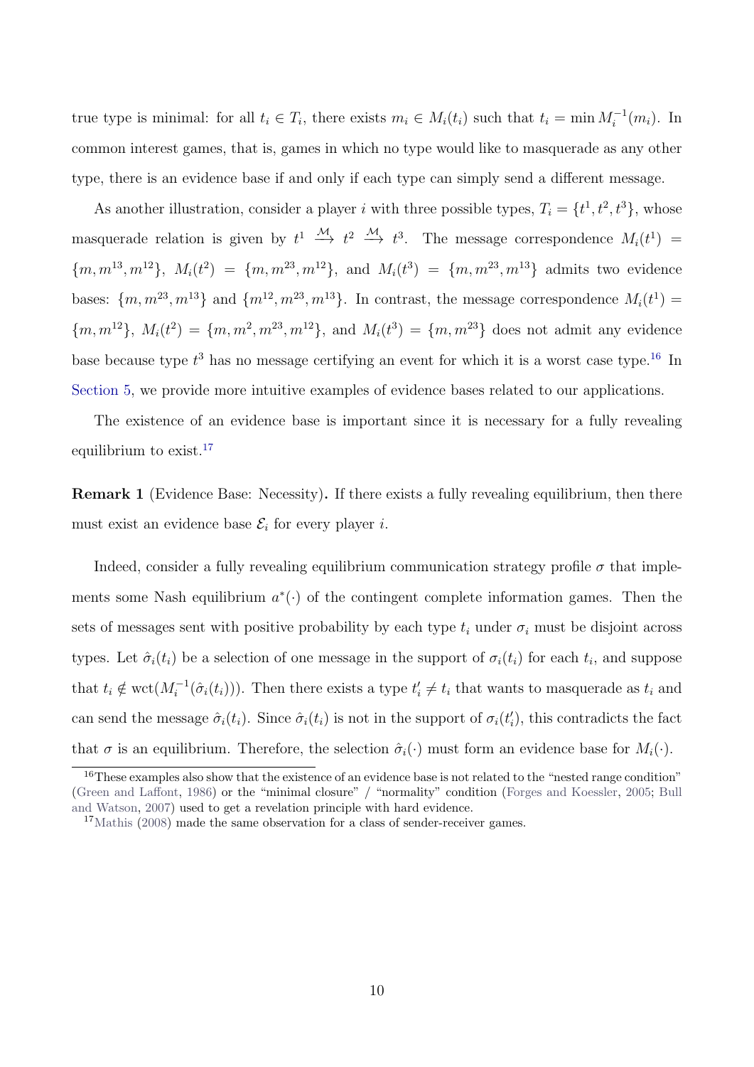true type is minimal: for all $t_i \in T_i$, there exists $m_i \in M_i(t_i)$ such that $t_i = \min M_i^{-1}(m_i)$. In common interest games, that is, games in which no type would like to masquerade as any other type, there is an evidence base if and only if each type can simply send a different message.

As another illustration, consider a player $i$ with three possible types, $T_i = \{t^1, t^2, t^3\}$, whose masquerade relation is given by $t^1 \xrightarrow{\mathcal{M}} t^2 \xrightarrow{\mathcal{M}} t^3$. The message correspondence $M_i(t^1) = \{m, m^{13}, m^{12}\}$, $M_i(t^2) = \{m, m^{23}, m^{12}\}$, and $M_i(t^3) = \{m, m^{23}, m^{13}\}$ admits two evidence bases: $\{m, m^{23}, m^{13}\}$ and $\{m^{12}, m^{23}, m^{13}\}$. In contrast, the message correspondence $M_i(t^1) = \{m, m^{12}\}$, $M_i(t^2) = \{m, m^2, m^{23}, m^{12}\}$, and $M_i(t^3) = \{m, m^{23}\}$ does not admit any evidence base because type $t^3$ has no message certifying an event for which it is a worst case type.[16] In Section 5, we provide more intuitive examples of evidence bases related to our applications.

The existence of an evidence base is important since it is necessary for a fully revealing equilibrium to exist.[17]

**Remark 1** (Evidence Base: Necessity)**.** If there exists a fully revealing equilibrium, then there must exist an evidence base $\mathcal{E}_i$ for every player $i$.

Indeed, consider a fully revealing equilibrium communication strategy profile $\sigma$ that implements some Nash equilibrium $a^*(\cdot)$ of the contingent complete information games. Then the sets of messages sent with positive probability by each type $t_i$ under $\sigma_i$ must be disjoint across types. Let $\hat{\sigma}_i(t_i)$ be a selection of one message in the support of $\sigma_i(t_i)$ for each $t_i$, and suppose that $t_i \notin \text{wct}(M_i^{-1}(\hat{\sigma}_i(t_i)))$. Then there exists a type $t_i' \neq t_i$ that wants to masquerade as $t_i$ and can send the message $\hat{\sigma}_i(t_i)$. Since $\hat{\sigma}_i(t_i)$ is not in the support of $\sigma_i(t_i')$, this contradicts the fact that $\sigma$ is an equilibrium. Therefore, the selection $\hat{\sigma}_i(\cdot)$ must form an evidence base for $M_i(\cdot)$.

[16] These examples also show that the existence of an evidence base is not related to the "nested range condition" (Green and Laffont, 1986) or the "minimal closure" / "normality" condition (Forges and Koessler, 2005; Bull and Watson, 2007) used to get a revelation principle with hard evidence.

[17] Mathis (2008) made the same observation for a class of sender-receiver games.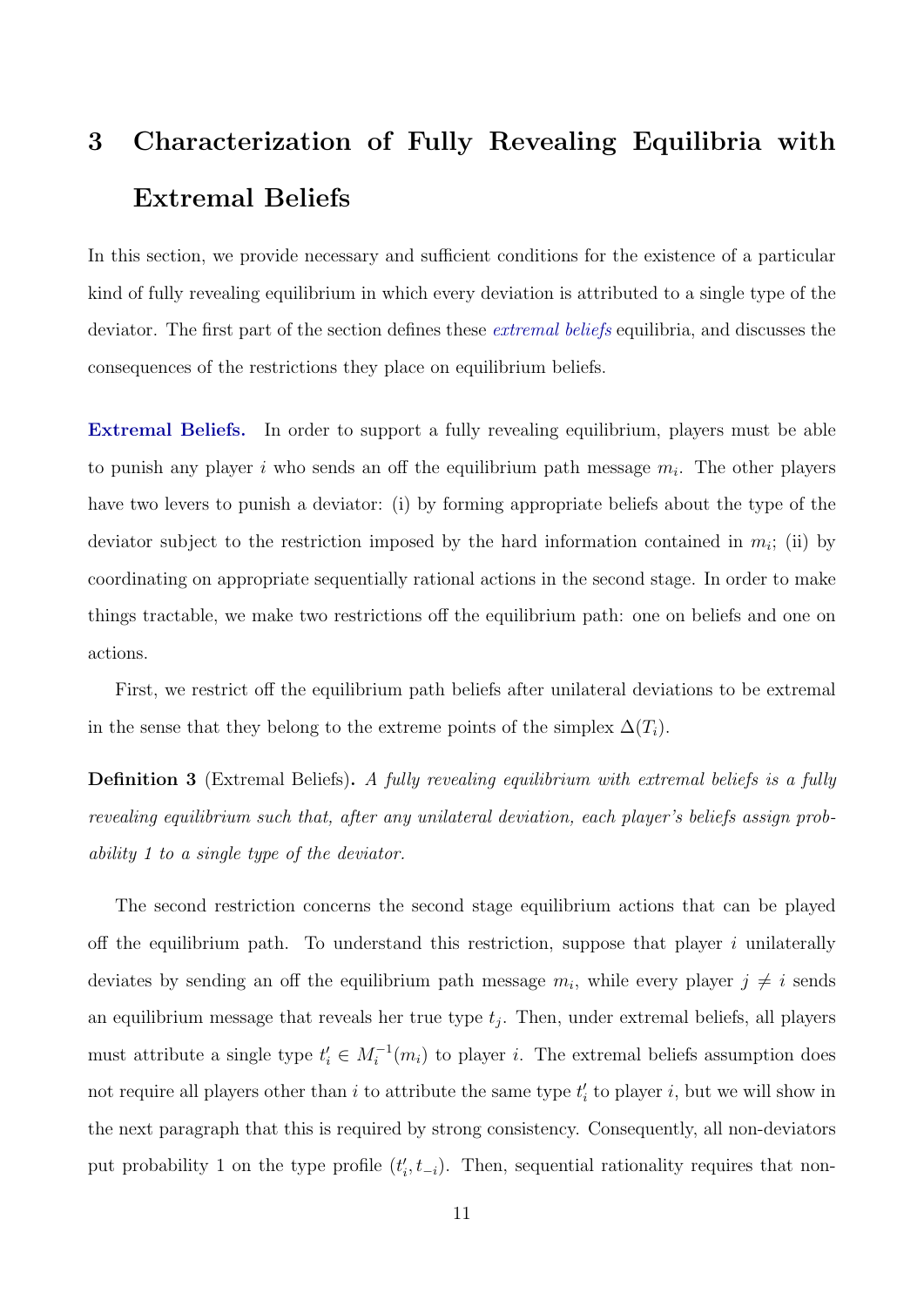# 3 Characterization of Fully Revealing Equilibria with Extremal Beliefs

In this section, we provide necessary and sufficient conditions for the existence of a particular kind of fully revealing equilibrium in which every deviation is attributed to a single type of the deviator. The first part of the section defines these *extremal beliefs* equilibria, and discusses the consequences of the restrictions they place on equilibrium beliefs.

**Extremal Beliefs.** In order to support a fully revealing equilibrium, players must be able to punish any player $i$ who sends an off the equilibrium path message $m_i$. The other players have two levers to punish a deviator: (i) by forming appropriate beliefs about the type of the deviator subject to the restriction imposed by the hard information contained in $m_i$; (ii) by coordinating on appropriate sequentially rational actions in the second stage. In order to make things tractable, we make two restrictions off the equilibrium path: one on beliefs and one on actions.

First, we restrict off the equilibrium path beliefs after unilateral deviations to be extremal in the sense that they belong to the extreme points of the simplex $\Delta(T_i)$.

**Definition 3** (Extremal Beliefs)**.** *A fully revealing equilibrium with extremal beliefs is a fully revealing equilibrium such that, after any unilateral deviation, each player's beliefs assign probability 1 to a single type of the deviator.*

The second restriction concerns the second stage equilibrium actions that can be played off the equilibrium path. To understand this restriction, suppose that player $i$ unilaterally deviates by sending an off the equilibrium path message $m_i$, while every player $j \neq i$ sends an equilibrium message that reveals her true type $t_j$. Then, under extremal beliefs, all players must attribute a single type $t_i' \in M_i^{-1}(m_i)$ to player $i$. The extremal beliefs assumption does not require all players other than $i$ to attribute the same type $t_i'$ to player $i$, but we will show in the next paragraph that this is required by strong consistency. Consequently, all non-deviators put probability 1 on the type profile $(t_i', t_{-i})$. Then, sequential rationality requires that non-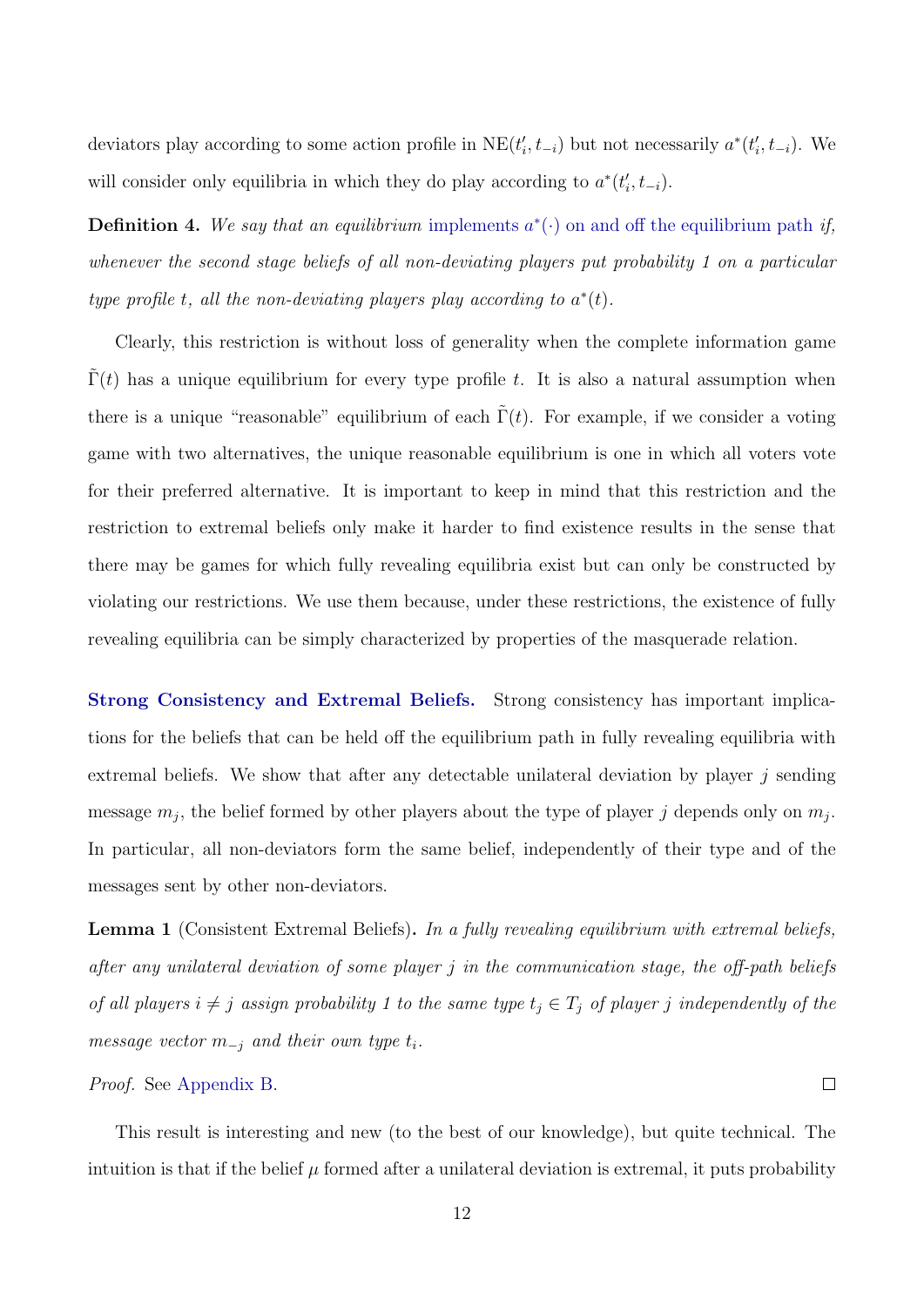deviators play according to some action profile in $\mathrm{NE}(t_i', t_{-i})$ but not necessarily $a^*(t_i', t_{-i})$. We will consider only equilibria in which they do play according to $a^*(t_i', t_{-i})$.

**Definition 4.** *We say that an equilibrium* implements $a^*(\cdot)$ on and off the equilibrium path *if, whenever the second stage beliefs of all non-deviating players put probability 1 on a particular type profile $t$, all the non-deviating players play according to $a^*(t)$.*

Clearly, this restriction is without loss of generality when the complete information game $\tilde{\Gamma}(t)$ has a unique equilibrium for every type profile $t$. It is also a natural assumption when there is a unique "reasonable" equilibrium of each $\tilde{\Gamma}(t)$. For example, if we consider a voting game with two alternatives, the unique reasonable equilibrium is one in which all voters vote for their preferred alternative. It is important to keep in mind that this restriction and the restriction to extremal beliefs only make it harder to find existence results in the sense that there may be games for which fully revealing equilibria exist but can only be constructed by violating our restrictions. We use them because, under these restrictions, the existence of fully revealing equilibria can be simply characterized by properties of the masquerade relation.

**Strong Consistency and Extremal Beliefs.** Strong consistency has important implications for the beliefs that can be held off the equilibrium path in fully revealing equilibria with extremal beliefs. We show that after any detectable unilateral deviation by player $j$ sending message $m_j$, the belief formed by other players about the type of player $j$ depends only on $m_j$. In particular, all non-deviators form the same belief, independently of their type and of the messages sent by other non-deviators.

**Lemma 1** (Consistent Extremal Beliefs)**.** *In a fully revealing equilibrium with extremal beliefs, after any unilateral deviation of some player $j$ in the communication stage, the off-path beliefs of all players $i \neq j$ assign probability 1 to the same type $t_j \in T_j$ of player $j$ independently of the message vector $m_{-j}$ and their own type $t_i$.*

*Proof.* See Appendix B. □

This result is interesting and new (to the best of our knowledge), but quite technical. The intuition is that if the belief $\mu$ formed after a unilateral deviation is extremal, it puts probability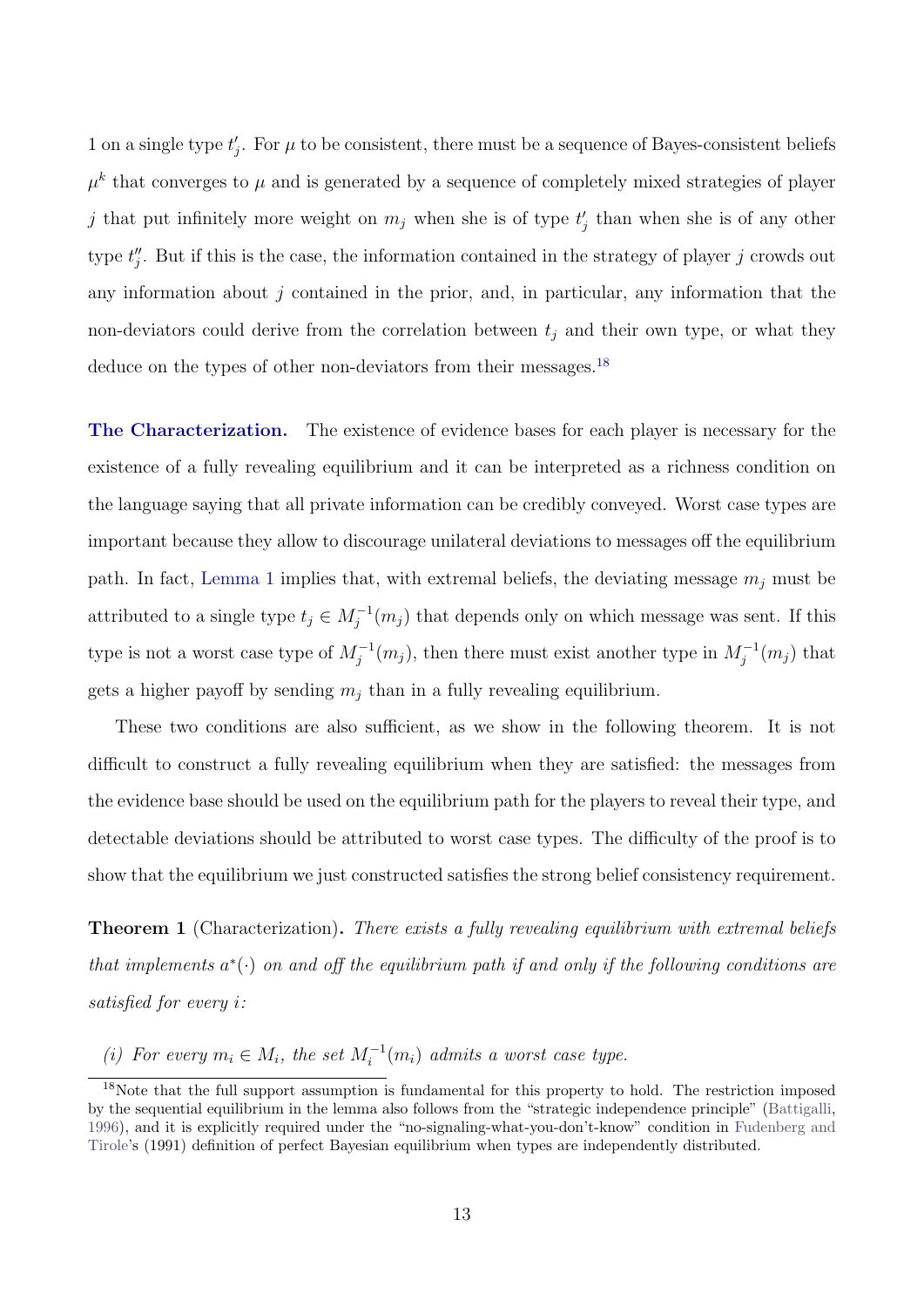1 on a single type $t'_j$. For $\mu$ to be consistent, there must be a sequence of Bayes-consistent beliefs $\mu^k$ that converges to $\mu$ and is generated by a sequence of completely mixed strategies of player $j$ that put infinitely more weight on $m_j$ when she is of type $t'_j$ than when she is of any other type $t''_j$. But if this is the case, the information contained in the strategy of player $j$ crowds out any information about $j$ contained in the prior, and, in particular, any information that the non-deviators could derive from the correlation between $t_j$ and their own type, or what they deduce on the types of other non-deviators from their messages.[18]

**The Characterization.** The existence of evidence bases for each player is necessary for the existence of a fully revealing equilibrium and it can be interpreted as a richness condition on the language saying that all private information can be credibly conveyed. Worst case types are important because they allow to discourage unilateral deviations to messages off the equilibrium path. In fact, Lemma 1 implies that, with extremal beliefs, the deviating message $m_j$ must be attributed to a single type $t_j \in M_j^{-1}(m_j)$ that depends only on which message was sent. If this type is not a worst case type of $M_j^{-1}(m_j)$, then there must exist another type in $M_j^{-1}(m_j)$ that gets a higher payoff by sending $m_j$ than in a fully revealing equilibrium.

These two conditions are also sufficient, as we show in the following theorem. It is not difficult to construct a fully revealing equilibrium when they are satisfied: the messages from the evidence base should be used on the equilibrium path for the players to reveal their type, and detectable deviations should be attributed to worst case types. The difficulty of the proof is to show that the equilibrium we just constructed satisfies the strong belief consistency requirement.

**Theorem 1** (Characterization)**.** *There exists a fully revealing equilibrium with extremal beliefs that implements $a^*(\cdot)$ on and off the equilibrium path if and only if the following conditions are satisfied for every $i$:*

*(i) For every $m_i \in M_i$, the set $M_i^{-1}(m_i)$ admits a worst case type.*

[18] Note that the full support assumption is fundamental for this property to hold. The restriction imposed by the sequential equilibrium in the lemma also follows from the "strategic independence principle" (Battigalli, 1996), and it is explicitly required under the "no-signaling-what-you-don't-know" condition in Fudenberg and Tirole's (1991) definition of perfect Bayesian equilibrium when types are independently distributed.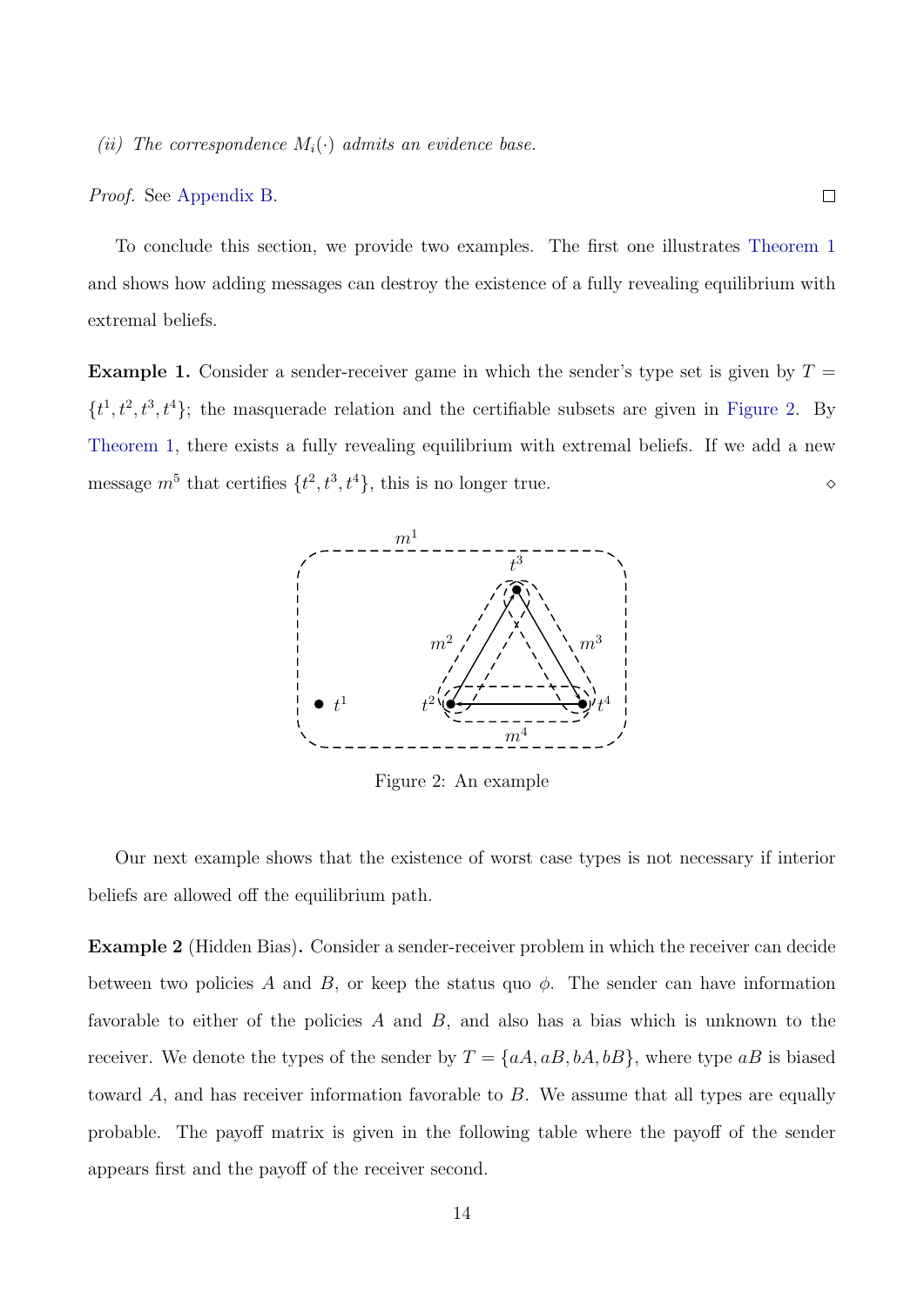*(ii) The correspondence $M_i(\cdot)$ admits an evidence base.*

*Proof.* See Appendix B. □

To conclude this section, we provide two examples. The first one illustrates Theorem 1 and shows how adding messages can destroy the existence of a fully revealing equilibrium with extremal beliefs.

**Example 1.** Consider a sender-receiver game in which the sender's type set is given by $T = \{t^1, t^2, t^3, t^4\}$; the masquerade relation and the certifiable subsets are given in Figure 2. By Theorem 1, there exists a fully revealing equilibrium with extremal beliefs. If we add a new message $m^5$ that certifies $\{t^2, t^3, t^4\}$, this is no longer true. ⋄

Figure 2: An example

Our next example shows that the existence of worst case types is not necessary if interior beliefs are allowed off the equilibrium path.

**Example 2** (Hidden Bias)**.** Consider a sender-receiver problem in which the receiver can decide between two policies $A$ and $B$, or keep the status quo $\phi$. The sender can have information favorable to either of the policies $A$ and $B$, and also has a bias which is unknown to the receiver. We denote the types of the sender by $T = \{aA, aB, bA, bB\}$, where type $aB$ is biased toward $A$, and has receiver information favorable to $B$. We assume that all types are equally probable. The payoff matrix is given in the following table where the payoff of the sender appears first and the payoff of the receiver second.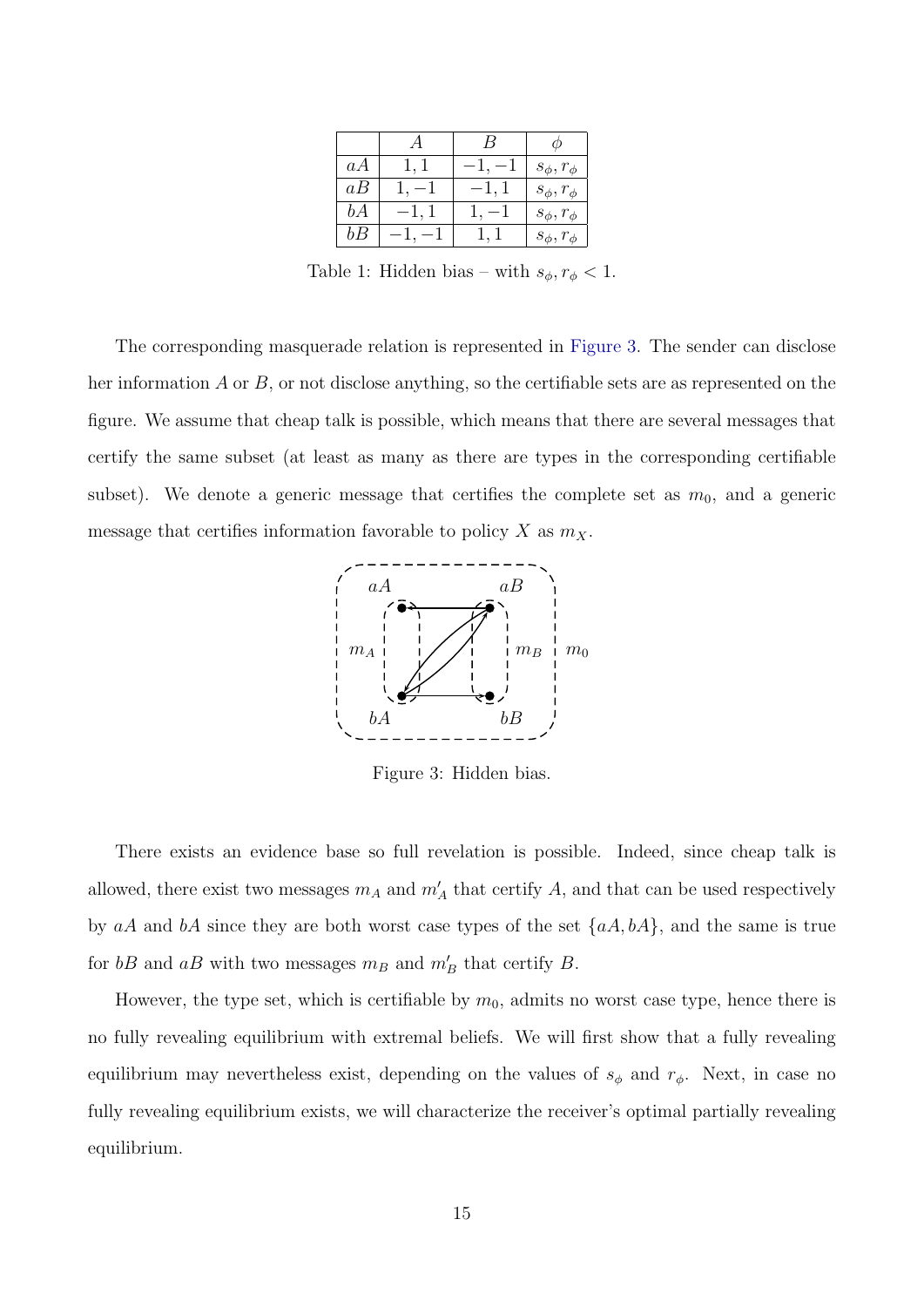|  | $A$ | $B$ | $\phi$ |
|---|---|---|---|
| $aA$ | $1, 1$ | $-1, -1$ | $s_\phi, r_\phi$ |
| $aB$ | $1, -1$ | $-1, 1$ | $s_\phi, r_\phi$ |
| $bA$ | $-1, 1$ | $1, -1$ | $s_\phi, r_\phi$ |
| $bB$ | $-1, -1$ | $1, 1$ | $s_\phi, r_\phi$ |

Table 1: Hidden bias – with $s_\phi, r_\phi < 1$.

The corresponding masquerade relation is represented in Figure 3. The sender can disclose her information $A$ or $B$, or not disclose anything, so the certifiable sets are as represented on the figure. We assume that cheap talk is possible, which means that there are several messages that certify the same subset (at least as many as there are types in the corresponding certifiable subset). We denote a generic message that certifies the complete set as $m_0$, and a generic message that certifies information favorable to policy $X$ as $m_X$.

Figure 3: Hidden bias.

There exists an evidence base so full revelation is possible. Indeed, since cheap talk is allowed, there exist two messages $m_A$ and $m'_A$ that certify $A$, and that can be used respectively by $aA$ and $bA$ since they are both worst case types of the set $\{aA, bA\}$, and the same is true for $bB$ and $aB$ with two messages $m_B$ and $m'_B$ that certify $B$.

However, the type set, which is certifiable by $m_0$, admits no worst case type, hence there is no fully revealing equilibrium with extremal beliefs. We will first show that a fully revealing equilibrium may nevertheless exist, depending on the values of $s_\phi$ and $r_\phi$. Next, in case no fully revealing equilibrium exists, we will characterize the receiver's optimal partially revealing equilibrium.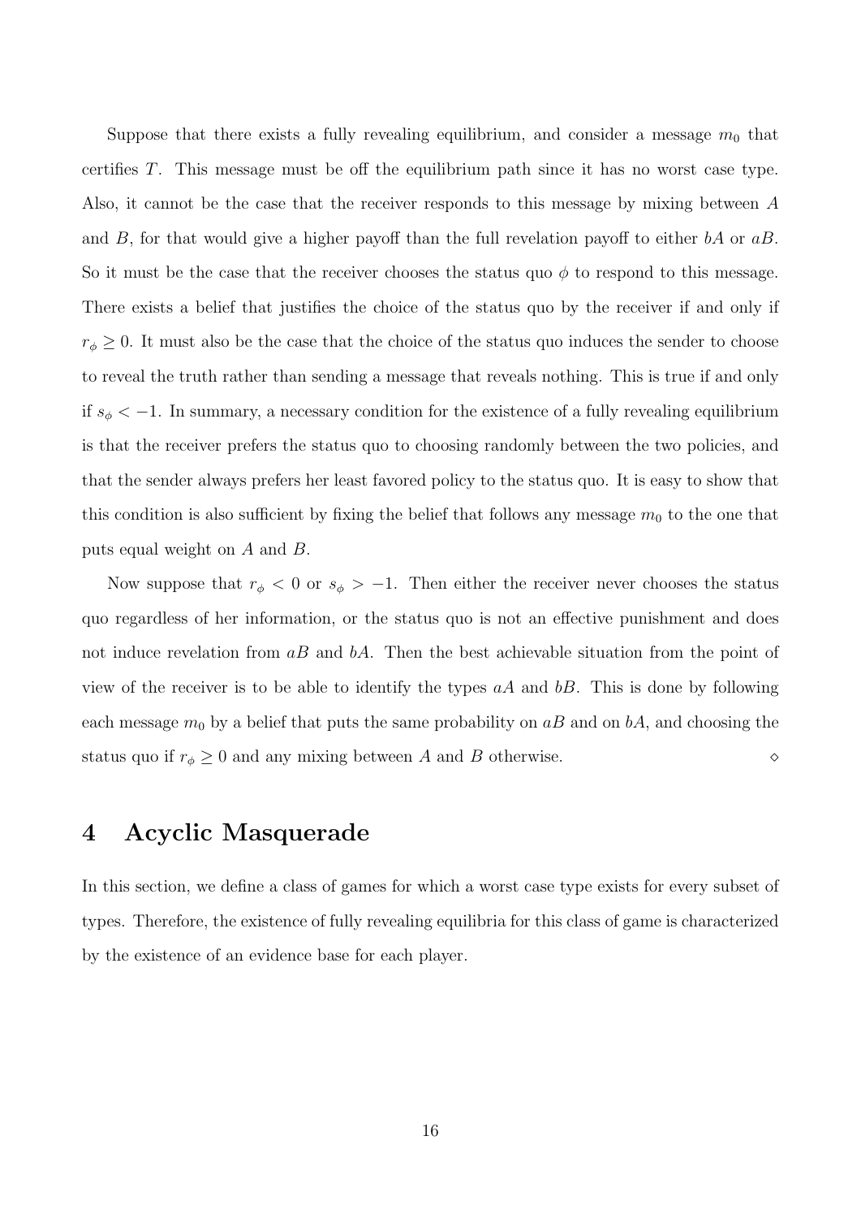Suppose that there exists a fully revealing equilibrium, and consider a message $m_0$ that certifies $T$. This message must be off the equilibrium path since it has no worst case type. Also, it cannot be the case that the receiver responds to this message by mixing between $A$ and $B$, for that would give a higher payoff than the full revelation payoff to either $bA$ or $aB$. So it must be the case that the receiver chooses the status quo $\phi$ to respond to this message. There exists a belief that justifies the choice of the status quo by the receiver if and only if $r_\phi \geq 0$. It must also be the case that the choice of the status quo induces the sender to choose to reveal the truth rather than sending a message that reveals nothing. This is true if and only if $s_\phi < -1$. In summary, a necessary condition for the existence of a fully revealing equilibrium is that the receiver prefers the status quo to choosing randomly between the two policies, and that the sender always prefers her least favored policy to the status quo. It is easy to show that this condition is also sufficient by fixing the belief that follows any message $m_0$ to the one that puts equal weight on $A$ and $B$.

Now suppose that $r_\phi < 0$ or $s_\phi > -1$. Then either the receiver never chooses the status quo regardless of her information, or the status quo is not an effective punishment and does not induce revelation from $aB$ and $bA$. Then the best achievable situation from the point of view of the receiver is to be able to identify the types $aA$ and $bB$. This is done by following each message $m_0$ by a belief that puts the same probability on $aB$ and on $bA$, and choosing the status quo if $r_\phi \geq 0$ and any mixing between $A$ and $B$ otherwise. $\diamond$

# 4 Acyclic Masquerade

In this section, we define a class of games for which a worst case type exists for every subset of types. Therefore, the existence of fully revealing equilibria for this class of game is characterized by the existence of an evidence base for each player.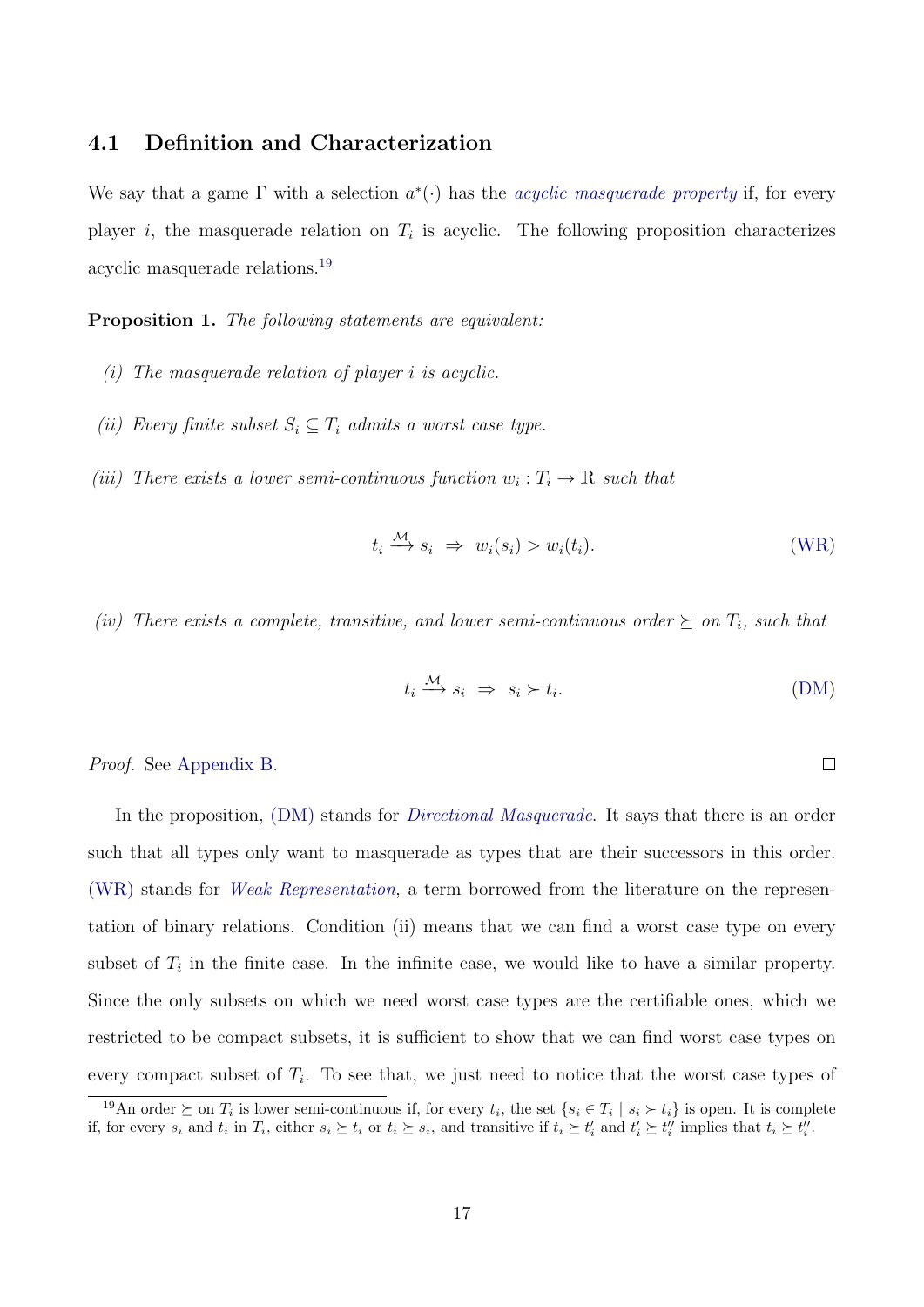### 4.1 Definition and Characterization

We say that a game $\Gamma$ with a selection $a^*(\cdot)$ has the *acyclic masquerade property* if, for every player $i$, the masquerade relation on $T_i$ is acyclic. The following proposition characterizes acyclic masquerade relations.[19]

**Proposition 1.** *The following statements are equivalent:*

*(i) The masquerade relation of player $i$ is acyclic.*

*(ii) Every finite subset $S_i \subseteq T_i$ admits a worst case type.*

*(iii) There exists a lower semi-continuous function $w_i : T_i \to \mathbb{R}$ such that*

$$t_i \xrightarrow{\mathcal{M}} s_i \;\Rightarrow\; w_i(s_i) > w_i(t_i). \tag{WR}$$

*(iv) There exists a complete, transitive, and lower semi-continuous order $\succeq$ on $T_i$, such that*

$$t_i \xrightarrow{\mathcal{M}} s_i \;\Rightarrow\; s_i \succ t_i. \tag{DM}$$

*Proof.* See Appendix B. $\square$

In the proposition, (DM) stands for *Directional Masquerade*. It says that there is an order such that all types only want to masquerade as types that are their successors in this order. (WR) stands for *Weak Representation*, a term borrowed from the literature on the representation of binary relations. Condition (ii) means that we can find a worst case type on every subset of $T_i$ in the finite case. In the infinite case, we would like to have a similar property. Since the only subsets on which we need worst case types are the certifiable ones, which we restricted to be compact subsets, it is sufficient to show that we can find worst case types on every compact subset of $T_i$. To see that, we just need to notice that the worst case types of

[19] An order $\succeq$ on $T_i$ is lower semi-continuous if, for every $t_i$, the set $\{s_i \in T_i \mid s_i \succ t_i\}$ is open. It is complete if, for every $s_i$ and $t_i$ in $T_i$, either $s_i \succeq t_i$ or $t_i \succeq s_i$, and transitive if $t_i \succeq t'_i$ and $t'_i \succeq t''_i$ implies that $t_i \succeq t''_i$.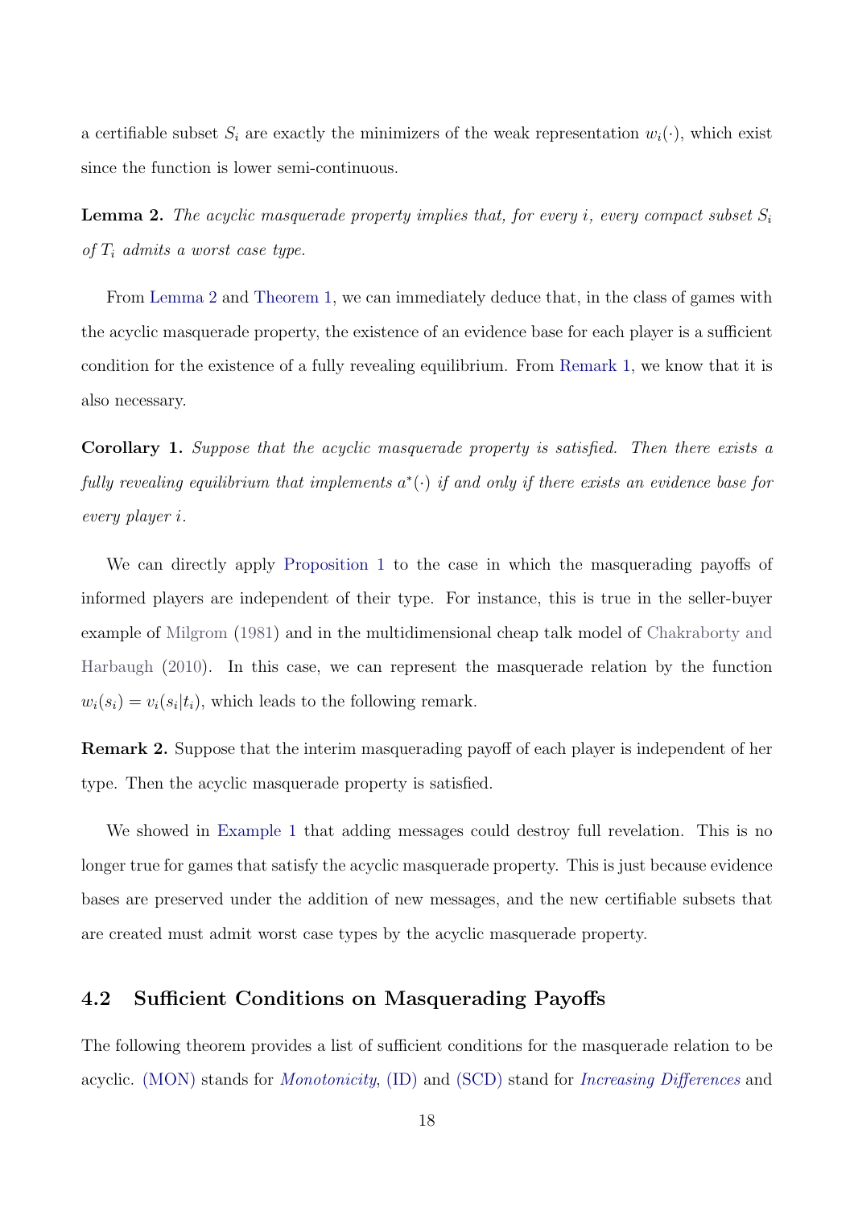a certifiable subset $S_i$ are exactly the minimizers of the weak representation $w_i(\cdot)$, which exist since the function is lower semi-continuous.

**Lemma 2.** *The acyclic masquerade property implies that, for every $i$, every compact subset $S_i$ of $T_i$ admits a worst case type.*

From Lemma 2 and Theorem 1, we can immediately deduce that, in the class of games with the acyclic masquerade property, the existence of an evidence base for each player is a sufficient condition for the existence of a fully revealing equilibrium. From Remark 1, we know that it is also necessary.

**Corollary 1.** *Suppose that the acyclic masquerade property is satisfied. Then there exists a fully revealing equilibrium that implements $a^*(\cdot)$ if and only if there exists an evidence base for every player $i$.*

We can directly apply Proposition 1 to the case in which the masquerading payoffs of informed players are independent of their type. For instance, this is true in the seller-buyer example of Milgrom (1981) and in the multidimensional cheap talk model of Chakraborty and Harbaugh (2010). In this case, we can represent the masquerade relation by the function $w_i(s_i) = v_i(s_i|t_i)$, which leads to the following remark.

**Remark 2.** Suppose that the interim masquerading payoff of each player is independent of her type. Then the acyclic masquerade property is satisfied.

We showed in Example 1 that adding messages could destroy full revelation. This is no longer true for games that satisfy the acyclic masquerade property. This is just because evidence bases are preserved under the addition of new messages, and the new certifiable subsets that are created must admit worst case types by the acyclic masquerade property.

## 4.2 Sufficient Conditions on Masquerading Payoffs

The following theorem provides a list of sufficient conditions for the masquerade relation to be acyclic. (MON) stands for *Monotonicity*, (ID) and (SCD) stand for *Increasing Differences* and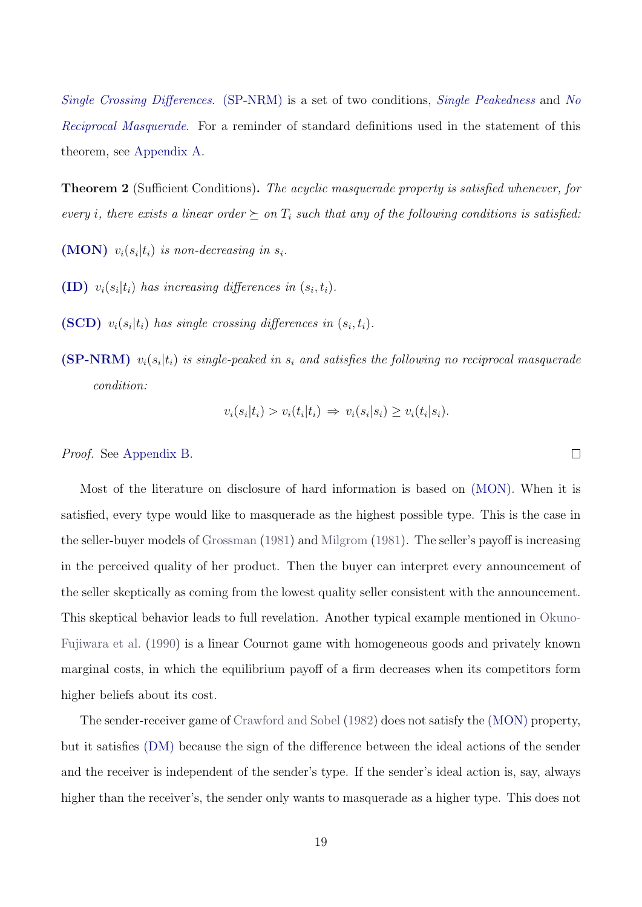*Single Crossing Differences*. (SP-NRM) is a set of two conditions, *Single Peakedness* and *No Reciprocal Masquerade*. For a reminder of standard definitions used in the statement of this theorem, see Appendix A.

**Theorem 2** (Sufficient Conditions)**.** *The acyclic masquerade property is satisfied whenever, for every $i$, there exists a linear order $\succeq$ on $T_i$ such that any of the following conditions is satisfied:*

**(MON)** *$v_i(s_i|t_i)$ is non-decreasing in $s_i$.*

**(ID)** *$v_i(s_i|t_i)$ has increasing differences in $(s_i, t_i)$.*

**(SCD)** *$v_i(s_i|t_i)$ has single crossing differences in $(s_i, t_i)$.*

**(SP-NRM)** *$v_i(s_i|t_i)$ is single-peaked in $s_i$ and satisfies the following no reciprocal masquerade condition:*

$$v_i(s_i|t_i) > v_i(t_i|t_i) \Rightarrow v_i(s_i|s_i) \geq v_i(t_i|s_i).$$

*Proof.* See Appendix B. □

Most of the literature on disclosure of hard information is based on (MON). When it is satisfied, every type would like to masquerade as the highest possible type. This is the case in the seller-buyer models of Grossman (1981) and Milgrom (1981). The seller's payoff is increasing in the perceived quality of her product. Then the buyer can interpret every announcement of the seller skeptically as coming from the lowest quality seller consistent with the announcement. This skeptical behavior leads to full revelation. Another typical example mentioned in Okuno-Fujiwara et al. (1990) is a linear Cournot game with homogeneous goods and privately known marginal costs, in which the equilibrium payoff of a firm decreases when its competitors form higher beliefs about its cost.

The sender-receiver game of Crawford and Sobel (1982) does not satisfy the (MON) property, but it satisfies (DM) because the sign of the difference between the ideal actions of the sender and the receiver is independent of the sender's type. If the sender's ideal action is, say, always higher than the receiver's, the sender only wants to masquerade as a higher type. This does not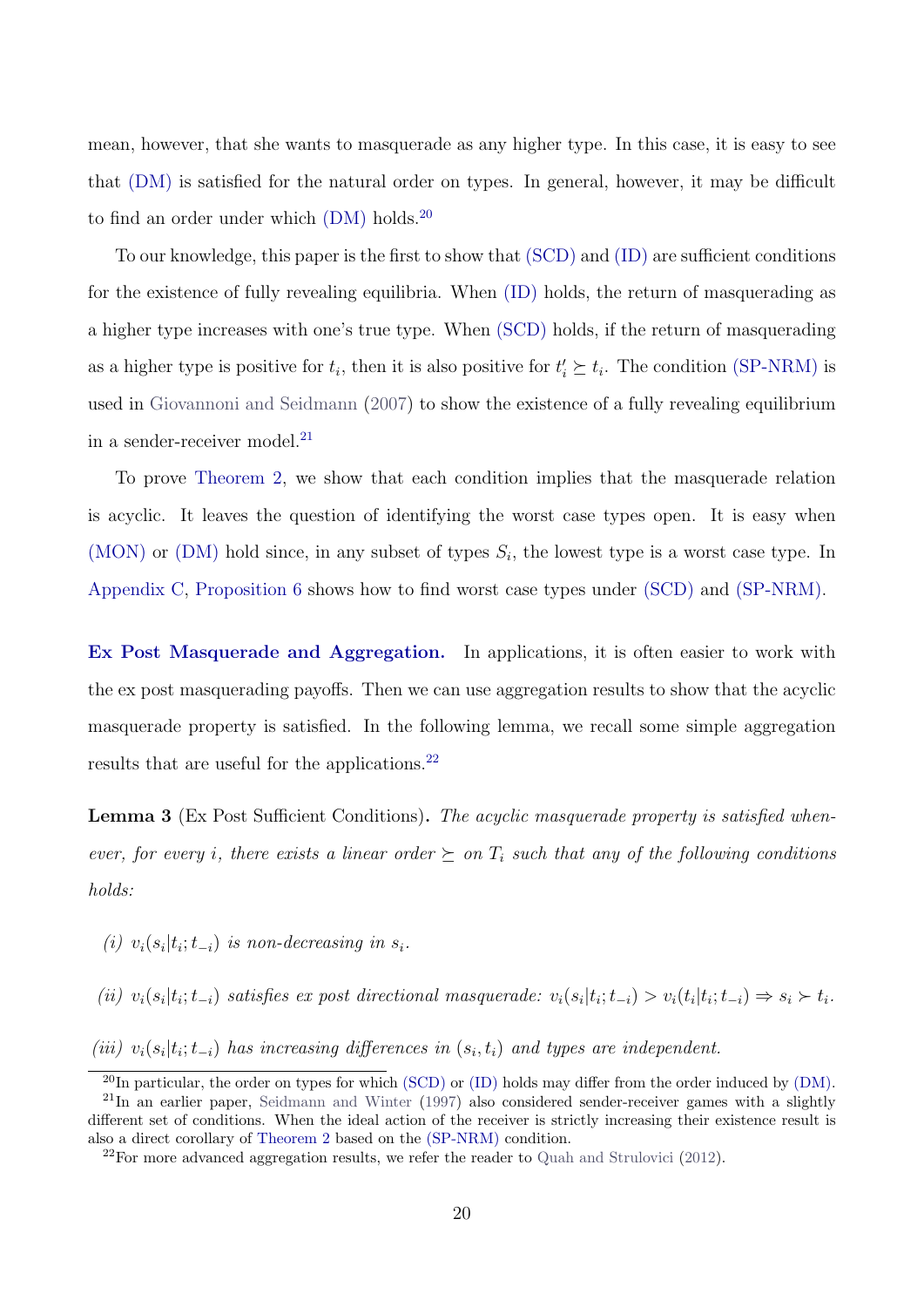mean, however, that she wants to masquerade as any higher type. In this case, it is easy to see that (DM) is satisfied for the natural order on types. In general, however, it may be difficult to find an order under which (DM) holds.[20]

To our knowledge, this paper is the first to show that (SCD) and (ID) are sufficient conditions for the existence of fully revealing equilibria. When (ID) holds, the return of masquerading as a higher type increases with one's true type. When (SCD) holds, if the return of masquerading as a higher type is positive for $t_i$, then it is also positive for $t_i' \succeq t_i$. The condition (SP-NRM) is used in Giovannoni and Seidmann (2007) to show the existence of a fully revealing equilibrium in a sender-receiver model.[21]

To prove Theorem 2, we show that each condition implies that the masquerade relation is acyclic. It leaves the question of identifying the worst case types open. It is easy when (MON) or (DM) hold since, in any subset of types $S_i$, the lowest type is a worst case type. In Appendix C, Proposition 6 shows how to find worst case types under (SCD) and (SP-NRM).

**Ex Post Masquerade and Aggregation.** In applications, it is often easier to work with the ex post masquerading payoffs. Then we can use aggregation results to show that the acyclic masquerade property is satisfied. In the following lemma, we recall some simple aggregation results that are useful for the applications.[22]

**Lemma 3** (Ex Post Sufficient Conditions)**.** *The acyclic masquerade property is satisfied whenever, for every $i$, there exists a linear order $\succeq$ on $T_i$ such that any of the following conditions holds:*

*(i) $v_i(s_i|t_i;t_{-i})$ is non-decreasing in $s_i$.*

*(ii) $v_i(s_i|t_i;t_{-i})$ satisfies ex post directional masquerade: $v_i(s_i|t_i;t_{-i}) > v_i(t_i|t_i;t_{-i}) \Rightarrow s_i \succ t_i$.*

*(iii) $v_i(s_i|t_i;t_{-i})$ has increasing differences in $(s_i, t_i)$ and types are independent.*

[20] In particular, the order on types for which (SCD) or (ID) holds may differ from the order induced by (DM).

[21] In an earlier paper, Seidmann and Winter (1997) also considered sender-receiver games with a slightly different set of conditions. When the ideal action of the receiver is strictly increasing their existence result is also a direct corollary of Theorem 2 based on the (SP-NRM) condition.

[22] For more advanced aggregation results, we refer the reader to Quah and Strulovici (2012).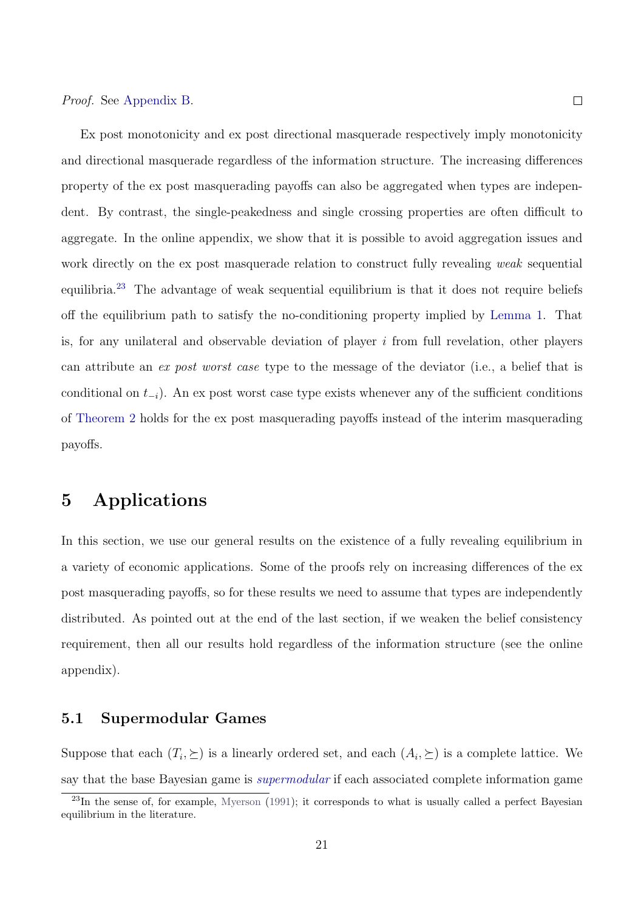*Proof.* See Appendix B. □

Ex post monotonicity and ex post directional masquerade respectively imply monotonicity and directional masquerade regardless of the information structure. The increasing differences property of the ex post masquerading payoffs can also be aggregated when types are independent. By contrast, the single-peakedness and single crossing properties are often difficult to aggregate. In the online appendix, we show that it is possible to avoid aggregation issues and work directly on the ex post masquerade relation to construct fully revealing *weak* sequential equilibria.[23] The advantage of weak sequential equilibrium is that it does not require beliefs off the equilibrium path to satisfy the no-conditioning property implied by Lemma 1. That is, for any unilateral and observable deviation of player $i$ from full revelation, other players can attribute an *ex post worst case* type to the message of the deviator (i.e., a belief that is conditional on $t_{-i}$). An ex post worst case type exists whenever any of the sufficient conditions of Theorem 2 holds for the ex post masquerading payoffs instead of the interim masquerading payoffs.

## 5 Applications

In this section, we use our general results on the existence of a fully revealing equilibrium in a variety of economic applications. Some of the proofs rely on increasing differences of the ex post masquerading payoffs, so for these results we need to assume that types are independently distributed. As pointed out at the end of the last section, if we weaken the belief consistency requirement, then all our results hold regardless of the information structure (see the online appendix).

### 5.1 Supermodular Games

Suppose that each $(T_i, \succeq)$ is a linearly ordered set, and each $(A_i, \succeq)$ is a complete lattice. We say that the base Bayesian game is *supermodular* if each associated complete information game

[23] In the sense of, for example, Myerson (1991); it corresponds to what is usually called a perfect Bayesian equilibrium in the literature.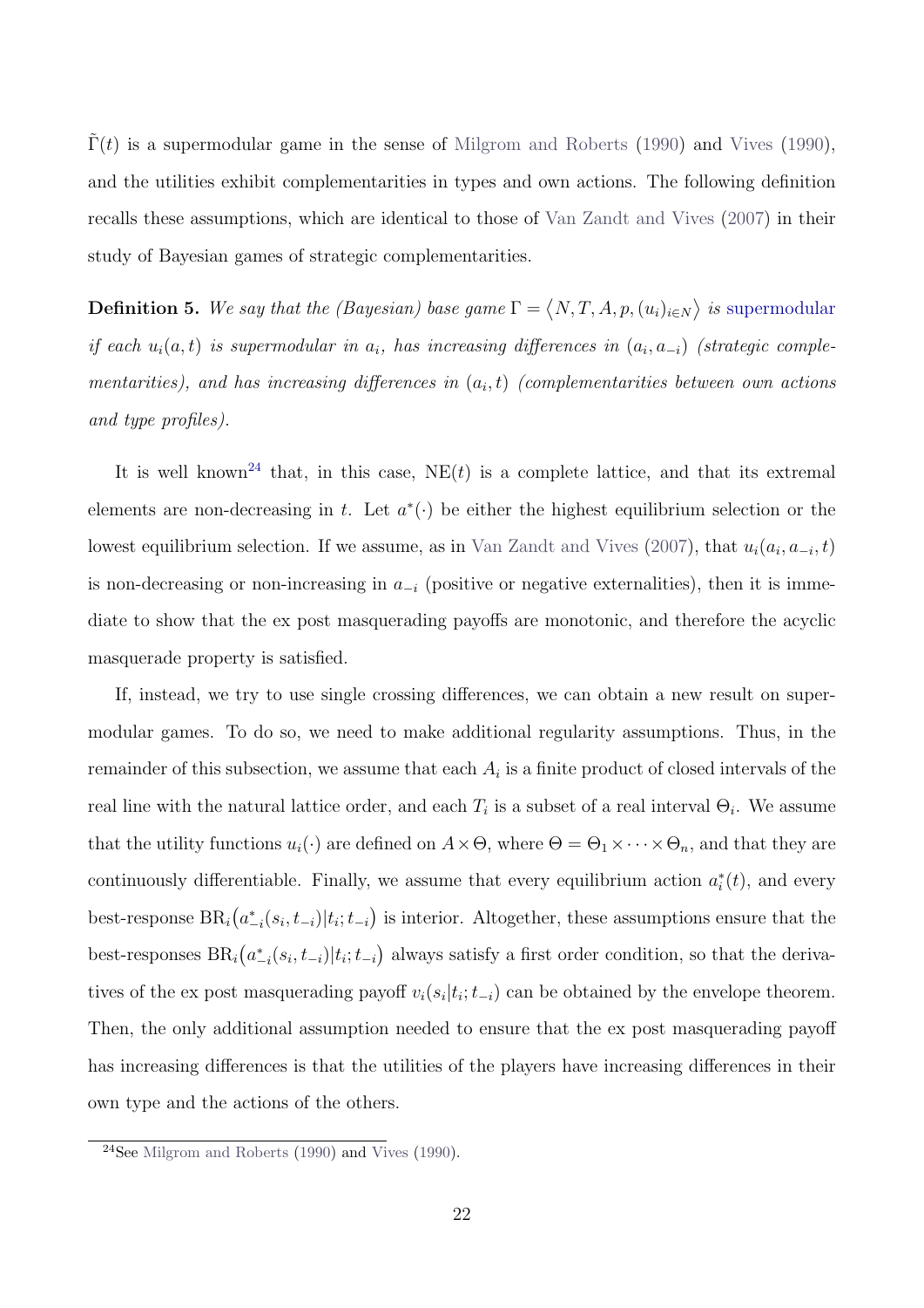$\tilde{\Gamma}(t)$ is a supermodular game in the sense of Milgrom and Roberts (1990) and Vives (1990), and the utilities exhibit complementarities in types and own actions. The following definition recalls these assumptions, which are identical to those of Van Zandt and Vives (2007) in their study of Bayesian games of strategic complementarities.

**Definition 5.** *We say that the (Bayesian) base game $\Gamma = \langle N, T, A, p, (u_i)_{i \in N} \rangle$ is supermodular if each $u_i(a, t)$ is supermodular in $a_i$, has increasing differences in $(a_i, a_{-i})$ (strategic complementarities), and has increasing differences in $(a_i, t)$ (complementarities between own actions and type profiles).*

It is well known[24] that, in this case, $\text{NE}(t)$ is a complete lattice, and that its extremal elements are non-decreasing in $t$. Let $a^*(\cdot)$ be either the highest equilibrium selection or the lowest equilibrium selection. If we assume, as in Van Zandt and Vives (2007), that $u_i(a_i, a_{-i}, t)$ is non-decreasing or non-increasing in $a_{-i}$ (positive or negative externalities), then it is immediate to show that the ex post masquerading payoffs are monotonic, and therefore the acyclic masquerade property is satisfied.

If, instead, we try to use single crossing differences, we can obtain a new result on supermodular games. To do so, we need to make additional regularity assumptions. Thus, in the remainder of this subsection, we assume that each $A_i$ is a finite product of closed intervals of the real line with the natural lattice order, and each $T_i$ is a subset of a real interval $\Theta_i$. We assume that the utility functions $u_i(\cdot)$ are defined on $A \times \Theta$, where $\Theta = \Theta_1 \times \cdots \times \Theta_n$, and that they are continuously differentiable. Finally, we assume that every equilibrium action $a_i^*(t)$, and every best-response $\text{BR}_i\big(a_{-i}^*(s_i, t_{-i}) | t_i; t_{-i}\big)$ is interior. Altogether, these assumptions ensure that the best-responses $\text{BR}_i\big(a_{-i}^*(s_i, t_{-i}) | t_i; t_{-i}\big)$ always satisfy a first order condition, so that the derivatives of the ex post masquerading payoff $v_i(s_i | t_i; t_{-i})$ can be obtained by the envelope theorem. Then, the only additional assumption needed to ensure that the ex post masquerading payoff has increasing differences is that the utilities of the players have increasing differences in their own type and the actions of the others.

[24] See Milgrom and Roberts (1990) and Vives (1990).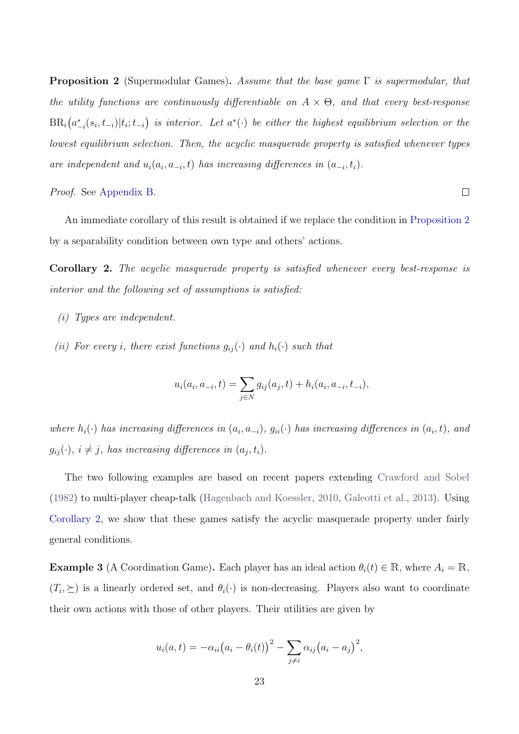**Proposition 2** (Supermodular Games)**.** *Assume that the base game $\Gamma$ is supermodular, that the utility functions are continuously differentiable on $A \times \Theta$, and that every best-response $\mathrm{BR}_i\big(a^*_{-i}(s_i, t_{-i})|t_i; t_{-i}\big)$ is interior. Let $a^*(\cdot)$ be either the highest equilibrium selection or the lowest equilibrium selection. Then, the acyclic masquerade property is satisfied whenever types are independent and $u_i(a_i, a_{-i}, t)$ has increasing differences in $(a_{-i}, t_i)$.*

*Proof.* See Appendix B. □

An immediate corollary of this result is obtained if we replace the condition in Proposition 2 by a separability condition between own type and others' actions.

**Corollary 2.** *The acyclic masquerade property is satisfied whenever every best-response is interior and the following set of assumptions is satisfied:*

*(i) Types are independent.*

*(ii) For every $i$, there exist functions $g_{ij}(\cdot)$ and $h_i(\cdot)$ such that*

$$u_i(a_i, a_{-i}, t) = \sum_{j \in N} g_{ij}(a_j, t) + h_i(a_i, a_{-i}, t_{-i}),$$

*where $h_i(\cdot)$ has increasing differences in $(a_i, a_{-i})$, $g_{ii}(\cdot)$ has increasing differences in $(a_i, t)$, and $g_{ij}(\cdot)$, $i \neq j$, has increasing differences in $(a_j, t_i)$.*

The two following examples are based on recent papers extending Crawford and Sobel (1982) to multi-player cheap-talk (Hagenbach and Koessler, 2010, Galeotti et al., 2013). Using Corollary 2, we show that these games satisfy the acyclic masquerade property under fairly general conditions.

**Example 3** (A Coordination Game)**.** Each player has an ideal action $\theta_i(t) \in \mathbb{R}$, where $A_i = \mathbb{R}$, $(T_i, \succeq)$ is a linearly ordered set, and $\theta_i(\cdot)$ is non-decreasing. Players also want to coordinate their own actions with those of other players. Their utilities are given by

$$u_i(a, t) = -\alpha_{ii}\big(a_i - \theta_i(t)\big)^2 - \sum_{j \neq i} \alpha_{ij}\big(a_i - a_j\big)^2,$$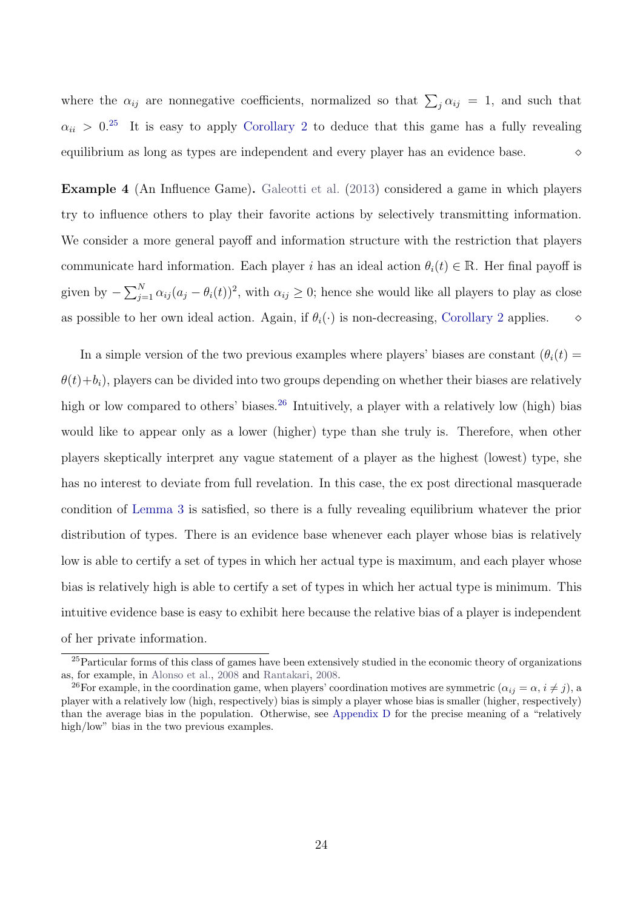where the $\alpha_{ij}$ are nonnegative coefficients, normalized so that $\sum_j \alpha_{ij} = 1$, and such that $\alpha_{ii} > 0$.[25] It is easy to apply Corollary 2 to deduce that this game has a fully revealing equilibrium as long as types are independent and every player has an evidence base. ⋄

**Example 4** (An Influence Game)**.** Galeotti et al. (2013) considered a game in which players try to influence others to play their favorite actions by selectively transmitting information. We consider a more general payoff and information structure with the restriction that players communicate hard information. Each player $i$ has an ideal action $\theta_i(t) \in \mathbb{R}$. Her final payoff is given by $-\sum_{j=1}^{N} \alpha_{ij}(a_j - \theta_i(t))^2$, with $\alpha_{ij} \geq 0$; hence she would like all players to play as close as possible to her own ideal action. Again, if $\theta_i(\cdot)$ is non-decreasing, Corollary 2 applies. ⋄

In a simple version of the two previous examples where players' biases are constant ($\theta_i(t) = \theta(t) + b_i$), players can be divided into two groups depending on whether their biases are relatively high or low compared to others' biases.[26] Intuitively, a player with a relatively low (high) bias would like to appear only as a lower (higher) type than she truly is. Therefore, when other players skeptically interpret any vague statement of a player as the highest (lowest) type, she has no interest to deviate from full revelation. In this case, the ex post directional masquerade condition of Lemma 3 is satisfied, so there is a fully revealing equilibrium whatever the prior distribution of types. There is an evidence base whenever each player whose bias is relatively low is able to certify a set of types in which her actual type is maximum, and each player whose bias is relatively high is able to certify a set of types in which her actual type is minimum. This intuitive evidence base is easy to exhibit here because the relative bias of a player is independent of her private information.

[25] Particular forms of this class of games have been extensively studied in the economic theory of organizations as, for example, in Alonso et al., 2008 and Rantakari, 2008.

[26] For example, in the coordination game, when players' coordination motives are symmetric ($\alpha_{ij} = \alpha$, $i \neq j$), a player with a relatively low (high, respectively) bias is simply a player whose bias is smaller (higher, respectively) than the average bias in the population. Otherwise, see Appendix D for the precise meaning of a "relatively high/low" bias in the two previous examples.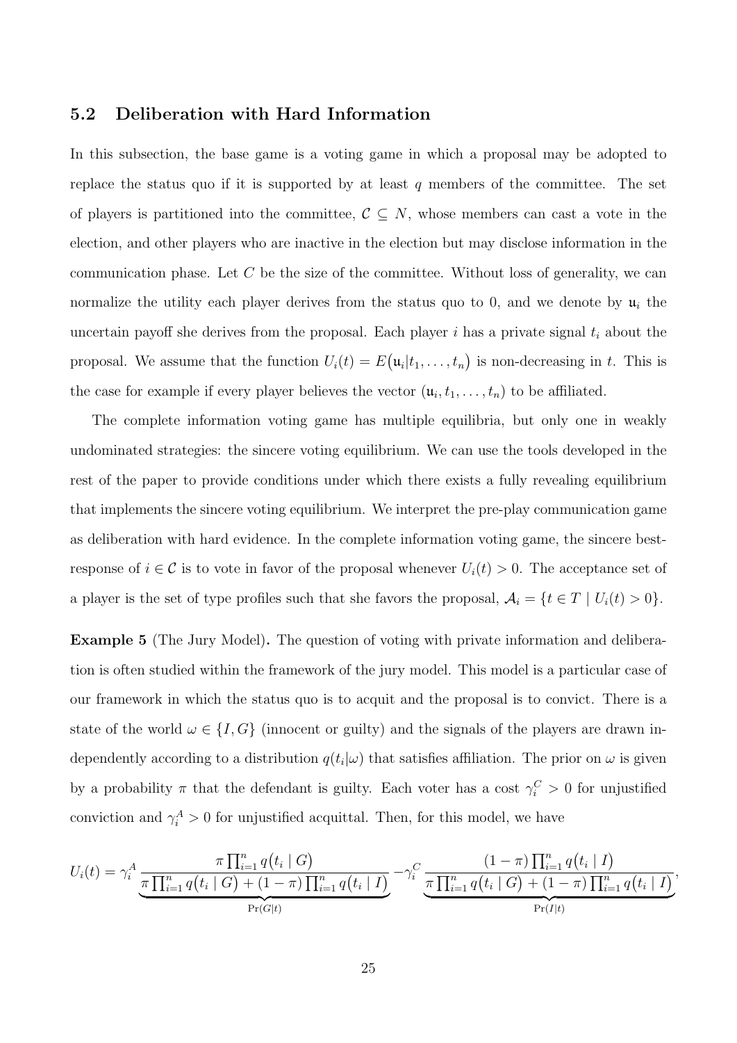### 5.2 Deliberation with Hard Information

In this subsection, the base game is a voting game in which a proposal may be adopted to replace the status quo if it is supported by at least $q$ members of the committee. The set of players is partitioned into the committee, $\mathcal{C} \subseteq N$, whose members can cast a vote in the election, and other players who are inactive in the election but may disclose information in the communication phase. Let $C$ be the size of the committee. Without loss of generality, we can normalize the utility each player derives from the status quo to 0, and we denote by $\mathfrak{u}_i$ the uncertain payoff she derives from the proposal. Each player $i$ has a private signal $t_i$ about the proposal. We assume that the function $U_i(t) = E(\mathfrak{u}_i | t_1, \ldots, t_n)$ is non-decreasing in $t$. This is the case for example if every player believes the vector $(\mathfrak{u}_i, t_1, \ldots, t_n)$ to be affiliated.

The complete information voting game has multiple equilibria, but only one in weakly undominated strategies: the sincere voting equilibrium. We can use the tools developed in the rest of the paper to provide conditions under which there exists a fully revealing equilibrium that implements the sincere voting equilibrium. We interpret the pre-play communication game as deliberation with hard evidence. In the complete information voting game, the sincere best-response of $i \in \mathcal{C}$ is to vote in favor of the proposal whenever $U_i(t) > 0$. The acceptance set of a player is the set of type profiles such that she favors the proposal, $\mathcal{A}_i = \{t \in T \mid U_i(t) > 0\}$.

**Example 5** (The Jury Model)**.** The question of voting with private information and deliberation is often studied within the framework of the jury model. This model is a particular case of our framework in which the status quo is to acquit and the proposal is to convict. There is a state of the world $\omega \in \{I, G\}$ (innocent or guilty) and the signals of the players are drawn independently according to a distribution $q(t_i|\omega)$ that satisfies affiliation. The prior on $\omega$ is given by a probability $\pi$ that the defendant is guilty. Each voter has a cost $\gamma_i^C > 0$ for unjustified conviction and $\gamma_i^A > 0$ for unjustified acquittal. Then, for this model, we have

$$U_i(t) = \gamma_i^A \underbrace{\frac{\pi \prod_{i=1}^n q(t_i \mid G)}{\pi \prod_{i=1}^n q(t_i \mid G) + (1-\pi) \prod_{i=1}^n q(t_i \mid I)}}_{\Pr(G|t)} - \gamma_i^C \underbrace{\frac{(1-\pi) \prod_{i=1}^n q(t_i \mid I)}{\pi \prod_{i=1}^n q(t_i \mid G) + (1-\pi) \prod_{i=1}^n q(t_i \mid I)}}_{\Pr(I|t)},$$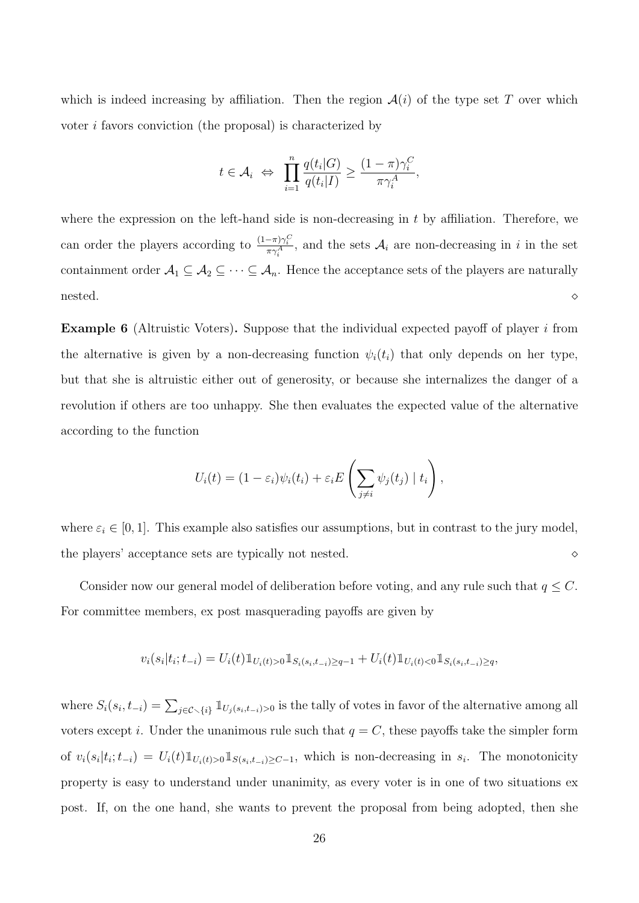which is indeed increasing by affiliation. Then the region $\mathcal{A}(i)$ of the type set $T$ over which voter $i$ favors conviction (the proposal) is characterized by

$$t \in \mathcal{A}_i \;\Leftrightarrow\; \prod_{i=1}^{n} \frac{q(t_i|G)}{q(t_i|I)} \geq \frac{(1-\pi)\gamma_i^C}{\pi \gamma_i^A},$$

where the expression on the left-hand side is non-decreasing in $t$ by affiliation. Therefore, we can order the players according to $\frac{(1-\pi)\gamma_i^C}{\pi\gamma_i^A}$, and the sets $\mathcal{A}_i$ are non-decreasing in $i$ in the set containment order $\mathcal{A}_1 \subseteq \mathcal{A}_2 \subseteq \cdots \subseteq \mathcal{A}_n$. Hence the acceptance sets of the players are naturally nested. $\diamond$

**Example 6** (Altruistic Voters)**.** Suppose that the individual expected payoff of player $i$ from the alternative is given by a non-decreasing function $\psi_i(t_i)$ that only depends on her type, but that she is altruistic either out of generosity, or because she internalizes the danger of a revolution if others are too unhappy. She then evaluates the expected value of the alternative according to the function

$$U_i(t) = (1-\varepsilon_i)\psi_i(t_i) + \varepsilon_i E\left(\sum_{j\neq i} \psi_j(t_j) \mid t_i\right),$$

where $\varepsilon_i \in [0,1]$. This example also satisfies our assumptions, but in contrast to the jury model, the players' acceptance sets are typically not nested. $\diamond$

Consider now our general model of deliberation before voting, and any rule such that $q \leq C$. For committee members, ex post masquerading payoffs are given by

$$v_i(s_i|t_i;t_{-i}) = U_i(t)\mathbb{1}_{U_i(t)>0}\mathbb{1}_{S_i(s_i,t_{-i})\geq q-1} + U_i(t)\mathbb{1}_{U_i(t)<0}\mathbb{1}_{S_i(s_i,t_{-i})\geq q},$$

where $S_i(s_i,t_{-i}) = \sum_{j\in \mathcal{C}\setminus\{i\}} \mathbb{1}_{U_j(s_i,t_{-i})>0}$ is the tally of votes in favor of the alternative among all voters except $i$. Under the unanimous rule such that $q = C$, these payoffs take the simpler form of $v_i(s_i|t_i;t_{-i}) = U_i(t)\mathbb{1}_{U_i(t)>0}\mathbb{1}_{S(s_i,t_{-i})\geq C-1}$, which is non-decreasing in $s_i$. The monotonicity property is easy to understand under unanimity, as every voter is in one of two situations ex post. If, on the one hand, she wants to prevent the proposal from being adopted, then she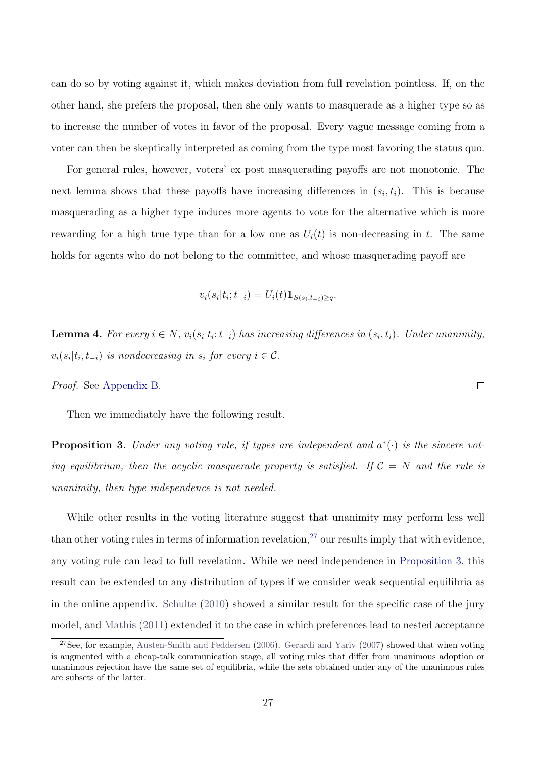can do so by voting against it, which makes deviation from full revelation pointless. If, on the other hand, she prefers the proposal, then she only wants to masquerade as a higher type so as to increase the number of votes in favor of the proposal. Every vague message coming from a voter can then be skeptically interpreted as coming from the type most favoring the status quo.

For general rules, however, voters' ex post masquerading payoffs are not monotonic. The next lemma shows that these payoffs have increasing differences in $(s_i, t_i)$. This is because masquerading as a higher type induces more agents to vote for the alternative which is more rewarding for a high true type than for a low one as $U_i(t)$ is non-decreasing in $t$. The same holds for agents who do not belong to the committee, and whose masquerading payoff are

$$v_i(s_i|t_i; t_{-i}) = U_i(t)\mathbb{1}_{S(s_i,t_{-i})\geq q}.$$

**Lemma 4.** *For every $i \in N$, $v_i(s_i|t_i; t_{-i})$ has increasing differences in $(s_i, t_i)$. Under unanimity, $v_i(s_i|t_i, t_{-i})$ is nondecreasing in $s_i$ for every $i \in \mathcal{C}$.*

*Proof.* See Appendix B. □

Then we immediately have the following result.

**Proposition 3.** *Under any voting rule, if types are independent and $a^*(\cdot)$ is the sincere voting equilibrium, then the acyclic masquerade property is satisfied. If $\mathcal{C} = N$ and the rule is unanimity, then type independence is not needed.*

While other results in the voting literature suggest that unanimity may perform less well than other voting rules in terms of information revelation,[27] our results imply that with evidence, any voting rule can lead to full revelation. While we need independence in Proposition 3, this result can be extended to any distribution of types if we consider weak sequential equilibria as in the online appendix. Schulte (2010) showed a similar result for the specific case of the jury model, and Mathis (2011) extended it to the case in which preferences lead to nested acceptance

[27]See, for example, Austen-Smith and Feddersen (2006). Gerardi and Yariv (2007) showed that when voting is augmented with a cheap-talk communication stage, all voting rules that differ from unanimous adoption or unanimous rejection have the same set of equilibria, while the sets obtained under any of the unanimous rules are subsets of the latter.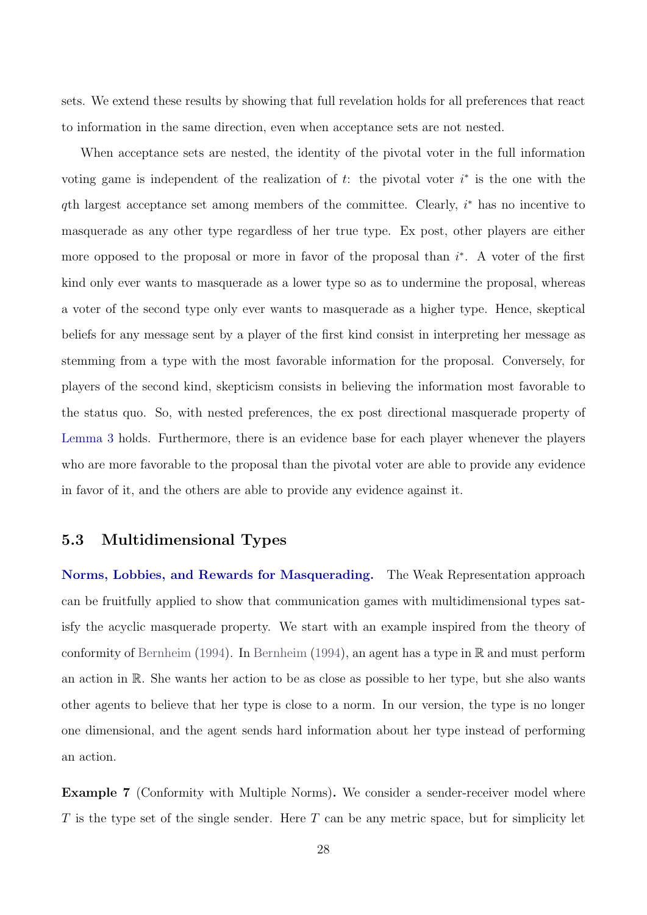sets. We extend these results by showing that full revelation holds for all preferences that react to information in the same direction, even when acceptance sets are not nested.

When acceptance sets are nested, the identity of the pivotal voter in the full information voting game is independent of the realization of $t$: the pivotal voter $i^*$ is the one with the $q$th largest acceptance set among members of the committee. Clearly, $i^*$ has no incentive to masquerade as any other type regardless of her true type. Ex post, other players are either more opposed to the proposal or more in favor of the proposal than $i^*$. A voter of the first kind only ever wants to masquerade as a lower type so as to undermine the proposal, whereas a voter of the second type only ever wants to masquerade as a higher type. Hence, skeptical beliefs for any message sent by a player of the first kind consist in interpreting her message as stemming from a type with the most favorable information for the proposal. Conversely, for players of the second kind, skepticism consists in believing the information most favorable to the status quo. So, with nested preferences, the ex post directional masquerade property of Lemma 3 holds. Furthermore, there is an evidence base for each player whenever the players who are more favorable to the proposal than the pivotal voter are able to provide any evidence in favor of it, and the others are able to provide any evidence against it.

### 5.3 Multidimensional Types

**Norms, Lobbies, and Rewards for Masquerading.** The Weak Representation approach can be fruitfully applied to show that communication games with multidimensional types satisfy the acyclic masquerade property. We start with an example inspired from the theory of conformity of Bernheim (1994). In Bernheim (1994), an agent has a type in $\mathbb{R}$ and must perform an action in $\mathbb{R}$. She wants her action to be as close as possible to her type, but she also wants other agents to believe that her type is close to a norm. In our version, the type is no longer one dimensional, and the agent sends hard information about her type instead of performing an action.

**Example 7** (Conformity with Multiple Norms)**.** We consider a sender-receiver model where $T$ is the type set of the single sender. Here $T$ can be any metric space, but for simplicity let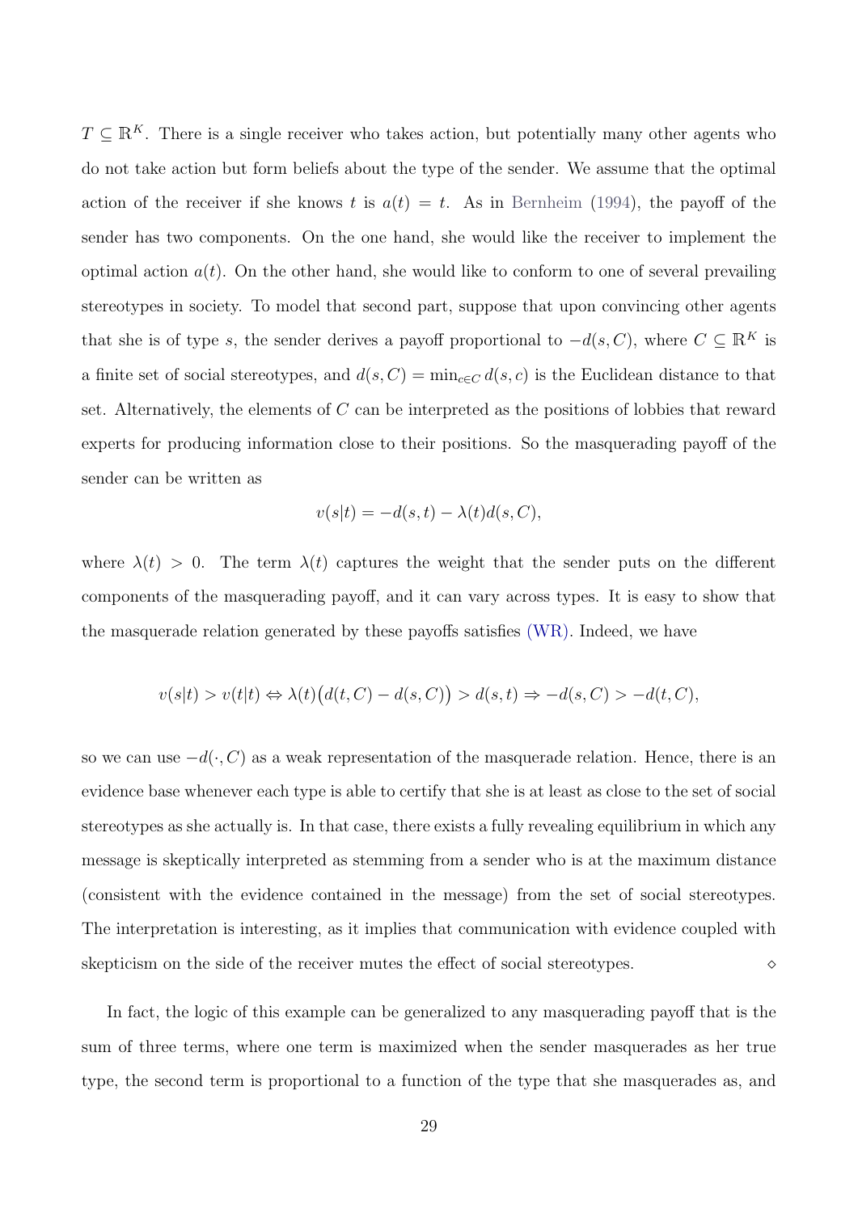$T \subseteq \mathbb{R}^K$. There is a single receiver who takes action, but potentially many other agents who do not take action but form beliefs about the type of the sender. We assume that the optimal action of the receiver if she knows $t$ is $a(t) = t$. As in Bernheim (1994), the payoff of the sender has two components. On the one hand, she would like the receiver to implement the optimal action $a(t)$. On the other hand, she would like to conform to one of several prevailing stereotypes in society. To model that second part, suppose that upon convincing other agents that she is of type $s$, the sender derives a payoff proportional to $-d(s, C)$, where $C \subseteq \mathbb{R}^K$ is a finite set of social stereotypes, and $d(s, C) = \min_{c \in C} d(s, c)$ is the Euclidean distance to that set. Alternatively, the elements of $C$ can be interpreted as the positions of lobbies that reward experts for producing information close to their positions. So the masquerading payoff of the sender can be written as

$$v(s|t) = -d(s, t) - \lambda(t) d(s, C),$$

where $\lambda(t) > 0$. The term $\lambda(t)$ captures the weight that the sender puts on the different components of the masquerading payoff, and it can vary across types. It is easy to show that the masquerade relation generated by these payoffs satisfies (WR). Indeed, we have

$$v(s|t) > v(t|t) \Leftrightarrow \lambda(t)\big(d(t, C) - d(s, C)\big) > d(s, t) \Rightarrow -d(s, C) > -d(t, C),$$

so we can use $-d(\cdot, C)$ as a weak representation of the masquerade relation. Hence, there is an evidence base whenever each type is able to certify that she is at least as close to the set of social stereotypes as she actually is. In that case, there exists a fully revealing equilibrium in which any message is skeptically interpreted as stemming from a sender who is at the maximum distance (consistent with the evidence contained in the message) from the set of social stereotypes. The interpretation is interesting, as it implies that communication with evidence coupled with skepticism on the side of the receiver mutes the effect of social stereotypes. $\diamond$

In fact, the logic of this example can be generalized to any masquerading payoff that is the sum of three terms, where one term is maximized when the sender masquerades as her true type, the second term is proportional to a function of the type that she masquerades as, and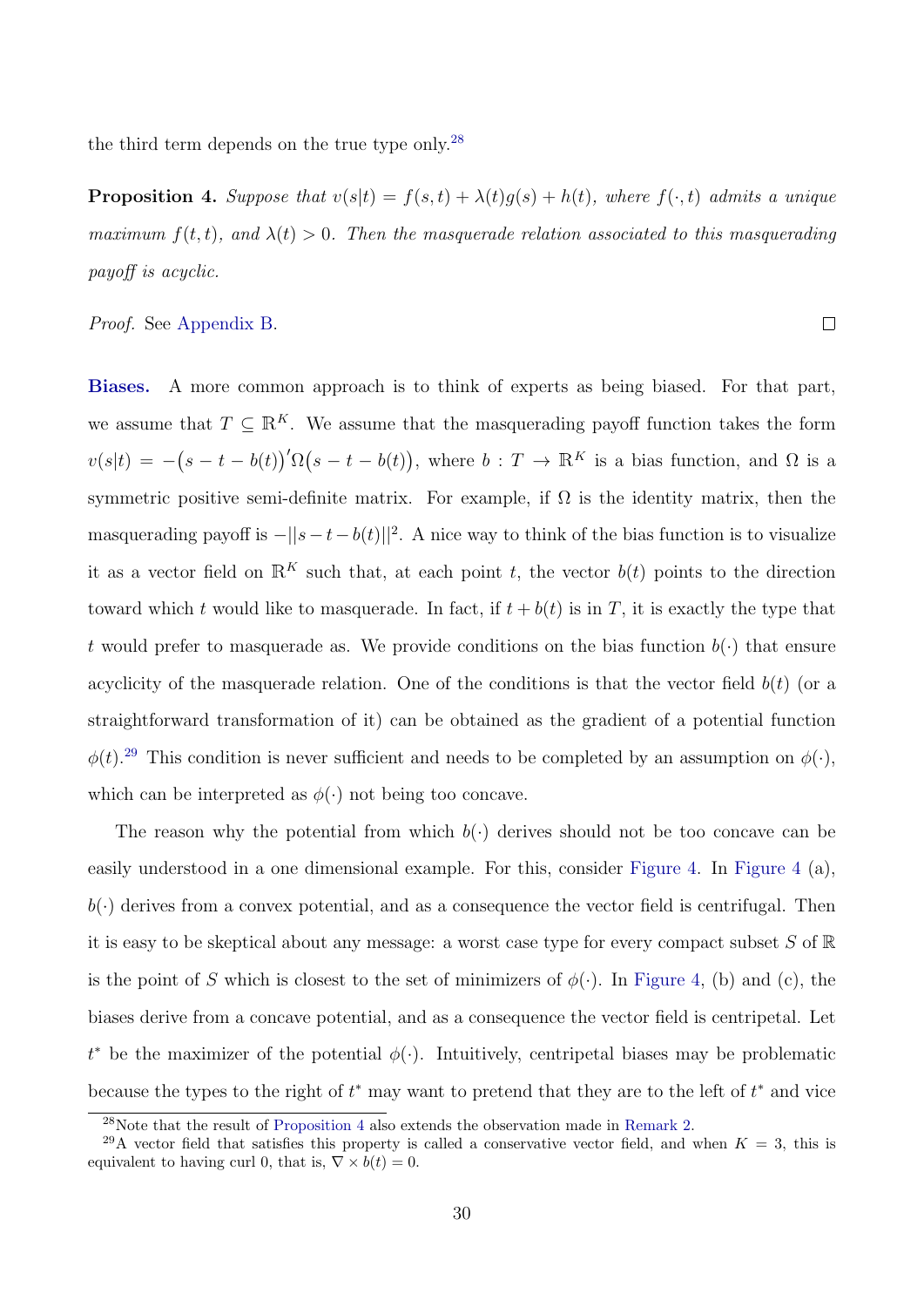the third term depends on the true type only.[28]

**Proposition 4.** *Suppose that $v(s|t) = f(s,t) + \lambda(t)g(s) + h(t)$, where $f(\cdot,t)$ admits a unique maximum $f(t,t)$, and $\lambda(t) > 0$. Then the masquerade relation associated to this masquerading payoff is acyclic.*

*Proof.* See Appendix B. ∎

**Biases.** A more common approach is to think of experts as being biased. For that part, we assume that $T \subseteq \mathbb{R}^K$. We assume that the masquerading payoff function takes the form $v(s|t) = -\big(s - t - b(t)\big)'\Omega\big(s - t - b(t)\big)$, where $b : T \to \mathbb{R}^K$ is a bias function, and $\Omega$ is a symmetric positive semi-definite matrix. For example, if $\Omega$ is the identity matrix, then the masquerading payoff is $-||s - t - b(t)||^2$. A nice way to think of the bias function is to visualize it as a vector field on $\mathbb{R}^K$ such that, at each point $t$, the vector $b(t)$ points to the direction toward which $t$ would like to masquerade. In fact, if $t + b(t)$ is in $T$, it is exactly the type that $t$ would prefer to masquerade as. We provide conditions on the bias function $b(\cdot)$ that ensure acyclicity of the masquerade relation. One of the conditions is that the vector field $b(t)$ (or a straightforward transformation of it) can be obtained as the gradient of a potential function $\phi(t)$.[29] This condition is never sufficient and needs to be completed by an assumption on $\phi(\cdot)$, which can be interpreted as $\phi(\cdot)$ not being too concave.

The reason why the potential from which $b(\cdot)$ derives should not be too concave can be easily understood in a one dimensional example. For this, consider Figure 4. In Figure 4 (a), $b(\cdot)$ derives from a convex potential, and as a consequence the vector field is centrifugal. Then it is easy to be skeptical about any message: a worst case type for every compact subset $S$ of $\mathbb{R}$ is the point of $S$ which is closest to the set of minimizers of $\phi(\cdot)$. In Figure 4, (b) and (c), the biases derive from a concave potential, and as a consequence the vector field is centripetal. Let $t^*$ be the maximizer of the potential $\phi(\cdot)$. Intuitively, centripetal biases may be problematic because the types to the right of $t^*$ may want to pretend that they are to the left of $t^*$ and vice

[28] Note that the result of Proposition 4 also extends the observation made in Remark 2.

[29] A vector field that satisfies this property is called a conservative vector field, and when $K = 3$, this is equivalent to having curl 0, that is, $\nabla \times b(t) = 0$.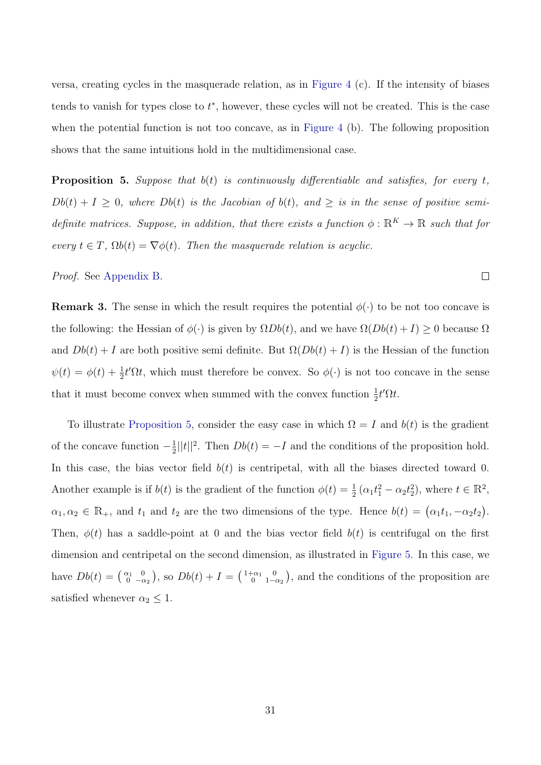versa, creating cycles in the masquerade relation, as in Figure 4 (c). If the intensity of biases tends to vanish for types close to $t^*$, however, these cycles will not be created. This is the case when the potential function is not too concave, as in Figure 4 (b). The following proposition shows that the same intuitions hold in the multidimensional case.

**Proposition 5.** *Suppose that $b(t)$ is continuously differentiable and satisfies, for every $t$, $Db(t) + I \geq 0$, where $Db(t)$ is the Jacobian of $b(t)$, and $\geq$ is in the sense of positive semi-definite matrices. Suppose, in addition, that there exists a function $\phi : \mathbb{R}^K \to \mathbb{R}$ such that for every $t \in T$, $\Omega b(t) = \nabla \phi(t)$. Then the masquerade relation is acyclic.*

*Proof.* See Appendix B. □

**Remark 3.** The sense in which the result requires the potential $\phi(\cdot)$ to be not too concave is the following: the Hessian of $\phi(\cdot)$ is given by $\Omega Db(t)$, and we have $\Omega(Db(t) + I) \geq 0$ because $\Omega$ and $Db(t) + I$ are both positive semi definite. But $\Omega(Db(t) + I)$ is the Hessian of the function $\psi(t) = \phi(t) + \frac{1}{2}t'\Omega t$, which must therefore be convex. So $\phi(\cdot)$ is not too concave in the sense that it must become convex when summed with the convex function $\frac{1}{2}t'\Omega t$.

To illustrate Proposition 5, consider the easy case in which $\Omega = I$ and $b(t)$ is the gradient of the concave function $-\frac{1}{2}||t||^2$. Then $Db(t) = -I$ and the conditions of the proposition hold. In this case, the bias vector field $b(t)$ is centripetal, with all the biases directed toward 0. Another example is if $b(t)$ is the gradient of the function $\phi(t) = \frac{1}{2}\left(\alpha_1 t_1^2 - \alpha_2 t_2^2\right)$, where $t \in \mathbb{R}^2$, $\alpha_1, \alpha_2 \in \mathbb{R}_+$, and $t_1$ and $t_2$ are the two dimensions of the type. Hence $b(t) = \left(\alpha_1 t_1, -\alpha_2 t_2\right)$. Then, $\phi(t)$ has a saddle-point at 0 and the bias vector field $b(t)$ is centrifugal on the first dimension and centripetal on the second dimension, as illustrated in Figure 5. In this case, we have $Db(t) = \left(\begin{smallmatrix} \alpha_1 & 0 \\ 0 & -\alpha_2 \end{smallmatrix}\right)$, so $Db(t) + I = \left(\begin{smallmatrix} 1+\alpha_1 & 0 \\ 0 & 1-\alpha_2 \end{smallmatrix}\right)$, and the conditions of the proposition are satisfied whenever $\alpha_2 \leq 1$.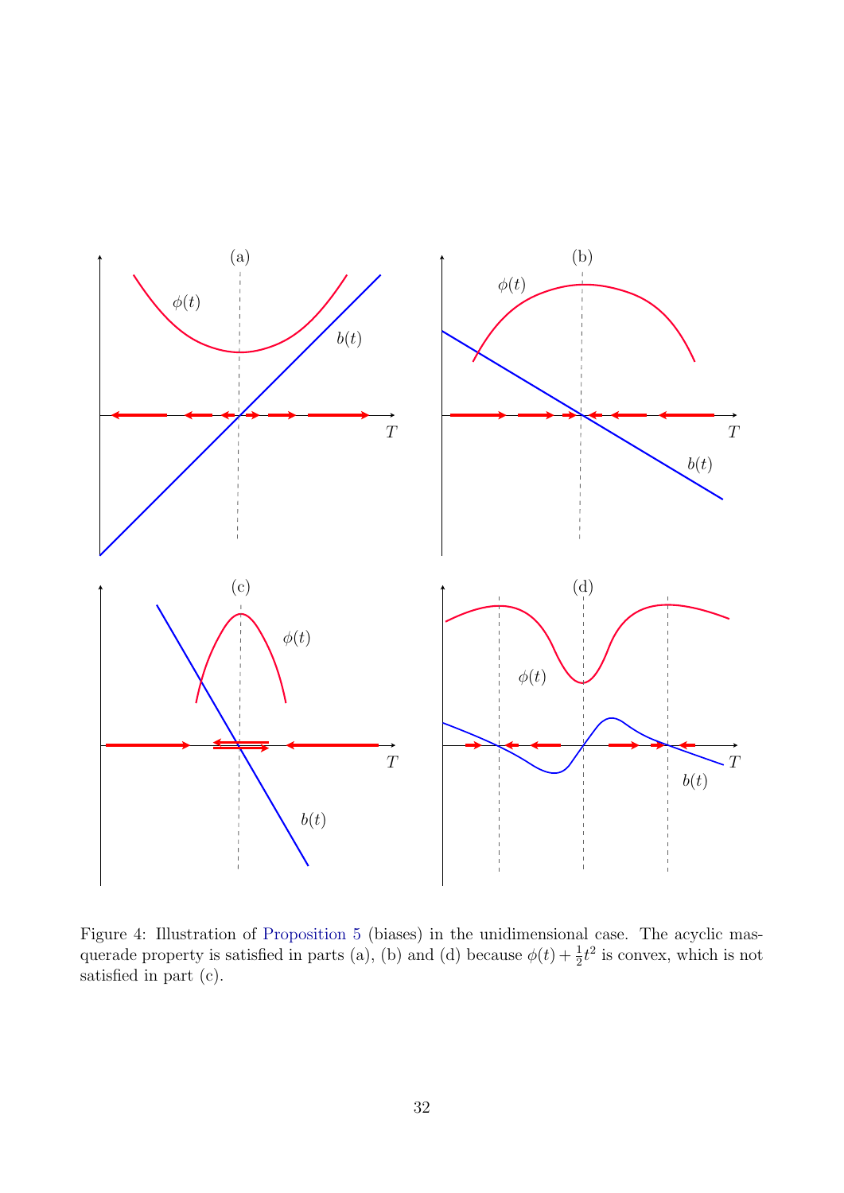Figure 4: Illustration of Proposition 5 (biases) in the unidimensional case. The acyclic masquerade property is satisfied in parts (a), (b) and (d) because $\phi(t) + \frac{1}{2}t^2$ is convex, which is not satisfied in part (c).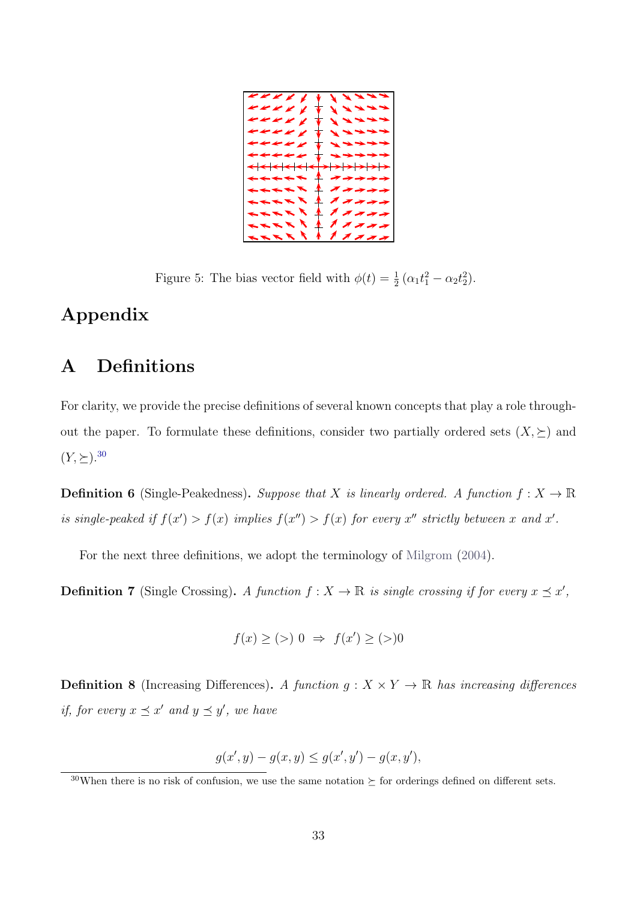Figure 5: The bias vector field with $\phi(t) = \frac{1}{2}\left(\alpha_1 t_1^2 - \alpha_2 t_2^2\right)$.

# Appendix

## A Definitions

For clarity, we provide the precise definitions of several known concepts that play a role throughout the paper. To formulate these definitions, consider two partially ordered sets $(X, \succeq)$ and $(Y, \succeq)$.[30]

**Definition 6** (Single-Peakedness). *Suppose that $X$ is linearly ordered. A function $f : X \to \mathbb{R}$ is single-peaked if $f(x') > f(x)$ implies $f(x'') > f(x)$ for every $x''$ strictly between $x$ and $x'$.*

For the next three definitions, we adopt the terminology of Milgrom (2004).

**Definition 7** (Single Crossing). *A function $f : X \to \mathbb{R}$ is single crossing if for every $x \preceq x'$,*

$$f(x) \geq (>)\ 0 \ \Rightarrow\ f(x') \geq (>) 0$$

**Definition 8** (Increasing Differences). *A function $g : X \times Y \to \mathbb{R}$ has increasing differences if, for every $x \preceq x'$ and $y \preceq y'$, we have*

$$g(x', y) - g(x, y) \leq g(x', y') - g(x, y'),$$

[30] When there is no risk of confusion, we use the same notation $\succeq$ for orderings defined on different sets.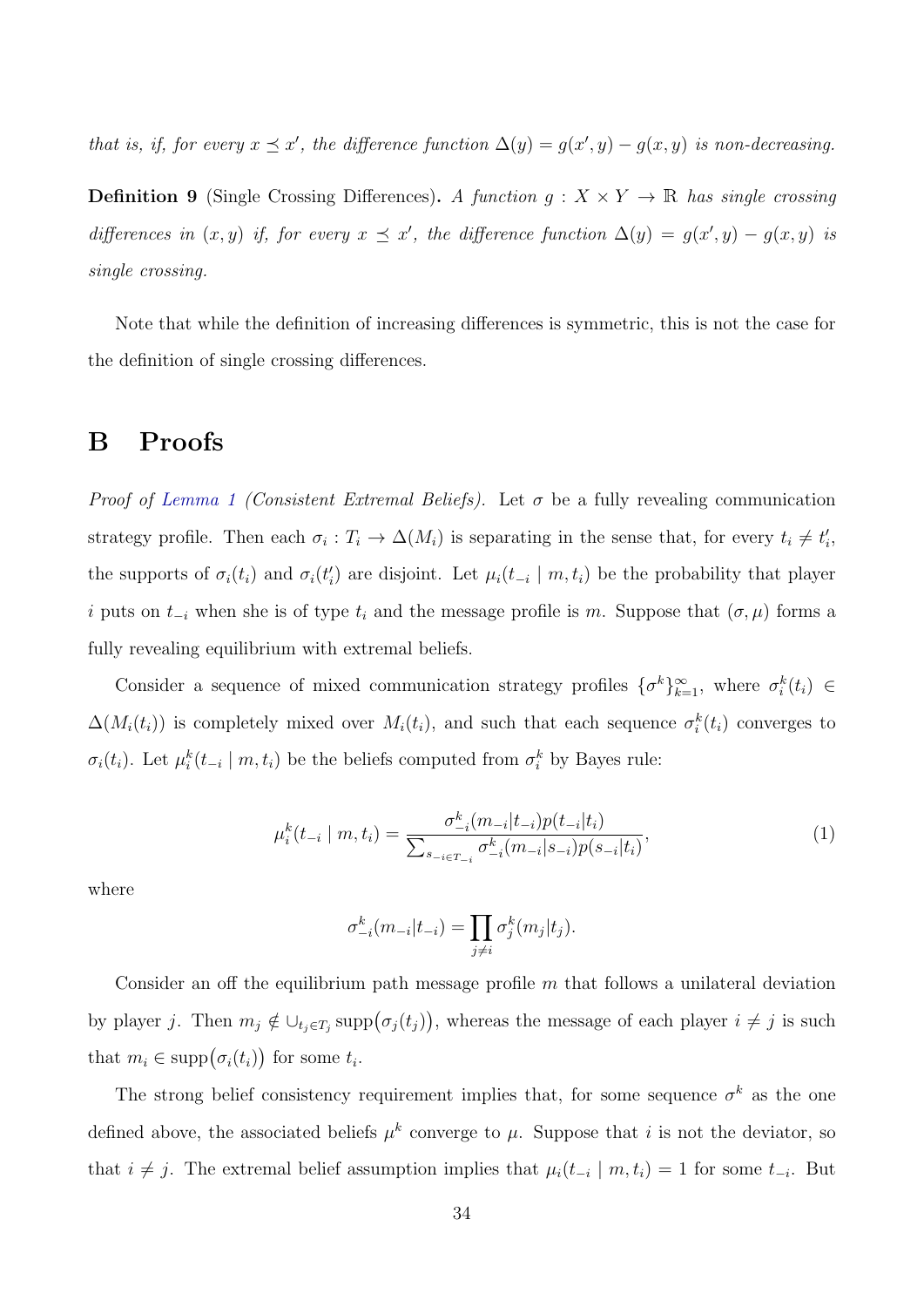*that is, if, for every $x \preceq x'$, the difference function $\Delta(y) = g(x', y) - g(x, y)$ is non-decreasing.*

**Definition 9** (Single Crossing Differences)**.** *A function $g : X \times Y \to \mathbb{R}$ has single crossing differences in $(x, y)$ if, for every $x \preceq x'$, the difference function $\Delta(y) = g(x', y) - g(x, y)$ is single crossing.*

Note that while the definition of increasing differences is symmetric, this is not the case for the definition of single crossing differences.

# B Proofs

*Proof of Lemma 1 (Consistent Extremal Beliefs).* Let $\sigma$ be a fully revealing communication strategy profile. Then each $\sigma_i : T_i \to \Delta(M_i)$ is separating in the sense that, for every $t_i \neq t_i'$, the supports of $\sigma_i(t_i)$ and $\sigma_i(t_i')$ are disjoint. Let $\mu_i(t_{-i} \mid m, t_i)$ be the probability that player $i$ puts on $t_{-i}$ when she is of type $t_i$ and the message profile is $m$. Suppose that $(\sigma, \mu)$ forms a fully revealing equilibrium with extremal beliefs.

Consider a sequence of mixed communication strategy profiles $\{\sigma^k\}_{k=1}^{\infty}$, where $\sigma_i^k(t_i) \in \Delta(M_i(t_i))$ is completely mixed over $M_i(t_i)$, and such that each sequence $\sigma_i^k(t_i)$ converges to $\sigma_i(t_i)$. Let $\mu_i^k(t_{-i} \mid m, t_i)$ be the beliefs computed from $\sigma_i^k$ by Bayes rule:

$$\mu_i^k(t_{-i} \mid m, t_i) = \frac{\sigma_{-i}^k(m_{-i}|t_{-i})p(t_{-i}|t_i)}{\sum_{s_{-i \in T_{-i}}} \sigma_{-i}^k(m_{-i}|s_{-i})p(s_{-i}|t_i)}, \tag{1}$$

where

$$\sigma_{-i}^k(m_{-i}|t_{-i}) = \prod_{j \neq i} \sigma_j^k(m_j|t_j).$$

Consider an off the equilibrium path message profile $m$ that follows a unilateral deviation by player $j$. Then $m_j \notin \cup_{t_j \in T_j} \operatorname{supp}\big(\sigma_j(t_j)\big)$, whereas the message of each player $i \neq j$ is such that $m_i \in \operatorname{supp}\big(\sigma_i(t_i)\big)$ for some $t_i$.

The strong belief consistency requirement implies that, for some sequence $\sigma^k$ as the one defined above, the associated beliefs $\mu^k$ converge to $\mu$. Suppose that $i$ is not the deviator, so that $i \neq j$. The extremal belief assumption implies that $\mu_i(t_{-i} \mid m, t_i) = 1$ for some $t_{-i}$. But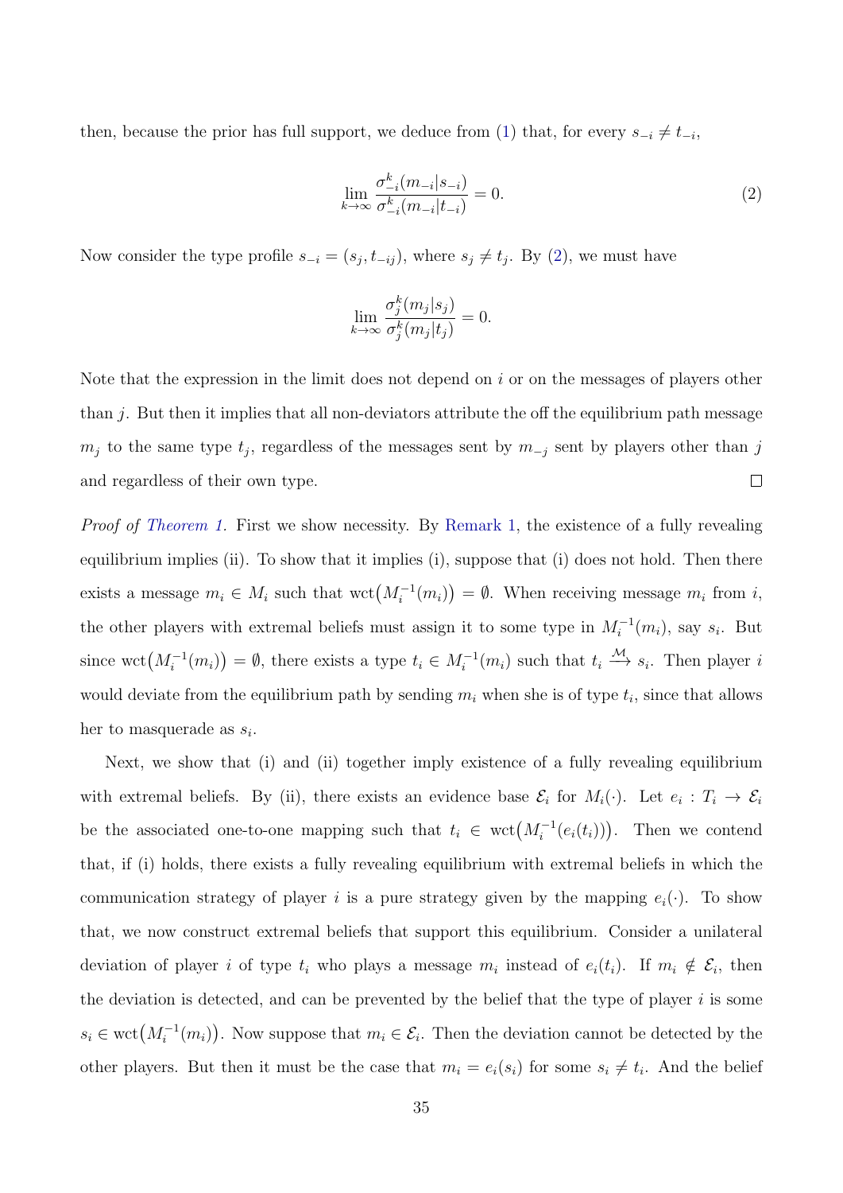then, because the prior has full support, we deduce from (1) that, for every $s_{-i} \neq t_{-i}$,

$$\lim_{k\to\infty} \frac{\sigma^k_{-i}(m_{-i}|s_{-i})}{\sigma^k_{-i}(m_{-i}|t_{-i})} = 0. \tag{2}$$

Now consider the type profile $s_{-i} = (s_j, t_{-ij})$, where $s_j \neq t_j$. By (2), we must have

$$\lim_{k\to\infty} \frac{\sigma^k_{j}(m_{j}|s_{j})}{\sigma^k_{j}(m_{j}|t_{j})} = 0.$$

Note that the expression in the limit does not depend on $i$ or on the messages of players other than $j$. But then it implies that all non-deviators attribute the off the equilibrium path message $m_j$ to the same type $t_j$, regardless of the messages sent by $m_{-j}$ sent by players other than $j$ and regardless of their own type. $\square$

*Proof of Theorem 1.* First we show necessity. By Remark 1, the existence of a fully revealing equilibrium implies (ii). To show that it implies (i), suppose that (i) does not hold. Then there exists a message $m_i \in M_i$ such that $\text{wct}\big(M_i^{-1}(m_i)\big) = \emptyset$. When receiving message $m_i$ from $i$, the other players with extremal beliefs must assign it to some type in $M_i^{-1}(m_i)$, say $s_i$. But since $\text{wct}\big(M_i^{-1}(m_i)\big) = \emptyset$, there exists a type $t_i \in M_i^{-1}(m_i)$ such that $t_i \xrightarrow{\mathcal{M}} s_i$. Then player $i$ would deviate from the equilibrium path by sending $m_i$ when she is of type $t_i$, since that allows her to masquerade as $s_i$.

Next, we show that (i) and (ii) together imply existence of a fully revealing equilibrium with extremal beliefs. By (ii), there exists an evidence base $\mathcal{E}_i$ for $M_i(\cdot)$. Let $e_i : T_i \to \mathcal{E}_i$ be the associated one-to-one mapping such that $t_i \in \text{wct}\big(M_i^{-1}(e_i(t_i))\big)$. Then we contend that, if (i) holds, there exists a fully revealing equilibrium with extremal beliefs in which the communication strategy of player $i$ is a pure strategy given by the mapping $e_i(\cdot)$. To show that, we now construct extremal beliefs that support this equilibrium. Consider a unilateral deviation of player $i$ of type $t_i$ who plays a message $m_i$ instead of $e_i(t_i)$. If $m_i \notin \mathcal{E}_i$, then the deviation is detected, and can be prevented by the belief that the type of player $i$ is some $s_i \in \text{wct}\big(M_i^{-1}(m_i)\big)$. Now suppose that $m_i \in \mathcal{E}_i$. Then the deviation cannot be detected by the other players. But then it must be the case that $m_i = e_i(s_i)$ for some $s_i \neq t_i$. And the belief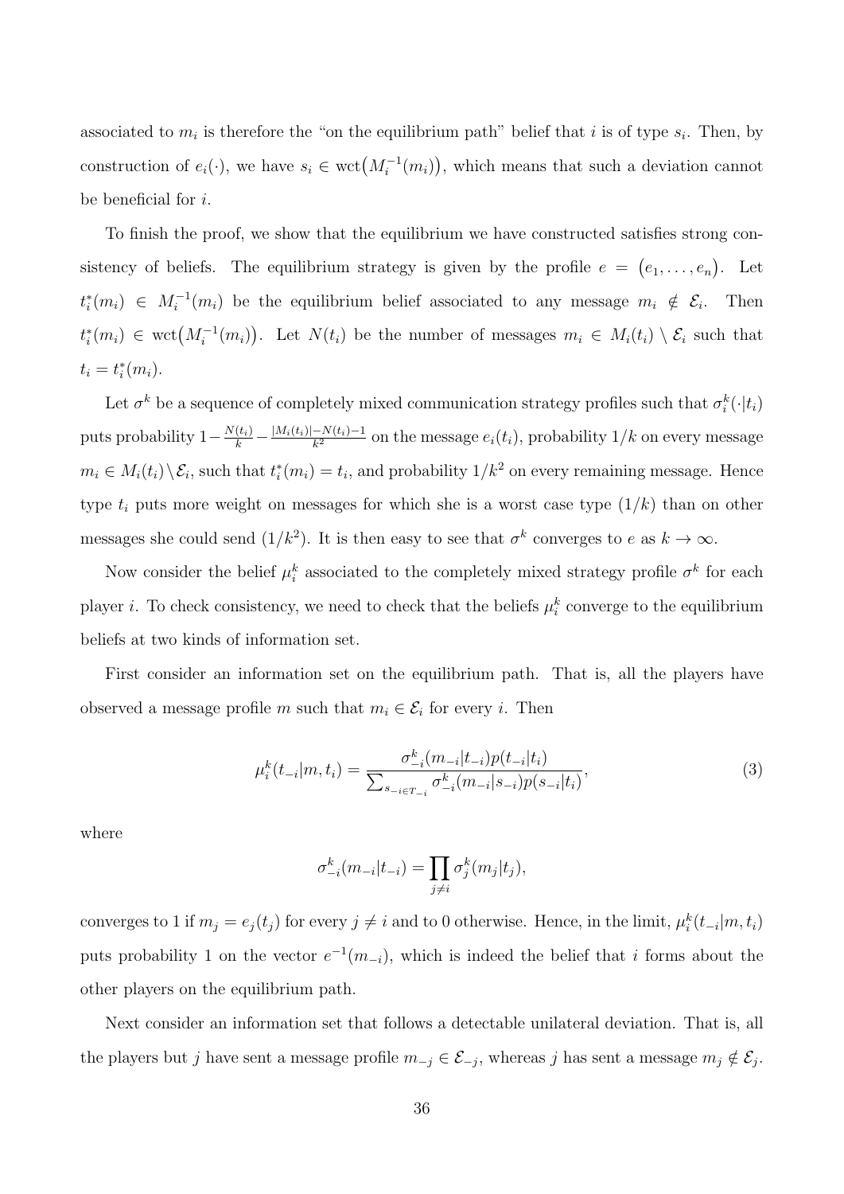associated to $m_i$ is therefore the "on the equilibrium path" belief that $i$ is of type $s_i$. Then, by construction of $e_i(\cdot)$, we have $s_i \in \text{wct}\big(M_i^{-1}(m_i)\big)$, which means that such a deviation cannot be beneficial for $i$.

To finish the proof, we show that the equilibrium we have constructed satisfies strong consistency of beliefs. The equilibrium strategy is given by the profile $e = \big(e_1, \ldots, e_n\big)$. Let $t_i^*(m_i) \in M_i^{-1}(m_i)$ be the equilibrium belief associated to any message $m_i \notin \mathcal{E}_i$. Then $t_i^*(m_i) \in \text{wct}\big(M_i^{-1}(m_i)\big)$. Let $N(t_i)$ be the number of messages $m_i \in M_i(t_i) \setminus \mathcal{E}_i$ such that $t_i = t_i^*(m_i)$.

Let $\sigma^k$ be a sequence of completely mixed communication strategy profiles such that $\sigma_i^k(\cdot|t_i)$ puts probability $1 - \frac{N(t_i)}{k} - \frac{|M_i(t_i)|-N(t_i)-1}{k^2}$ on the message $e_i(t_i)$, probability $1/k$ on every message $m_i \in M_i(t_i) \setminus \mathcal{E}_i$, such that $t_i^*(m_i) = t_i$, and probability $1/k^2$ on every remaining message. Hence type $t_i$ puts more weight on messages for which she is a worst case type $(1/k)$ than on other messages she could send $(1/k^2)$. It is then easy to see that $\sigma^k$ converges to $e$ as $k \to \infty$.

Now consider the belief $\mu_i^k$ associated to the completely mixed strategy profile $\sigma^k$ for each player $i$. To check consistency, we need to check that the beliefs $\mu_i^k$ converge to the equilibrium beliefs at two kinds of information set.

First consider an information set on the equilibrium path. That is, all the players have observed a message profile $m$ such that $m_i \in \mathcal{E}_i$ for every $i$. Then

$$\mu_i^k(t_{-i}|m, t_i) = \frac{\sigma_{-i}^k(m_{-i}|t_{-i})p(t_{-i}|t_i)}{\sum_{s_{-i \in T_{-i}}} \sigma_{-i}^k(m_{-i}|s_{-i})p(s_{-i}|t_i)}, \tag{3}$$

where

$$\sigma_{-i}^k(m_{-i}|t_{-i}) = \prod_{j \neq i} \sigma_j^k(m_j|t_j),$$

converges to 1 if $m_j = e_j(t_j)$ for every $j \neq i$ and to 0 otherwise. Hence, in the limit, $\mu_i^k(t_{-i}|m, t_i)$ puts probability 1 on the vector $e^{-1}(m_{-i})$, which is indeed the belief that $i$ forms about the other players on the equilibrium path.

Next consider an information set that follows a detectable unilateral deviation. That is, all the players but $j$ have sent a message profile $m_{-j} \in \mathcal{E}_{-j}$, whereas $j$ has sent a message $m_j \notin \mathcal{E}_j$.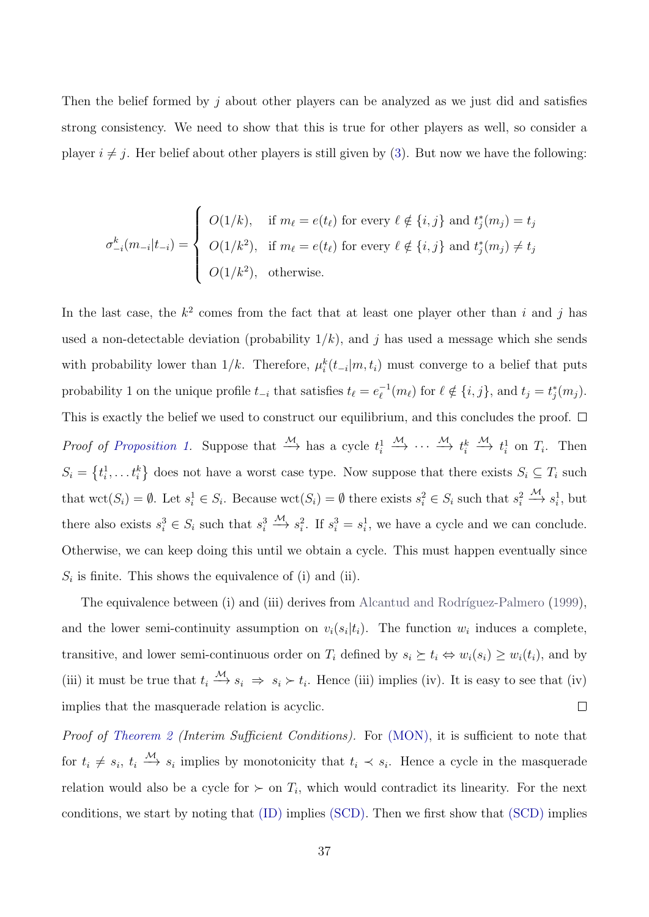Then the belief formed by $j$ about other players can be analyzed as we just did and satisfies strong consistency. We need to show that this is true for other players as well, so consider a player $i \neq j$. Her belief about other players is still given by (3). But now we have the following:

$$\sigma^k_{-i}(m_{-i}|t_{-i}) = \begin{cases} O(1/k), & \text{if } m_\ell = e(t_\ell) \text{ for every } \ell \notin \{i,j\} \text{ and } t^*_j(m_j) = t_j \\ O(1/k^2), & \text{if } m_\ell = e(t_\ell) \text{ for every } \ell \notin \{i,j\} \text{ and } t^*_j(m_j) \neq t_j \\ O(1/k^2), & \text{otherwise.} \end{cases}$$

In the last case, the $k^2$ comes from the fact that at least one player other than $i$ and $j$ has used a non-detectable deviation (probability $1/k$), and $j$ has used a message which she sends with probability lower than $1/k$. Therefore, $\mu^k_i(t_{-i}|m, t_i)$ must converge to a belief that puts probability 1 on the unique profile $t_{-i}$ that satisfies $t_\ell = e^{-1}_\ell(m_\ell)$ for $\ell \notin \{i,j\}$, and $t_j = t^*_j(m_j)$. This is exactly the belief we used to construct our equilibrium, and this concludes the proof. $\square$

*Proof of Proposition 1.* Suppose that $\xrightarrow{\mathcal{M}}$ has a cycle $t^1_i \xrightarrow{\mathcal{M}} \cdots \xrightarrow{\mathcal{M}} t^k_i \xrightarrow{\mathcal{M}} t^1_i$ on $T_i$. Then $S_i = \{t^1_i, \dots t^k_i\}$ does not have a worst case type. Now suppose that there exists $S_i \subseteq T_i$ such that $\text{wct}(S_i) = \emptyset$. Let $s^1_i \in S_i$. Because $\text{wct}(S_i) = \emptyset$ there exists $s^2_i \in S_i$ such that $s^2_i \xrightarrow{\mathcal{M}} s^1_i$, but there also exists $s^3_i \in S_i$ such that $s^3_i \xrightarrow{\mathcal{M}} s^2_i$. If $s^3_i = s^1_i$, we have a cycle and we can conclude. Otherwise, we can keep doing this until we obtain a cycle. This must happen eventually since $S_i$ is finite. This shows the equivalence of (i) and (ii).

The equivalence between (i) and (iii) derives from Alcantud and Rodríguez-Palmero (1999), and the lower semi-continuity assumption on $v_i(s_i|t_i)$. The function $w_i$ induces a complete, transitive, and lower semi-continuous order on $T_i$ defined by $s_i \succeq t_i \Leftrightarrow w_i(s_i) \geq w_i(t_i)$, and by (iii) it must be true that $t_i \xrightarrow{\mathcal{M}} s_i \;\Rightarrow\; s_i \succ t_i$. Hence (iii) implies (iv). It is easy to see that (iv) implies that the masquerade relation is acyclic. $\square$

*Proof of Theorem 2 (Interim Sufficient Conditions).* For (MON), it is sufficient to note that for $t_i \neq s_i$, $t_i \xrightarrow{\mathcal{M}} s_i$ implies by monotonicity that $t_i \prec s_i$. Hence a cycle in the masquerade relation would also be a cycle for $\succ$ on $T_i$, which would contradict its linearity. For the next conditions, we start by noting that (ID) implies (SCD). Then we first show that (SCD) implies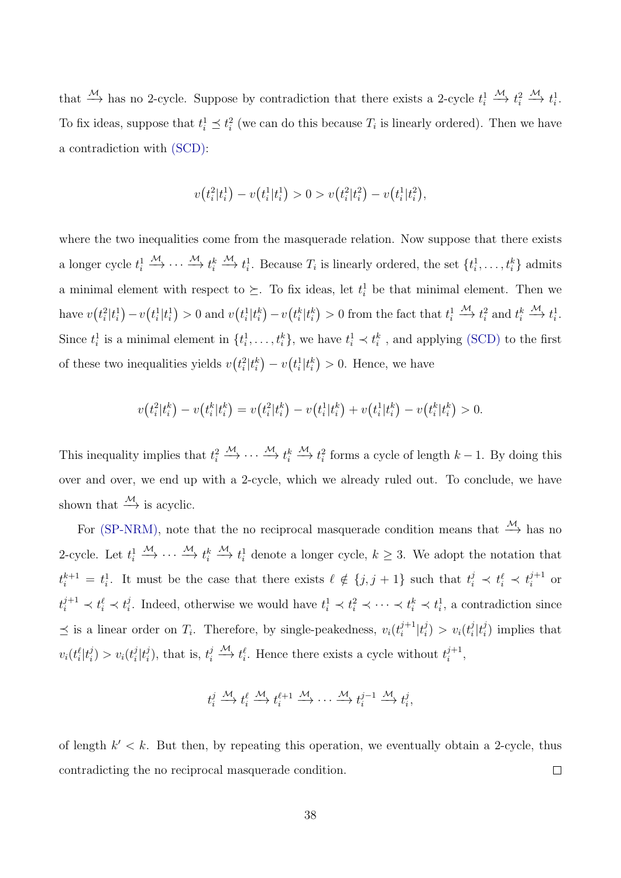that $\xrightarrow{\mathcal{M}}$ has no 2-cycle. Suppose by contradiction that there exists a 2-cycle $t_i^1 \xrightarrow{\mathcal{M}} t_i^2 \xrightarrow{\mathcal{M}} t_i^1$. To fix ideas, suppose that $t_i^1 \preceq t_i^2$ (we can do this because $T_i$ is linearly ordered). Then we have a contradiction with (SCD):

$$v\big(t_i^2|t_i^1\big) - v\big(t_i^1|t_i^1\big) > 0 > v\big(t_i^2|t_i^2\big) - v\big(t_i^1|t_i^2\big),$$

where the two inequalities come from the masquerade relation. Now suppose that there exists a longer cycle $t_i^1 \xrightarrow{\mathcal{M}} \cdots \xrightarrow{\mathcal{M}} t_i^k \xrightarrow{\mathcal{M}} t_i^1$. Because $T_i$ is linearly ordered, the set $\{t_i^1, \ldots, t_i^k\}$ admits a minimal element with respect to $\succeq$. To fix ideas, let $t_i^1$ be that minimal element. Then we have $v\big(t_i^2|t_i^1\big) - v\big(t_i^1|t_i^1\big) > 0$ and $v\big(t_i^1|t_i^k\big) - v\big(t_i^k|t_i^k\big) > 0$ from the fact that $t_i^1 \xrightarrow{\mathcal{M}} t_i^2$ and $t_i^k \xrightarrow{\mathcal{M}} t_i^1$. Since $t_i^1$ is a minimal element in $\{t_i^1, \ldots, t_i^k\}$, we have $t_i^1 \prec t_i^k$ , and applying (SCD) to the first of these two inequalities yields $v\big(t_i^2|t_i^k\big) - v\big(t_i^1|t_i^k\big) > 0$. Hence, we have

$$v\big(t_i^2|t_i^k\big) - v\big(t_i^k|t_i^k\big) = v\big(t_i^2|t_i^k\big) - v\big(t_i^1|t_i^k\big) + v\big(t_i^1|t_i^k\big) - v\big(t_i^k|t_i^k\big) > 0.$$

This inequality implies that $t_i^2 \xrightarrow{\mathcal{M}} \cdots \xrightarrow{\mathcal{M}} t_i^k \xrightarrow{\mathcal{M}} t_i^2$ forms a cycle of length $k-1$. By doing this over and over, we end up with a 2-cycle, which we already ruled out. To conclude, we have shown that $\xrightarrow{\mathcal{M}}$ is acyclic.

For (SP-NRM), note that the no reciprocal masquerade condition means that $\xrightarrow{\mathcal{M}}$ has no 2-cycle. Let $t_i^1 \xrightarrow{\mathcal{M}} \cdots \xrightarrow{\mathcal{M}} t_i^k \xrightarrow{\mathcal{M}} t_i^1$ denote a longer cycle, $k \geq 3$. We adopt the notation that $t_i^{k+1} = t_i^1$. It must be the case that there exists $\ell \notin \{j, j+1\}$ such that $t_i^j \prec t_i^\ell \prec t_i^{j+1}$ or $t_i^{j+1} \prec t_i^\ell \prec t_i^j$. Indeed, otherwise we would have $t_i^1 \prec t_i^2 \prec \cdots \prec t_i^k \prec t_i^1$, a contradiction since $\preceq$ is a linear order on $T_i$. Therefore, by single-peakedness, $v_i(t_i^{j+1}|t_i^j) > v_i(t_i^j|t_i^j)$ implies that $v_i(t_i^\ell|t_i^j) > v_i(t_i^j|t_i^j)$, that is, $t_i^j \xrightarrow{\mathcal{M}} t_i^\ell$. Hence there exists a cycle without $t_i^{j+1}$,

$$t_i^j \xrightarrow{\mathcal{M}} t_i^\ell \xrightarrow{\mathcal{M}} t_i^{\ell+1} \xrightarrow{\mathcal{M}} \cdots \xrightarrow{\mathcal{M}} t_i^{j-1} \xrightarrow{\mathcal{M}} t_i^j,$$

of length $k' < k$. But then, by repeating this operation, we eventually obtain a 2-cycle, thus contradicting the no reciprocal masquerade condition. □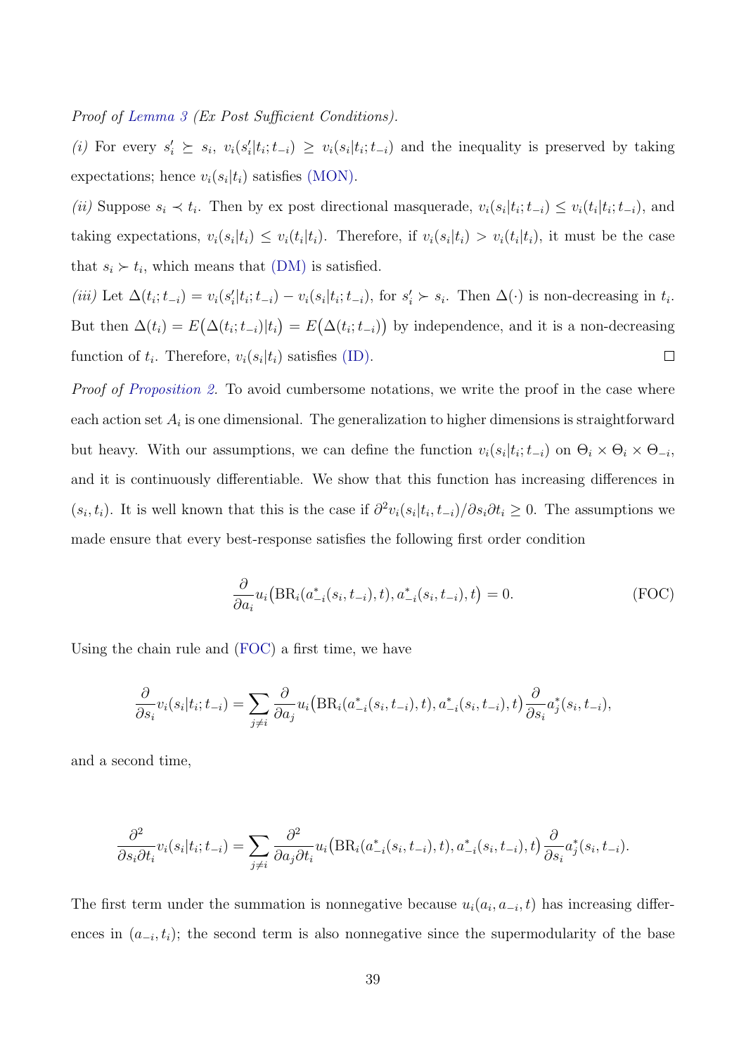*Proof of Lemma 3 (Ex Post Sufficient Conditions).*

*(i)* For every $s'_i \succeq s_i$, $v_i(s'_i|t_i;t_{-i}) \geq v_i(s_i|t_i;t_{-i})$ and the inequality is preserved by taking expectations; hence $v_i(s_i|t_i)$ satisfies (MON).

*(ii)* Suppose $s_i \prec t_i$. Then by ex post directional masquerade, $v_i(s_i|t_i;t_{-i}) \leq v_i(t_i|t_i;t_{-i})$, and taking expectations, $v_i(s_i|t_i) \leq v_i(t_i|t_i)$. Therefore, if $v_i(s_i|t_i) > v_i(t_i|t_i)$, it must be the case that $s_i \succ t_i$, which means that (DM) is satisfied.

*(iii)* Let $\Delta(t_i;t_{-i}) = v_i(s'_i|t_i;t_{-i}) - v_i(s_i|t_i;t_{-i})$, for $s'_i \succ s_i$. Then $\Delta(\cdot)$ is non-decreasing in $t_i$. But then $\Delta(t_i) = E\big(\Delta(t_i;t_{-i})|t_i\big) = E\big(\Delta(t_i;t_{-i})\big)$ by independence, and it is a non-decreasing function of $t_i$. Therefore, $v_i(s_i|t_i)$ satisfies (ID). □

*Proof of Proposition 2.* To avoid cumbersome notations, we write the proof in the case where each action set $A_i$ is one dimensional. The generalization to higher dimensions is straightforward but heavy. With our assumptions, we can define the function $v_i(s_i|t_i;t_{-i})$ on $\Theta_i \times \Theta_i \times \Theta_{-i}$, and it is continuously differentiable. We show that this function has increasing differences in $(s_i, t_i)$. It is well known that this is the case if $\partial^2 v_i(s_i|t_i,t_{-i})/\partial s_i \partial t_i \geq 0$. The assumptions we made ensure that every best-response satisfies the following first order condition

$$\frac{\partial}{\partial a_i} u_i\big(\mathrm{BR}_i(a^*_{-i}(s_i,t_{-i}),t), a^*_{-i}(s_i,t_{-i}), t\big) = 0. \tag{FOC}$$

Using the chain rule and (FOC) a first time, we have

$$\frac{\partial}{\partial s_i} v_i(s_i|t_i;t_{-i}) = \sum_{j \neq i} \frac{\partial}{\partial a_j} u_i\big(\mathrm{BR}_i(a^*_{-i}(s_i,t_{-i}),t), a^*_{-i}(s_i,t_{-i}), t\big) \frac{\partial}{\partial s_i} a^*_j(s_i,t_{-i}),$$

and a second time,

$$\frac{\partial^2}{\partial s_i \partial t_i} v_i(s_i|t_i;t_{-i}) = \sum_{j \neq i} \frac{\partial^2}{\partial a_j \partial t_i} u_i\big(\mathrm{BR}_i(a^*_{-i}(s_i,t_{-i}),t), a^*_{-i}(s_i,t_{-i}), t\big) \frac{\partial}{\partial s_i} a^*_j(s_i,t_{-i}).$$

The first term under the summation is nonnegative because $u_i(a_i, a_{-i}, t)$ has increasing differences in $(a_{-i}, t_i)$; the second term is also nonnegative since the supermodularity of the base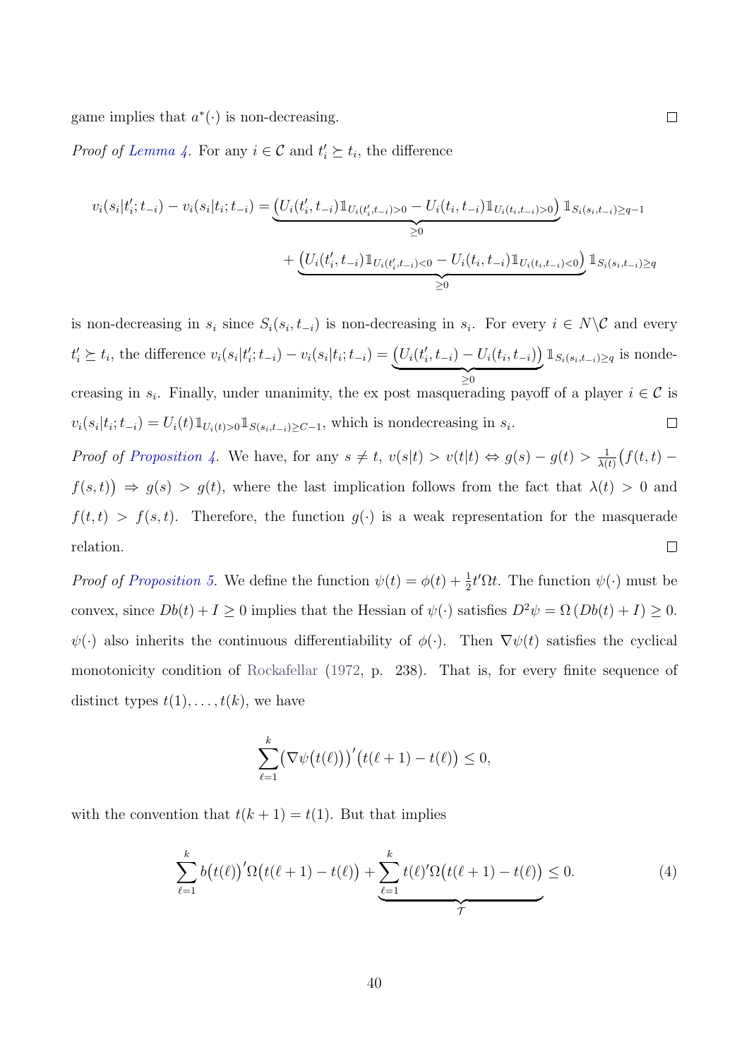game implies that $a^*(\cdot)$ is non-decreasing. $\square$

*Proof of Lemma 4.* For any $i \in \mathcal{C}$ and $t_i' \succeq t_i$, the difference

$$v_i(s_i|t_i';t_{-i}) - v_i(s_i|t_i;t_{-i}) = \underbrace{\big(U_i(t_i',t_{-i})\mathbb{1}_{U_i(t_i',t_{-i})>0} - U_i(t_i,t_{-i})\mathbb{1}_{U_i(t_i,t_{-i})>0}\big)}_{\geq 0}\mathbb{1}_{S_i(s_i,t_{-i})\geq q-1}$$
$$+ \underbrace{\big(U_i(t_i',t_{-i})\mathbb{1}_{U_i(t_i',t_{-i})<0} - U_i(t_i,t_{-i})\mathbb{1}_{U_i(t_i,t_{-i})<0}\big)}_{\geq 0}\mathbb{1}_{S_i(s_i,t_{-i})\geq q}$$

is non-decreasing in $s_i$ since $S_i(s_i,t_{-i})$ is non-decreasing in $s_i$. For every $i \in N\backslash\mathcal{C}$ and every $t_i' \succeq t_i$, the difference $v_i(s_i|t_i';t_{-i}) - v_i(s_i|t_i;t_{-i}) = \underbrace{\big(U_i(t_i',t_{-i}) - U_i(t_i,t_{-i})\big)}_{\geq 0}\mathbb{1}_{S_i(s_i,t_{-i})\geq q}$ is nondecreasing in $s_i$. Finally, under unanimity, the ex post masquerading payoff of a player $i \in \mathcal{C}$ is $v_i(s_i|t_i;t_{-i}) = U_i(t)\mathbb{1}_{U_i(t)>0}\mathbb{1}_{S(s_i,t_{-i})\geq C-1}$, which is nondecreasing in $s_i$. $\square$

*Proof of Proposition 4.* We have, for any $s \neq t$, $v(s|t) > v(t|t) \Leftrightarrow g(s) - g(t) > \frac{1}{\lambda(t)}\big(f(t,t) - f(s,t)\big) \Rightarrow g(s) > g(t)$, where the last implication follows from the fact that $\lambda(t) > 0$ and $f(t,t) > f(s,t)$. Therefore, the function $g(\cdot)$ is a weak representation for the masquerade relation. $\square$

*Proof of Proposition 5.* We define the function $\psi(t) = \phi(t) + \frac{1}{2}t'\Omega t$. The function $\psi(\cdot)$ must be convex, since $Db(t) + I \geq 0$ implies that the Hessian of $\psi(\cdot)$ satisfies $D^2\psi = \Omega\,(Db(t) + I) \geq 0$. $\psi(\cdot)$ also inherits the continuous differentiability of $\phi(\cdot)$. Then $\nabla\psi(t)$ satisfies the cyclical monotonicity condition of Rockafellar (1972, p. 238). That is, for every finite sequence of distinct types $t(1),\ldots,t(k)$, we have

$$\sum_{\ell=1}^{k}\big(\nabla\psi\big(t(\ell)\big)\big)'\big(t(\ell+1) - t(\ell)\big) \leq 0,$$

with the convention that $t(k+1) = t(1)$. But that implies

$$\sum_{\ell=1}^{k} b\big(t(\ell)\big)'\Omega\big(t(\ell+1) - t(\ell)\big) + \underbrace{\sum_{\ell=1}^{k} t(\ell)'\Omega\big(t(\ell+1) - t(\ell)\big)}_{\mathcal{T}} \leq 0. \tag{4}$$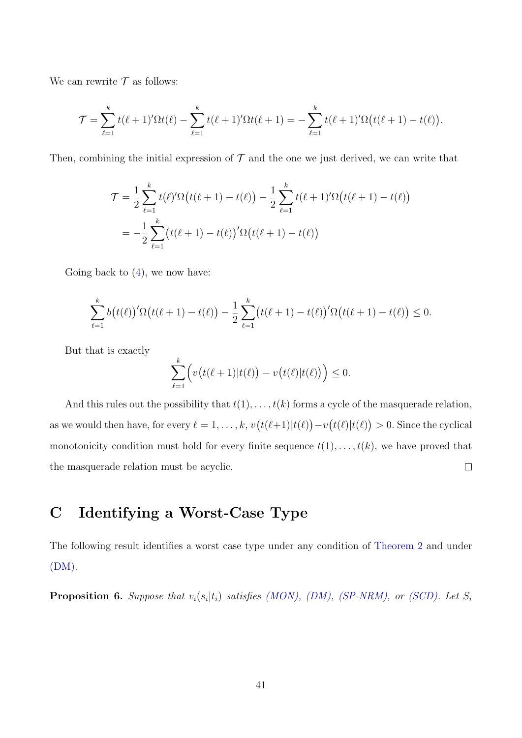We can rewrite $\mathcal{T}$ as follows:

$$\mathcal{T} = \sum_{\ell=1}^{k} t(\ell+1)'\Omega t(\ell) - \sum_{\ell=1}^{k} t(\ell+1)'\Omega t(\ell+1) = -\sum_{\ell=1}^{k} t(\ell+1)'\Omega\big(t(\ell+1) - t(\ell)\big).$$

Then, combining the initial expression of $\mathcal{T}$ and the one we just derived, we can write that

$$\begin{aligned}
\mathcal{T} &= \frac{1}{2}\sum_{\ell=1}^{k} t(\ell)'\Omega\big(t(\ell+1) - t(\ell)\big) - \frac{1}{2}\sum_{\ell=1}^{k} t(\ell+1)'\Omega\big(t(\ell+1) - t(\ell)\big) \\
&= -\frac{1}{2}\sum_{\ell=1}^{k}\big(t(\ell+1) - t(\ell)\big)'\Omega\big(t(\ell+1) - t(\ell)\big)
\end{aligned}$$

Going back to (4), we now have:

$$\sum_{\ell=1}^{k} b\big(t(\ell)\big)'\Omega\big(t(\ell+1) - t(\ell)\big) - \frac{1}{2}\sum_{\ell=1}^{k}\big(t(\ell+1) - t(\ell)\big)'\Omega\big(t(\ell+1) - t(\ell)\big) \leq 0.$$

But that is exactly

$$\sum_{\ell=1}^{k}\Big(v\big(t(\ell+1)|t(\ell)\big) - v\big(t(\ell)|t(\ell)\big)\Big) \leq 0.$$

And this rules out the possibility that $t(1), \ldots, t(k)$ forms a cycle of the masquerade relation, as we would then have, for every $\ell = 1, \ldots, k$, $v\big(t(\ell+1)|t(\ell)\big) - v\big(t(\ell)|t(\ell)\big) > 0$. Since the cyclical monotonicity condition must hold for every finite sequence $t(1), \ldots, t(k)$, we have proved that the masquerade relation must be acyclic. $\square$

# C Identifying a Worst-Case Type

The following result identifies a worst case type under any condition of Theorem 2 and under (DM).

**Proposition 6.** *Suppose that $v_i(s_i|t_i)$ satisfies (MON), (DM), (SP-NRM), or (SCD). Let $S_i$*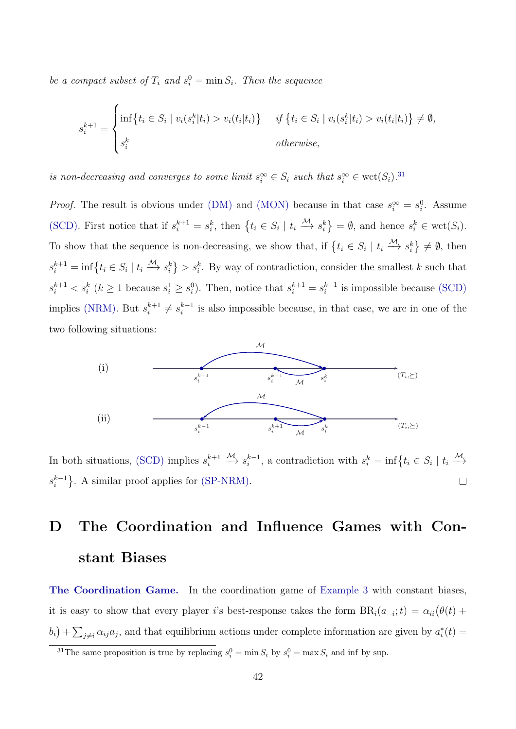*be a compact subset of $T_i$ and $s_i^0 = \min S_i$. Then the sequence*

$$s_i^{k+1} = \begin{cases} \inf\{t_i \in S_i \mid v_i(s_i^k|t_i) > v_i(t_i|t_i)\} & \text{if } \{t_i \in S_i \mid v_i(s_i^k|t_i) > v_i(t_i|t_i)\} \neq \emptyset, \\ s_i^k & \text{otherwise,} \end{cases}$$

*is non-decreasing and converges to some limit $s_i^\infty \in S_i$ such that $s_i^\infty \in \mathrm{wct}(S_i)$.*[31]

*Proof.* The result is obvious under (DM) and (MON) because in that case $s_i^\infty = s_i^0$. Assume (SCD). First notice that if $s_i^{k+1} = s_i^k$, then $\{t_i \in S_i \mid t_i \xrightarrow{\mathcal{M}} s_i^k\} = \emptyset$, and hence $s_i^k \in \mathrm{wct}(S_i)$. To show that the sequence is non-decreasing, we show that, if $\{t_i \in S_i \mid t_i \xrightarrow{\mathcal{M}} s_i^k\} \neq \emptyset$, then $s_i^{k+1} = \inf\{t_i \in S_i \mid t_i \xrightarrow{\mathcal{M}} s_i^k\} > s_i^k$. By way of contradiction, consider the smallest $k$ such that $s_i^{k+1} < s_i^k$ ($k \geq 1$ because $s_i^1 \geq s_i^0$). Then, notice that $s_i^{k+1} = s_i^{k-1}$ is impossible because (SCD) implies (NRM). But $s_i^{k+1} \neq s_i^{k-1}$ is also impossible because, in that case, we are in one of the two following situations:

(i) [Diagram: on the line $(T_i, \succeq)$, points $s_i^{k+1} < s_i^{k-1} < s_i^k$; arrow $\mathcal{M}$ from $s_i^{k+1}$ to $s_i^k$, and arrow $\mathcal{M}$ from $s_i^k$ to $s_i^{k-1}$.]

(ii) [Diagram: on the line $(T_i, \succeq)$, points $s_i^{k-1} < s_i^{k+1} < s_i^k$; arrow $\mathcal{M}$ from $s_i^k$ to $s_i^{k-1}$, and arrow $\mathcal{M}$ from $s_i^{k+1}$ to $s_i^k$.]

In both situations, (SCD) implies $s_i^{k+1} \xrightarrow{\mathcal{M}} s_i^{k-1}$, a contradiction with $s_i^k = \inf\{t_i \in S_i \mid t_i \xrightarrow{\mathcal{M}} s_i^{k-1}\}$. A similar proof applies for (SP-NRM). □

# D The Coordination and Influence Games with Constant Biases

**The Coordination Game.** In the coordination game of Example 3 with constant biases, it is easy to show that every player $i$'s best-response takes the form $\mathrm{BR}_i(a_{-i};t) = \alpha_{ii}\big(\theta(t) + b_i\big) + \sum_{j \neq i} \alpha_{ij} a_j$, and that equilibrium actions under complete information are given by $a_i^*(t) =$

[31] The same proposition is true by replacing $s_i^0 = \min S_i$ by $s_i^0 = \max S_i$ and inf by sup.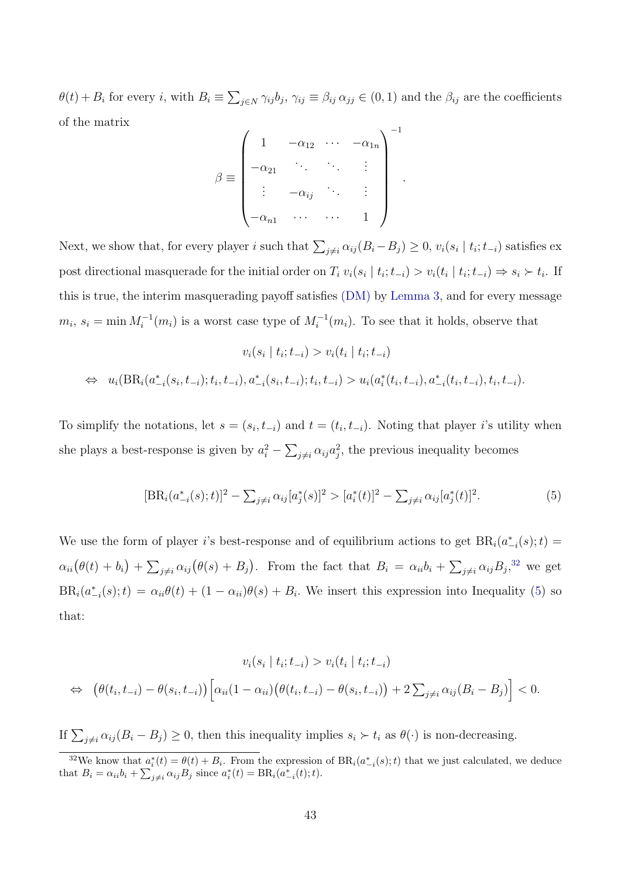$\theta(t) + B_i$ for every $i$, with $B_i \equiv \sum_{j \in N} \gamma_{ij} b_j$, $\gamma_{ij} \equiv \beta_{ij}\, \alpha_{jj} \in (0,1)$ and the $\beta_{ij}$ are the coefficients of the matrix

$$\beta \equiv \begin{pmatrix} 1 & -\alpha_{12} & \cdots & -\alpha_{1n} \\ -\alpha_{21} & \ddots & \ddots & \vdots \\ \vdots & -\alpha_{ij} & \ddots & \vdots \\ -\alpha_{n1} & \cdots & \cdots & 1 \end{pmatrix}^{-1}.$$

Next, we show that, for every player $i$ such that $\sum_{j \neq i} \alpha_{ij}(B_i - B_j) \geq 0$, $v_i(s_i \mid t_i; t_{-i})$ satisfies ex post directional masquerade for the initial order on $T_i$ $v_i(s_i \mid t_i; t_{-i}) > v_i(t_i \mid t_i; t_{-i}) \Rightarrow s_i \succ t_i$. If this is true, the interim masquerading payoff satisfies (DM) by Lemma 3, and for every message $m_i$, $s_i = \min M_i^{-1}(m_i)$ is a worst case type of $M_i^{-1}(m_i)$. To see that it holds, observe that

$$v_i(s_i \mid t_i; t_{-i}) > v_i(t_i \mid t_i; t_{-i})$$
$$\Leftrightarrow \quad u_i(\mathrm{BR}_i(a^*_{-i}(s_i, t_{-i}); t_i, t_{-i}), a^*_{-i}(s_i, t_{-i}); t_i, t_{-i}) > u_i(a^*_i(t_i, t_{-i}), a^*_{-i}(t_i, t_{-i}), t_i, t_{-i}).$$

To simplify the notations, let $s = (s_i, t_{-i})$ and $t = (t_i, t_{-i})$. Noting that player $i$'s utility when she plays a best-response is given by $a_i^2 - \sum_{j \neq i} \alpha_{ij} a_j^2$, the previous inequality becomes

$$[\mathrm{BR}_i(a^*_{-i}(s); t)]^2 - \textstyle\sum_{j \neq i} \alpha_{ij}[a^*_j(s)]^2 > [a^*_i(t)]^2 - \textstyle\sum_{j \neq i} \alpha_{ij}[a^*_j(t)]^2. \tag{5}$$

We use the form of player $i$'s best-response and of equilibrium actions to get $\mathrm{BR}_i(a^*_{-i}(s); t) = \alpha_{ii}\big(\theta(t) + b_i\big) + \sum_{j \neq i} \alpha_{ij}\big(\theta(s) + B_j\big)$. From the fact that $B_i = \alpha_{ii} b_i + \sum_{j \neq i} \alpha_{ij} B_j$,[32] we get $\mathrm{BR}_i(a^*_{-i}(s); t) = \alpha_{ii}\theta(t) + (1 - \alpha_{ii})\theta(s) + B_i$. We insert this expression into Inequality (5) so that:

$$v_i(s_i \mid t_i; t_{-i}) > v_i(t_i \mid t_i; t_{-i})$$
$$\Leftrightarrow \quad \big(\theta(t_i, t_{-i}) - \theta(s_i, t_{-i})\big)\Big[\alpha_{ii}(1 - \alpha_{ii})\big(\theta(t_i, t_{-i}) - \theta(s_i, t_{-i})\big) + 2\textstyle\sum_{j \neq i} \alpha_{ij}(B_i - B_j)\Big] < 0.$$

If $\sum_{j \neq i} \alpha_{ij}(B_i - B_j) \geq 0$, then this inequality implies $s_i \succ t_i$ as $\theta(\cdot)$ is non-decreasing.

[32] We know that $a^*_i(t) = \theta(t) + B_i$. From the expression of $\mathrm{BR}_i(a^*_{-i}(s); t)$ that we just calculated, we deduce that $B_i = \alpha_{ii} b_i + \sum_{j \neq i} \alpha_{ij} B_j$ since $a^*_i(t) = \mathrm{BR}_i(a^*_{-i}(t); t)$.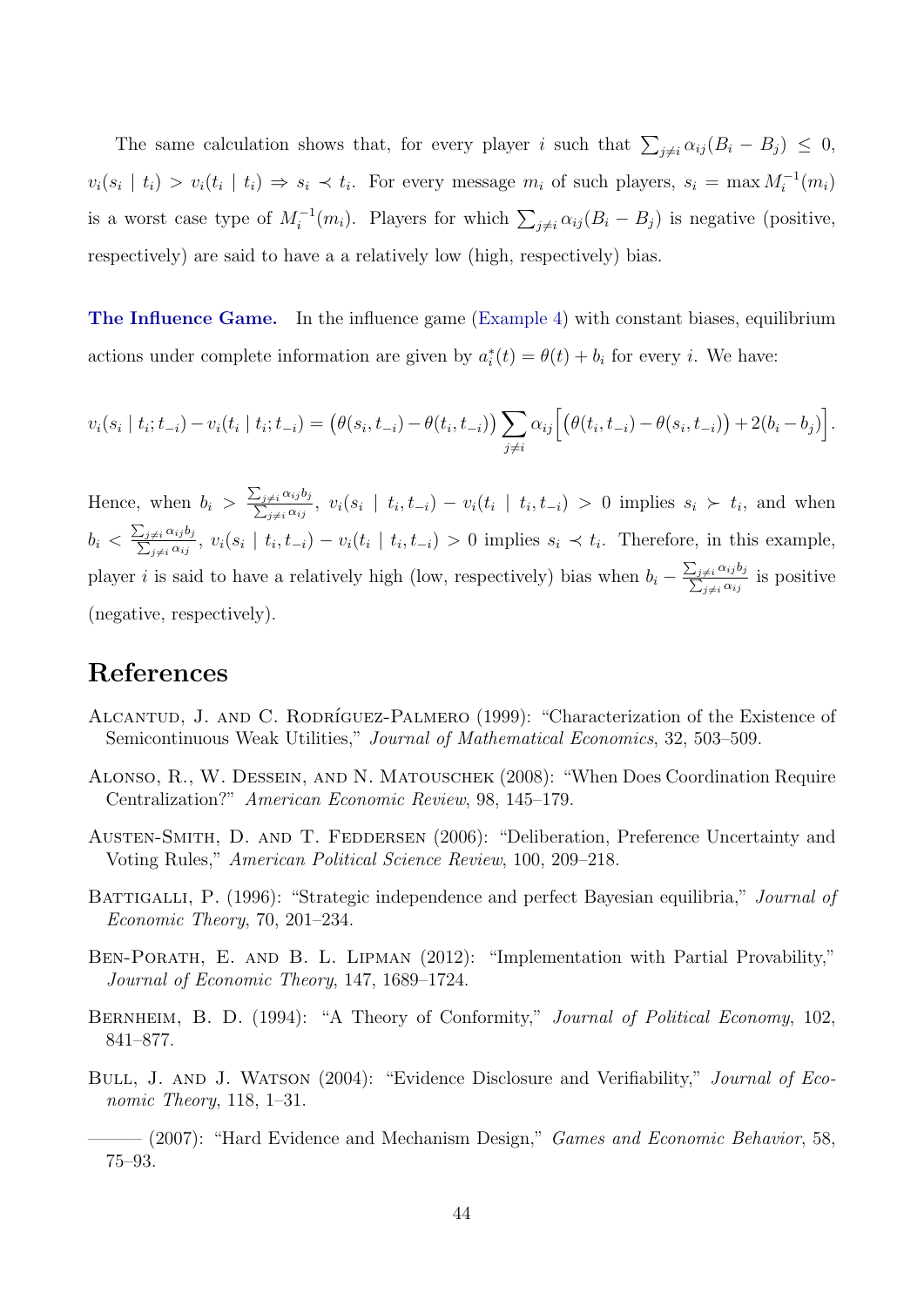The same calculation shows that, for every player $i$ such that $\sum_{j\neq i} \alpha_{ij}(B_i - B_j) \leq 0$, $v_i(s_i \mid t_i) > v_i(t_i \mid t_i) \Rightarrow s_i \prec t_i$. For every message $m_i$ of such players, $s_i = \max M_i^{-1}(m_i)$ is a worst case type of $M_i^{-1}(m_i)$. Players for which $\sum_{j\neq i} \alpha_{ij}(B_i - B_j)$ is negative (positive, respectively) are said to have a a relatively low (high, respectively) bias.

**The Influence Game.** In the influence game (Example 4) with constant biases, equilibrium actions under complete information are given by $a_i^*(t) = \theta(t) + b_i$ for every $i$. We have:

$$v_i(s_i \mid t_i; t_{-i}) - v_i(t_i \mid t_i; t_{-i}) = \big(\theta(s_i, t_{-i}) - \theta(t_i, t_{-i})\big) \sum_{j\neq i} \alpha_{ij} \Big[\big(\theta(t_i, t_{-i}) - \theta(s_i, t_{-i})\big) + 2(b_i - b_j)\Big].$$

Hence, when $b_i > \frac{\sum_{j\neq i} \alpha_{ij} b_j}{\sum_{j\neq i} \alpha_{ij}}$, $v_i(s_i \mid t_i, t_{-i}) - v_i(t_i \mid t_i, t_{-i}) > 0$ implies $s_i \succ t_i$, and when $b_i < \frac{\sum_{j\neq i} \alpha_{ij} b_j}{\sum_{j\neq i} \alpha_{ij}}$, $v_i(s_i \mid t_i, t_{-i}) - v_i(t_i \mid t_i, t_{-i}) > 0$ implies $s_i \prec t_i$. Therefore, in this example, player $i$ is said to have a relatively high (low, respectively) bias when $b_i - \frac{\sum_{j\neq i} \alpha_{ij} b_j}{\sum_{j\neq i} \alpha_{ij}}$ is positive (negative, respectively).

## References

Alcantud, J. and C. Rodríguez-Palmero (1999): "Characterization of the Existence of Semicontinuous Weak Utilities," *Journal of Mathematical Economics*, 32, 503–509.

Alonso, R., W. Dessein, and N. Matouschek (2008): "When Does Coordination Require Centralization?" *American Economic Review*, 98, 145–179.

Austen-Smith, D. and T. Feddersen (2006): "Deliberation, Preference Uncertainty and Voting Rules," *American Political Science Review*, 100, 209–218.

Battigalli, P. (1996): "Strategic independence and perfect Bayesian equilibria," *Journal of Economic Theory*, 70, 201–234.

Ben-Porath, E. and B. L. Lipman (2012): "Implementation with Partial Provability," *Journal of Economic Theory*, 147, 1689–1724.

Bernheim, B. D. (1994): "A Theory of Conformity," *Journal of Political Economy*, 102, 841–877.

Bull, J. and J. Watson (2004): "Evidence Disclosure and Verifiability," *Journal of Economic Theory*, 118, 1–31.

——— (2007): "Hard Evidence and Mechanism Design," *Games and Economic Behavior*, 58, 75–93.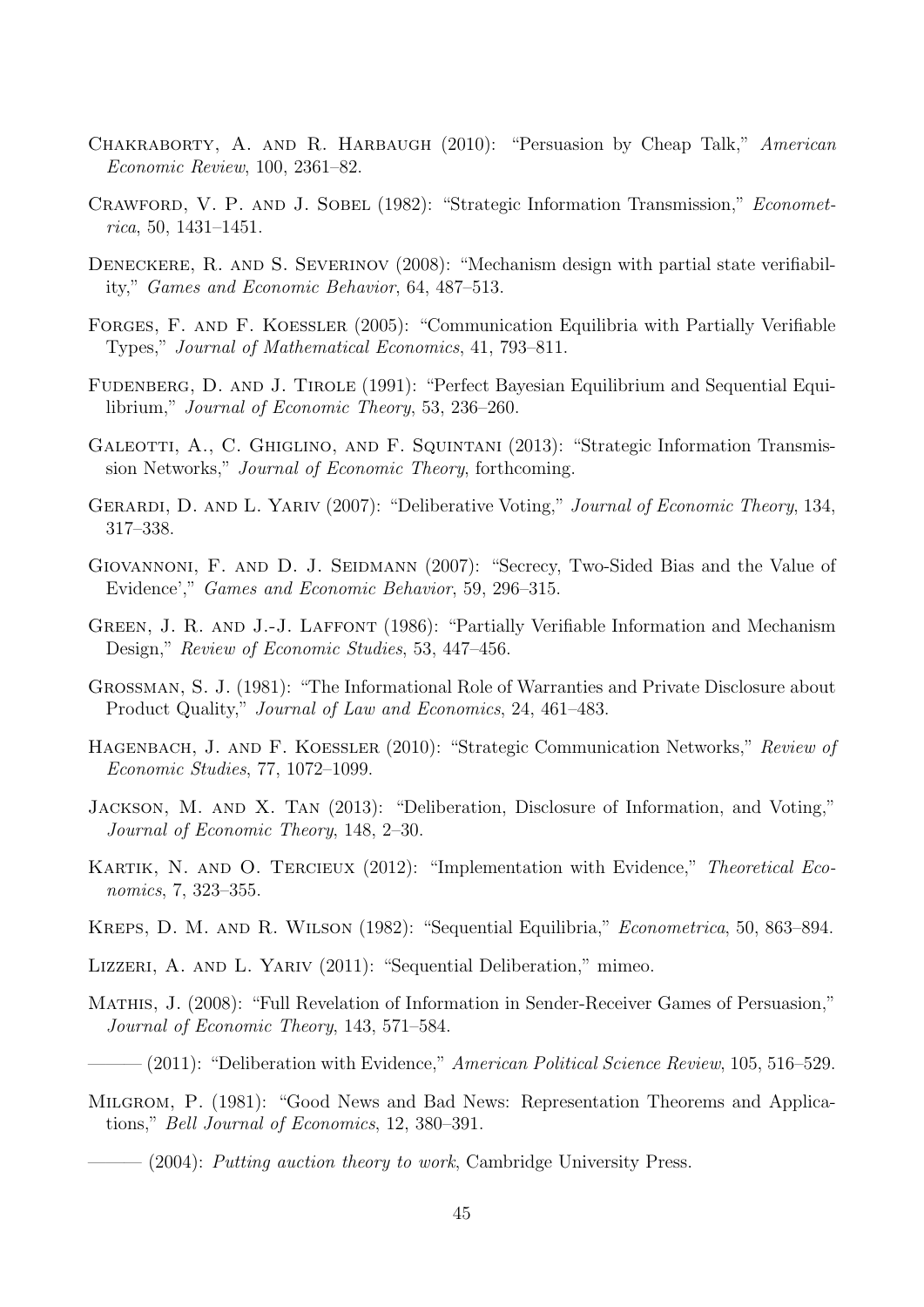Chakraborty, A. and R. Harbaugh (2010): "Persuasion by Cheap Talk," *American Economic Review*, 100, 2361–82.

Crawford, V. P. and J. Sobel (1982): "Strategic Information Transmission," *Econometrica*, 50, 1431–1451.

Deneckere, R. and S. Severinov (2008): "Mechanism design with partial state verifiability," *Games and Economic Behavior*, 64, 487–513.

Forges, F. and F. Koessler (2005): "Communication Equilibria with Partially Verifiable Types," *Journal of Mathematical Economics*, 41, 793–811.

Fudenberg, D. and J. Tirole (1991): "Perfect Bayesian Equilibrium and Sequential Equilibrium," *Journal of Economic Theory*, 53, 236–260.

Galeotti, A., C. Ghiglino, and F. Squintani (2013): "Strategic Information Transmission Networks," *Journal of Economic Theory*, forthcoming.

Gerardi, D. and L. Yariv (2007): "Deliberative Voting," *Journal of Economic Theory*, 134, 317–338.

Giovannoni, F. and D. J. Seidmann (2007): "Secrecy, Two-Sided Bias and the Value of Evidence'," *Games and Economic Behavior*, 59, 296–315.

Green, J. R. and J.-J. Laffont (1986): "Partially Verifiable Information and Mechanism Design," *Review of Economic Studies*, 53, 447–456.

Grossman, S. J. (1981): "The Informational Role of Warranties and Private Disclosure about Product Quality," *Journal of Law and Economics*, 24, 461–483.

Hagenbach, J. and F. Koessler (2010): "Strategic Communication Networks," *Review of Economic Studies*, 77, 1072–1099.

Jackson, M. and X. Tan (2013): "Deliberation, Disclosure of Information, and Voting," *Journal of Economic Theory*, 148, 2–30.

Kartik, N. and O. Tercieux (2012): "Implementation with Evidence," *Theoretical Economics*, 7, 323–355.

Kreps, D. M. and R. Wilson (1982): "Sequential Equilibria," *Econometrica*, 50, 863–894.

Lizzeri, A. and L. Yariv (2011): "Sequential Deliberation," mimeo.

Mathis, J. (2008): "Full Revelation of Information in Sender-Receiver Games of Persuasion," *Journal of Economic Theory*, 143, 571–584.

——— (2011): "Deliberation with Evidence," *American Political Science Review*, 105, 516–529.

Milgrom, P. (1981): "Good News and Bad News: Representation Theorems and Applications," *Bell Journal of Economics*, 12, 380–391.

——— (2004): *Putting auction theory to work*, Cambridge University Press.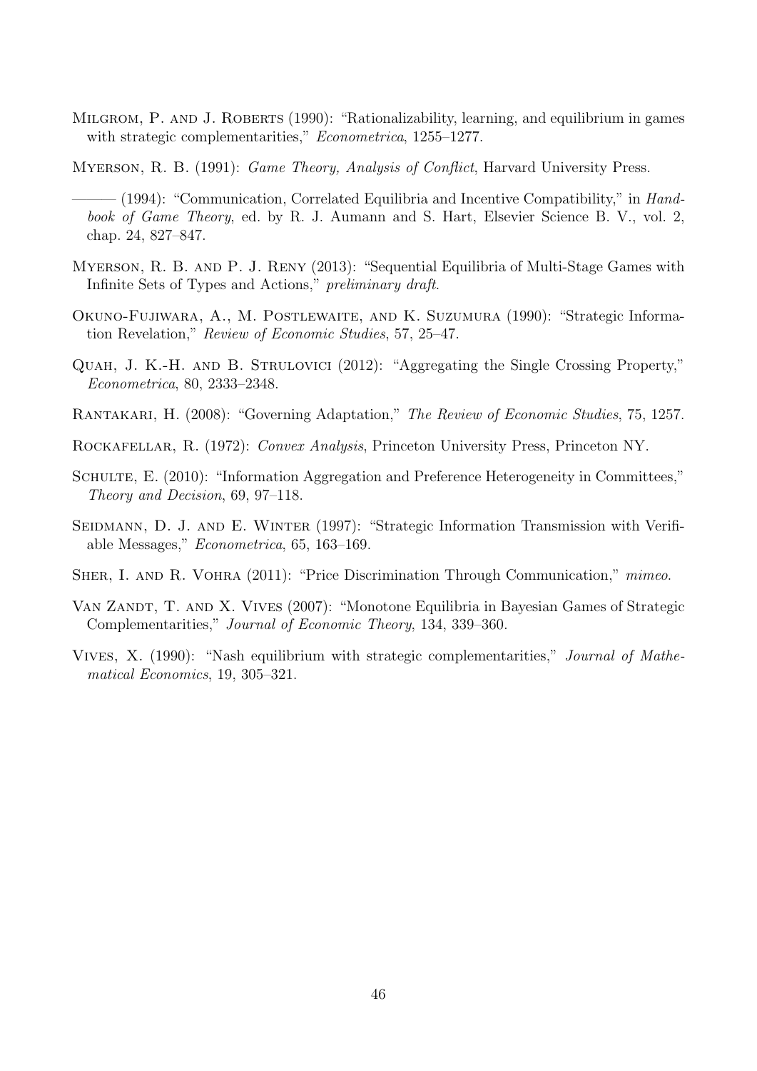Milgrom, P. and J. Roberts (1990): "Rationalizability, learning, and equilibrium in games with strategic complementarities," *Econometrica*, 1255–1277.

Myerson, R. B. (1991): *Game Theory, Analysis of Conflict*, Harvard University Press.

——— (1994): "Communication, Correlated Equilibria and Incentive Compatibility," in *Handbook of Game Theory*, ed. by R. J. Aumann and S. Hart, Elsevier Science B. V., vol. 2, chap. 24, 827–847.

Myerson, R. B. and P. J. Reny (2013): "Sequential Equilibria of Multi-Stage Games with Infinite Sets of Types and Actions," *preliminary draft*.

Okuno-Fujiwara, A., M. Postlewaite, and K. Suzumura (1990): "Strategic Information Revelation," *Review of Economic Studies*, 57, 25–47.

Quah, J. K.-H. and B. Strulovici (2012): "Aggregating the Single Crossing Property," *Econometrica*, 80, 2333–2348.

Rantakari, H. (2008): "Governing Adaptation," *The Review of Economic Studies*, 75, 1257.

Rockafellar, R. (1972): *Convex Analysis*, Princeton University Press, Princeton NY.

Schulte, E. (2010): "Information Aggregation and Preference Heterogeneity in Committees," *Theory and Decision*, 69, 97–118.

Seidmann, D. J. and E. Winter (1997): "Strategic Information Transmission with Verifiable Messages," *Econometrica*, 65, 163–169.

Sher, I. and R. Vohra (2011): "Price Discrimination Through Communication," *mimeo*.

Van Zandt, T. and X. Vives (2007): "Monotone Equilibria in Bayesian Games of Strategic Complementarities," *Journal of Economic Theory*, 134, 339–360.

Vives, X. (1990): "Nash equilibrium with strategic complementarities," *Journal of Mathematical Economics*, 19, 305–321.